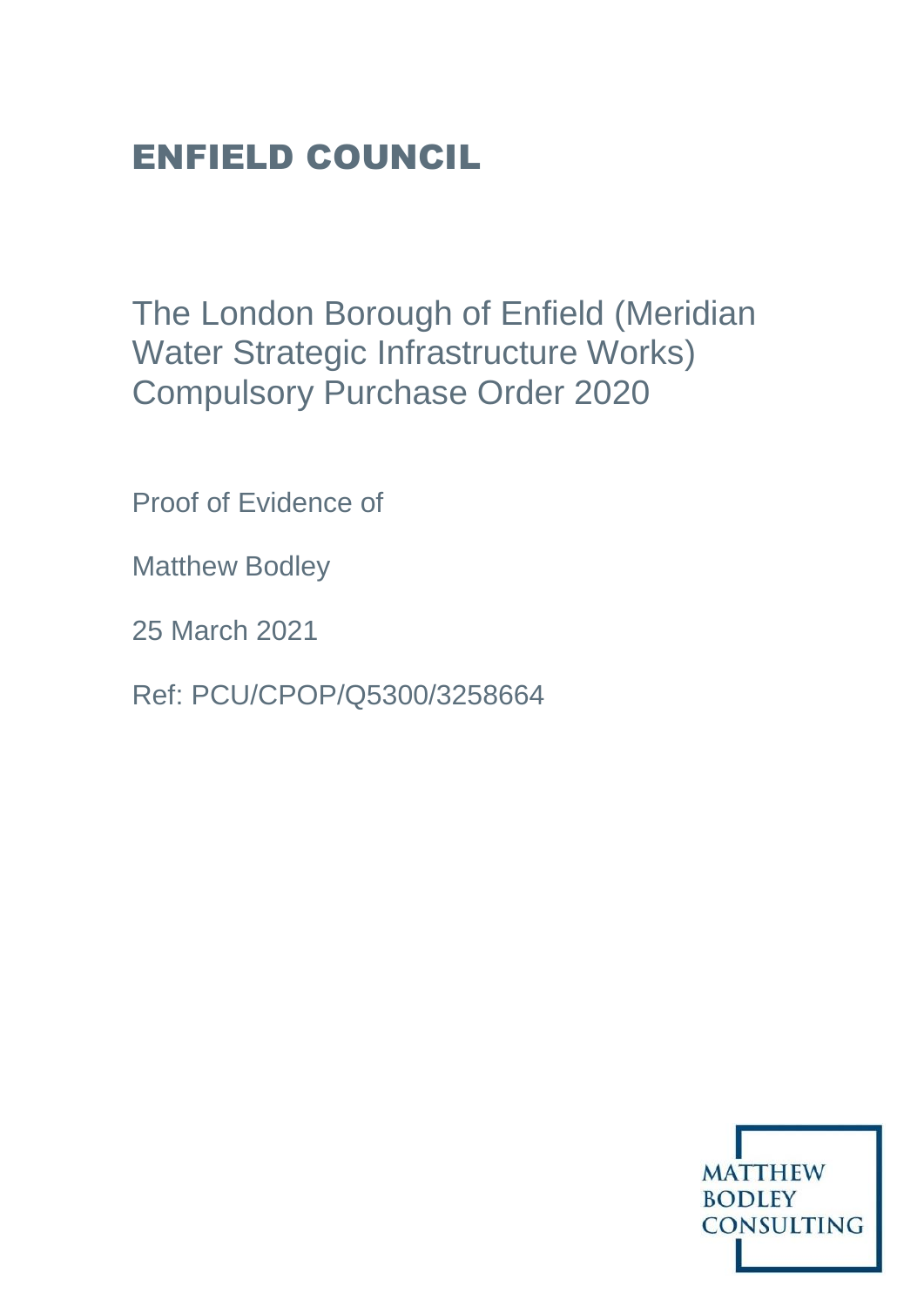# ENFIELD COUNCIL

## The London Borough of Enfield (Meridian Water Strategic Infrastructure Works) Compulsory Purchase Order 2020

Proof of Evidence of

Matthew Bodley

25 March 2021

Ref: PCU/CPOP/Q5300/3258664

MATTHEW BODLEY CONSULTING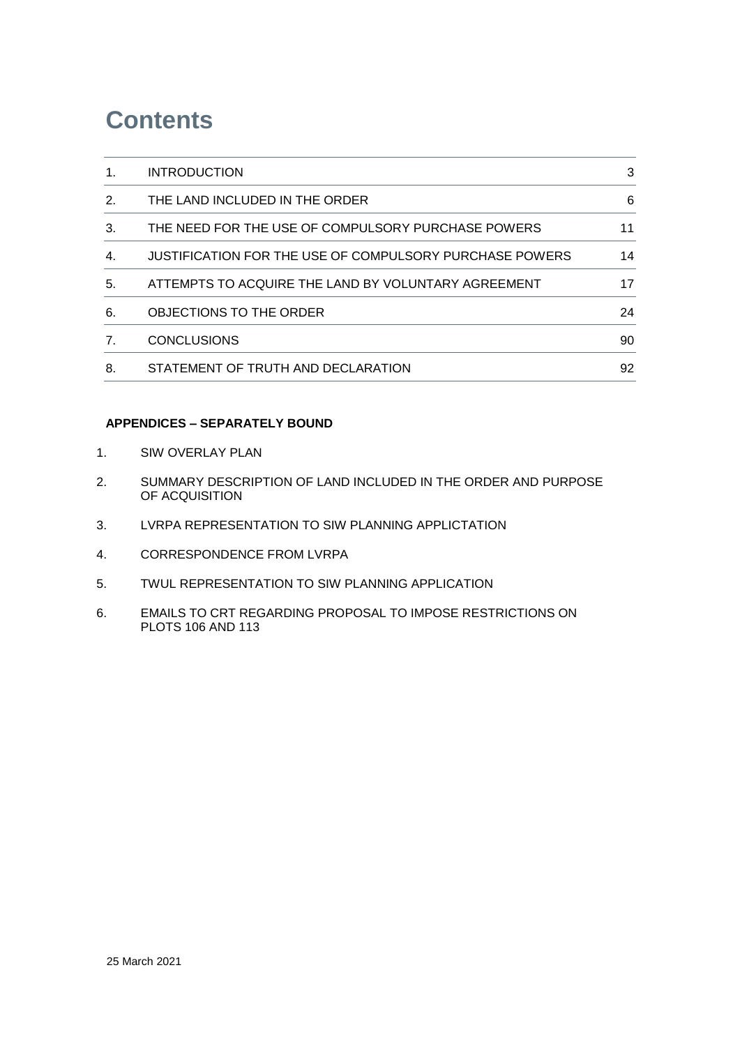# Contents

| | | |
|---|---|---|
| 1. | INTRODUCTION | 3 |
| 2. | THE LAND INCLUDED IN THE ORDER | 6 |
| 3. | THE NEED FOR THE USE OF COMPULSORY PURCHASE POWERS | 11 |
| 4. | JUSTIFICATION FOR THE USE OF COMPULSORY PURCHASE POWERS | 14 |
| 5. | ATTEMPTS TO ACQUIRE THE LAND BY VOLUNTARY AGREEMENT | 17 |
| 6. | OBJECTIONS TO THE ORDER | 24 |
| 7. | CONCLUSIONS | 90 |
| 8. | STATEMENT OF TRUTH AND DECLARATION | 92 |

**APPENDICES – SEPARATELY BOUND**

1. SIW OVERLAY PLAN
2. SUMMARY DESCRIPTION OF LAND INCLUDED IN THE ORDER AND PURPOSE OF ACQUISITION
3. LVRPA REPRESENTATION TO SIW PLANNING APPLICTATION
4. CORRESPONDENCE FROM LVRPA
5. TWUL REPRESENTATION TO SIW PLANNING APPLICATION
6. EMAILS TO CRT REGARDING PROPOSAL TO IMPOSE RESTRICTIONS ON PLOTS 106 AND 113

25 March 2021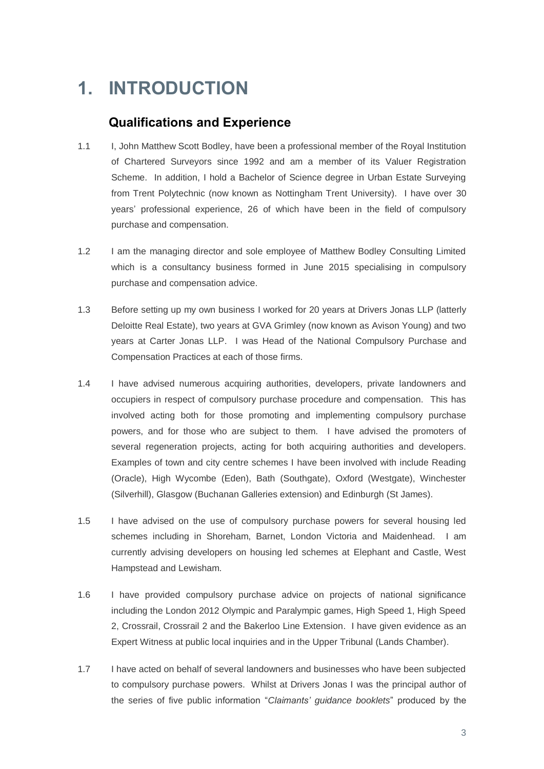# 1. INTRODUCTION

## Qualifications and Experience

1.1 I, John Matthew Scott Bodley, have been a professional member of the Royal Institution of Chartered Surveyors since 1992 and am a member of its Valuer Registration Scheme. In addition, I hold a Bachelor of Science degree in Urban Estate Surveying from Trent Polytechnic (now known as Nottingham Trent University). I have over 30 years' professional experience, 26 of which have been in the field of compulsory purchase and compensation.

1.2 I am the managing director and sole employee of Matthew Bodley Consulting Limited which is a consultancy business formed in June 2015 specialising in compulsory purchase and compensation advice.

1.3 Before setting up my own business I worked for 20 years at Drivers Jonas LLP (latterly Deloitte Real Estate), two years at GVA Grimley (now known as Avison Young) and two years at Carter Jonas LLP. I was Head of the National Compulsory Purchase and Compensation Practices at each of those firms.

1.4 I have advised numerous acquiring authorities, developers, private landowners and occupiers in respect of compulsory purchase procedure and compensation. This has involved acting both for those promoting and implementing compulsory purchase powers, and for those who are subject to them. I have advised the promoters of several regeneration projects, acting for both acquiring authorities and developers. Examples of town and city centre schemes I have been involved with include Reading (Oracle), High Wycombe (Eden), Bath (Southgate), Oxford (Westgate), Winchester (Silverhill), Glasgow (Buchanan Galleries extension) and Edinburgh (St James).

1.5 I have advised on the use of compulsory purchase powers for several housing led schemes including in Shoreham, Barnet, London Victoria and Maidenhead. I am currently advising developers on housing led schemes at Elephant and Castle, West Hampstead and Lewisham.

1.6 I have provided compulsory purchase advice on projects of national significance including the London 2012 Olympic and Paralympic games, High Speed 1, High Speed 2, Crossrail, Crossrail 2 and the Bakerloo Line Extension. I have given evidence as an Expert Witness at public local inquiries and in the Upper Tribunal (Lands Chamber).

1.7 I have acted on behalf of several landowners and businesses who have been subjected to compulsory purchase powers. Whilst at Drivers Jonas I was the principal author of the series of five public information "*Claimants' guidance booklets*" produced by the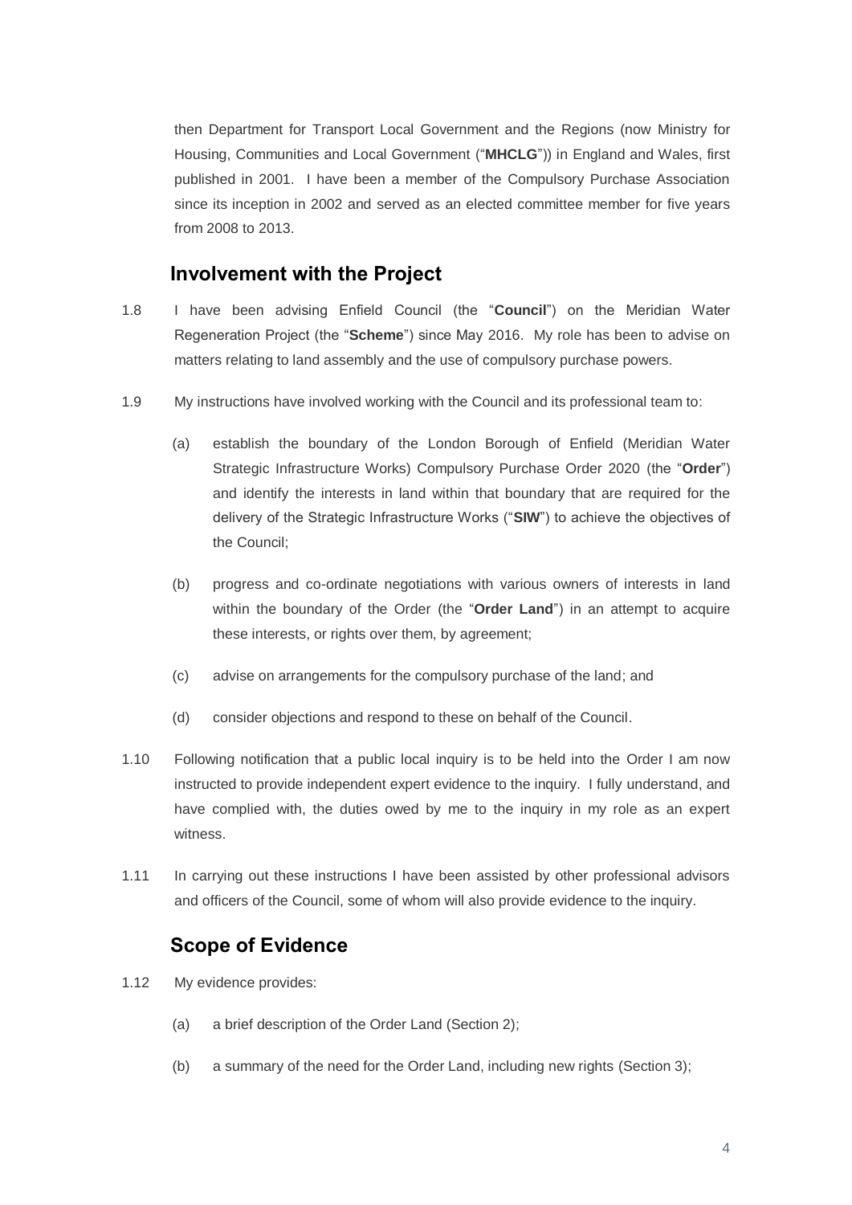then Department for Transport Local Government and the Regions (now Ministry for Housing, Communities and Local Government ("**MHCLG**")) in England and Wales, first published in 2001. I have been a member of the Compulsory Purchase Association since its inception in 2002 and served as an elected committee member for five years from 2008 to 2013.

## Involvement with the Project

1.8 I have been advising Enfield Council (the "**Council**") on the Meridian Water Regeneration Project (the "**Scheme**") since May 2016. My role has been to advise on matters relating to land assembly and the use of compulsory purchase powers.

1.9 My instructions have involved working with the Council and its professional team to:

(a) establish the boundary of the London Borough of Enfield (Meridian Water Strategic Infrastructure Works) Compulsory Purchase Order 2020 (the "**Order**") and identify the interests in land within that boundary that are required for the delivery of the Strategic Infrastructure Works ("**SIW**") to achieve the objectives of the Council;

(b) progress and co-ordinate negotiations with various owners of interests in land within the boundary of the Order (the "**Order Land**") in an attempt to acquire these interests, or rights over them, by agreement;

(c) advise on arrangements for the compulsory purchase of the land; and

(d) consider objections and respond to these on behalf of the Council.

1.10 Following notification that a public local inquiry is to be held into the Order I am now instructed to provide independent expert evidence to the inquiry. I fully understand, and have complied with, the duties owed by me to the inquiry in my role as an expert witness.

1.11 In carrying out these instructions I have been assisted by other professional advisors and officers of the Council, some of whom will also provide evidence to the inquiry.

## Scope of Evidence

1.12 My evidence provides:

(a) a brief description of the Order Land (Section 2);

(b) a summary of the need for the Order Land, including new rights (Section 3);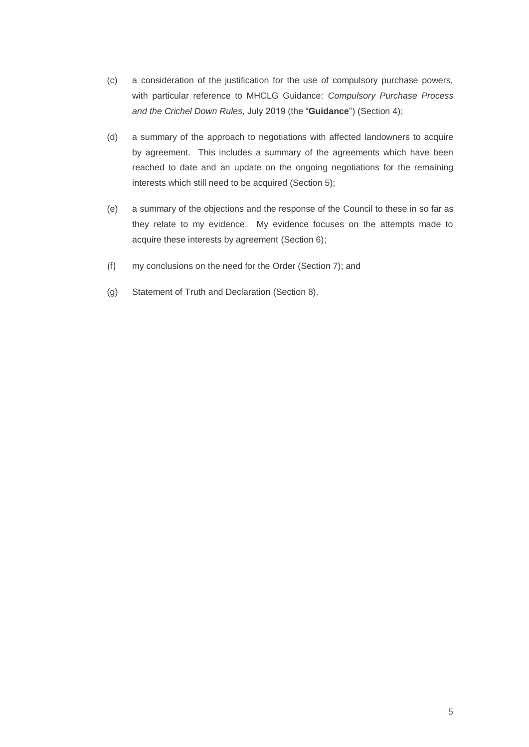(c) a consideration of the justification for the use of compulsory purchase powers, with particular reference to MHCLG Guidance: *Compulsory Purchase Process and the Crichel Down Rules*, July 2019 (the "**Guidance**") (Section 4);

(d) a summary of the approach to negotiations with affected landowners to acquire by agreement. This includes a summary of the agreements which have been reached to date and an update on the ongoing negotiations for the remaining interests which still need to be acquired (Section 5);

(e) a summary of the objections and the response of the Council to these in so far as they relate to my evidence. My evidence focuses on the attempts made to acquire these interests by agreement (Section 6);

(f) my conclusions on the need for the Order (Section 7); and

(g) Statement of Truth and Declaration (Section 8).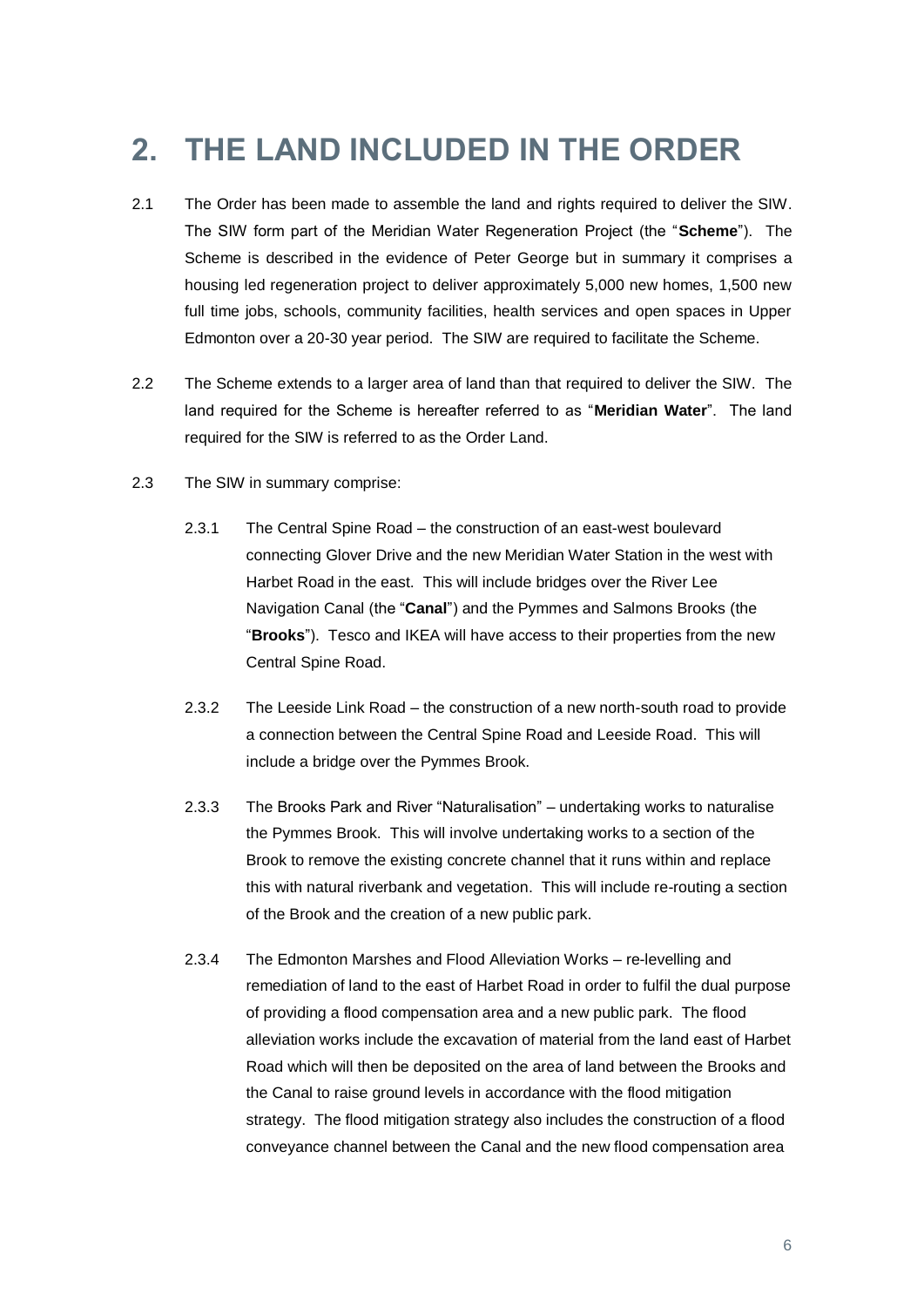# 2. THE LAND INCLUDED IN THE ORDER

2.1 The Order has been made to assemble the land and rights required to deliver the SIW. The SIW form part of the Meridian Water Regeneration Project (the "**Scheme**"). The Scheme is described in the evidence of Peter George but in summary it comprises a housing led regeneration project to deliver approximately 5,000 new homes, 1,500 new full time jobs, schools, community facilities, health services and open spaces in Upper Edmonton over a 20-30 year period. The SIW are required to facilitate the Scheme.

2.2 The Scheme extends to a larger area of land than that required to deliver the SIW. The land required for the Scheme is hereafter referred to as "**Meridian Water**". The land required for the SIW is referred to as the Order Land.

2.3 The SIW in summary comprise:

2.3.1 The Central Spine Road – the construction of an east-west boulevard connecting Glover Drive and the new Meridian Water Station in the west with Harbet Road in the east. This will include bridges over the River Lee Navigation Canal (the "**Canal**") and the Pymmes and Salmons Brooks (the "**Brooks**"). Tesco and IKEA will have access to their properties from the new Central Spine Road.

2.3.2 The Leeside Link Road – the construction of a new north-south road to provide a connection between the Central Spine Road and Leeside Road. This will include a bridge over the Pymmes Brook.

2.3.3 The Brooks Park and River "Naturalisation" – undertaking works to naturalise the Pymmes Brook. This will involve undertaking works to a section of the Brook to remove the existing concrete channel that it runs within and replace this with natural riverbank and vegetation. This will include re-routing a section of the Brook and the creation of a new public park.

2.3.4 The Edmonton Marshes and Flood Alleviation Works – re-levelling and remediation of land to the east of Harbet Road in order to fulfil the dual purpose of providing a flood compensation area and a new public park. The flood alleviation works include the excavation of material from the land east of Harbet Road which will then be deposited on the area of land between the Brooks and the Canal to raise ground levels in accordance with the flood mitigation strategy. The flood mitigation strategy also includes the construction of a flood conveyance channel between the Canal and the new flood compensation area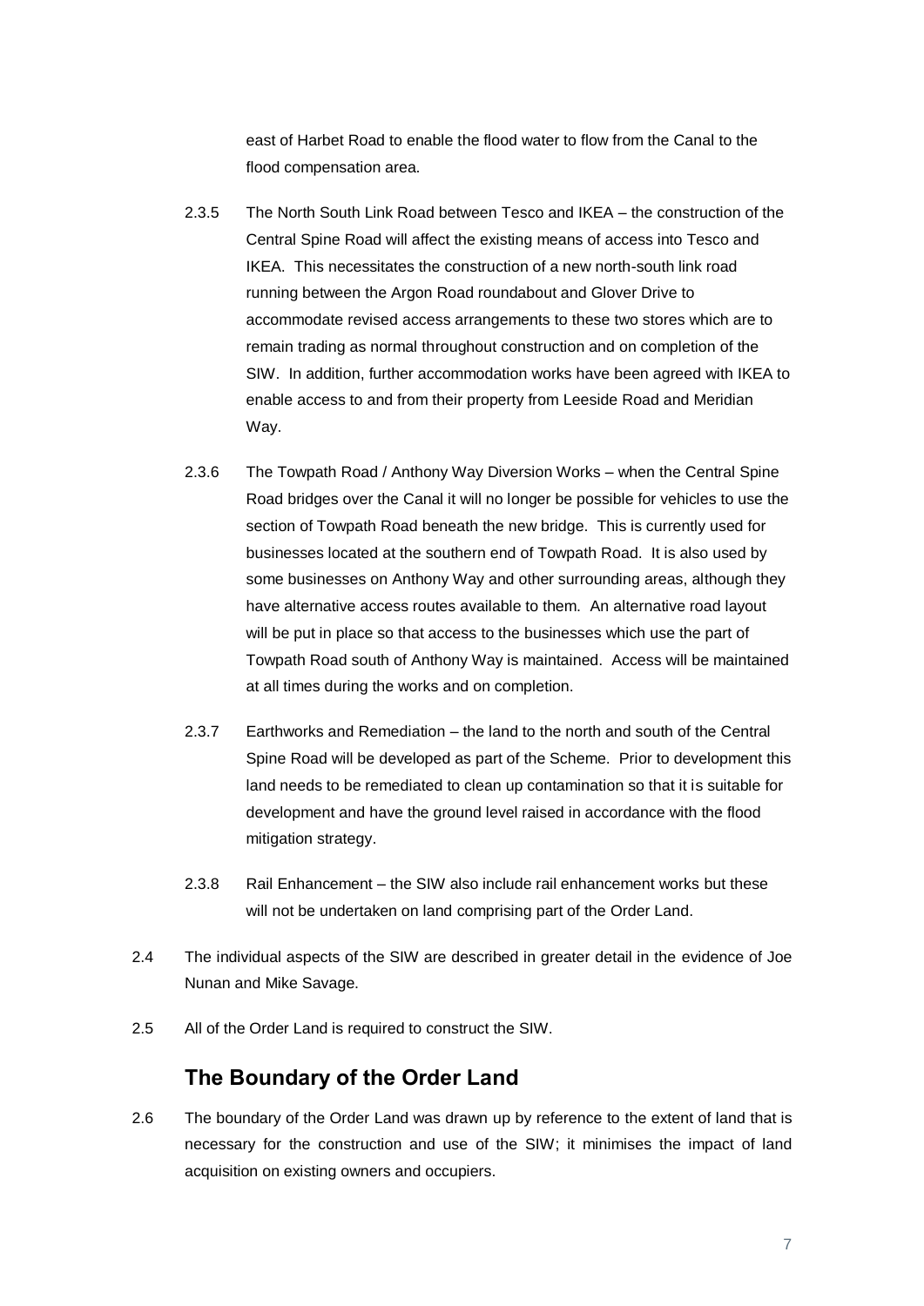east of Harbet Road to enable the flood water to flow from the Canal to the flood compensation area.

2.3.5 The North South Link Road between Tesco and IKEA – the construction of the Central Spine Road will affect the existing means of access into Tesco and IKEA. This necessitates the construction of a new north-south link road running between the Argon Road roundabout and Glover Drive to accommodate revised access arrangements to these two stores which are to remain trading as normal throughout construction and on completion of the SIW. In addition, further accommodation works have been agreed with IKEA to enable access to and from their property from Leeside Road and Meridian Way.

2.3.6 The Towpath Road / Anthony Way Diversion Works – when the Central Spine Road bridges over the Canal it will no longer be possible for vehicles to use the section of Towpath Road beneath the new bridge. This is currently used for businesses located at the southern end of Towpath Road. It is also used by some businesses on Anthony Way and other surrounding areas, although they have alternative access routes available to them. An alternative road layout will be put in place so that access to the businesses which use the part of Towpath Road south of Anthony Way is maintained. Access will be maintained at all times during the works and on completion.

2.3.7 Earthworks and Remediation – the land to the north and south of the Central Spine Road will be developed as part of the Scheme. Prior to development this land needs to be remediated to clean up contamination so that it is suitable for development and have the ground level raised in accordance with the flood mitigation strategy.

2.3.8 Rail Enhancement – the SIW also include rail enhancement works but these will not be undertaken on land comprising part of the Order Land.

2.4 The individual aspects of the SIW are described in greater detail in the evidence of Joe Nunan and Mike Savage.

2.5 All of the Order Land is required to construct the SIW.

## The Boundary of the Order Land

2.6 The boundary of the Order Land was drawn up by reference to the extent of land that is necessary for the construction and use of the SIW; it minimises the impact of land acquisition on existing owners and occupiers.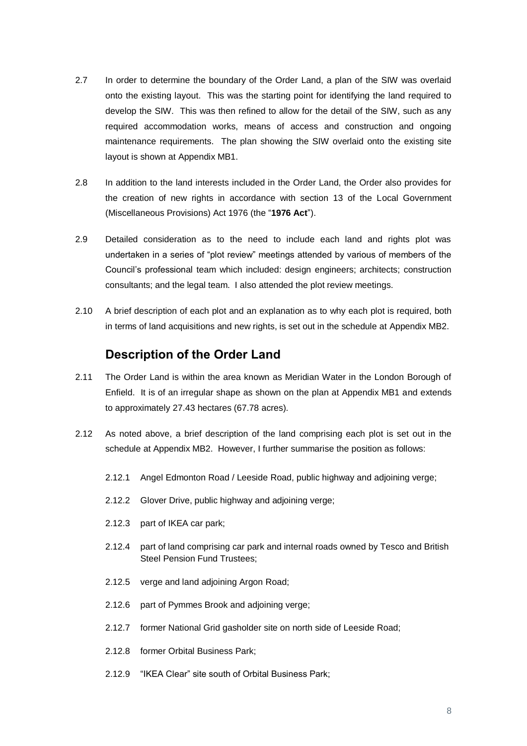2.7 In order to determine the boundary of the Order Land, a plan of the SIW was overlaid onto the existing layout. This was the starting point for identifying the land required to develop the SIW. This was then refined to allow for the detail of the SIW, such as any required accommodation works, means of access and construction and ongoing maintenance requirements. The plan showing the SIW overlaid onto the existing site layout is shown at Appendix MB1.

2.8 In addition to the land interests included in the Order Land, the Order also provides for the creation of new rights in accordance with section 13 of the Local Government (Miscellaneous Provisions) Act 1976 (the "**1976 Act**").

2.9 Detailed consideration as to the need to include each land and rights plot was undertaken in a series of "plot review" meetings attended by various of members of the Council's professional team which included: design engineers; architects; construction consultants; and the legal team. I also attended the plot review meetings.

2.10 A brief description of each plot and an explanation as to why each plot is required, both in terms of land acquisitions and new rights, is set out in the schedule at Appendix MB2.

## Description of the Order Land

2.11 The Order Land is within the area known as Meridian Water in the London Borough of Enfield. It is of an irregular shape as shown on the plan at Appendix MB1 and extends to approximately 27.43 hectares (67.78 acres).

2.12 As noted above, a brief description of the land comprising each plot is set out in the schedule at Appendix MB2. However, I further summarise the position as follows:

2.12.1 Angel Edmonton Road / Leeside Road, public highway and adjoining verge;

2.12.2 Glover Drive, public highway and adjoining verge;

2.12.3 part of IKEA car park;

2.12.4 part of land comprising car park and internal roads owned by Tesco and British Steel Pension Fund Trustees;

2.12.5 verge and land adjoining Argon Road;

2.12.6 part of Pymmes Brook and adjoining verge;

2.12.7 former National Grid gasholder site on north side of Leeside Road;

2.12.8 former Orbital Business Park;

2.12.9 "IKEA Clear" site south of Orbital Business Park;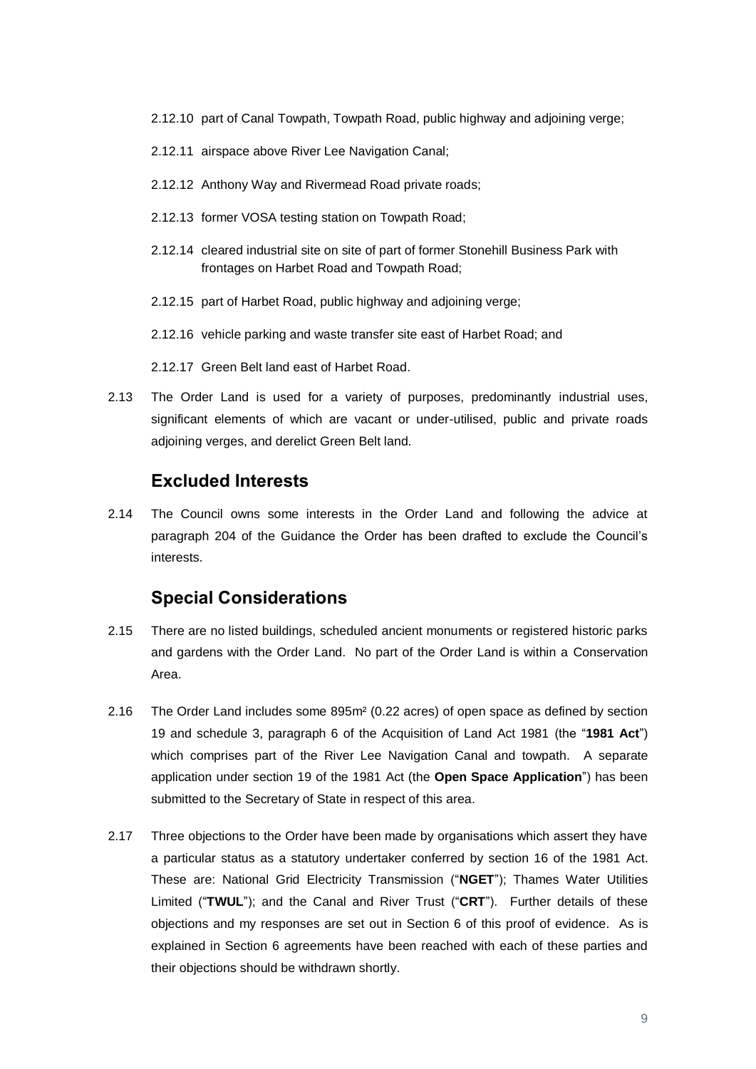2.12.10 part of Canal Towpath, Towpath Road, public highway and adjoining verge;

2.12.11 airspace above River Lee Navigation Canal;

2.12.12 Anthony Way and Rivermead Road private roads;

2.12.13 former VOSA testing station on Towpath Road;

2.12.14 cleared industrial site on site of part of former Stonehill Business Park with frontages on Harbet Road and Towpath Road;

2.12.15 part of Harbet Road, public highway and adjoining verge;

2.12.16 vehicle parking and waste transfer site east of Harbet Road; and

2.12.17 Green Belt land east of Harbet Road.

2.13 The Order Land is used for a variety of purposes, predominantly industrial uses, significant elements of which are vacant or under-utilised, public and private roads adjoining verges, and derelict Green Belt land.

## Excluded Interests

2.14 The Council owns some interests in the Order Land and following the advice at paragraph 204 of the Guidance the Order has been drafted to exclude the Council's interests.

## Special Considerations

2.15 There are no listed buildings, scheduled ancient monuments or registered historic parks and gardens with the Order Land. No part of the Order Land is within a Conservation Area.

2.16 The Order Land includes some 895m² (0.22 acres) of open space as defined by section 19 and schedule 3, paragraph 6 of the Acquisition of Land Act 1981 (the "**1981 Act**") which comprises part of the River Lee Navigation Canal and towpath. A separate application under section 19 of the 1981 Act (the **Open Space Application**") has been submitted to the Secretary of State in respect of this area.

2.17 Three objections to the Order have been made by organisations which assert they have a particular status as a statutory undertaker conferred by section 16 of the 1981 Act. These are: National Grid Electricity Transmission ("**NGET**"); Thames Water Utilities Limited ("**TWUL**"); and the Canal and River Trust ("**CRT**"). Further details of these objections and my responses are set out in Section 6 of this proof of evidence. As is explained in Section 6 agreements have been reached with each of these parties and their objections should be withdrawn shortly.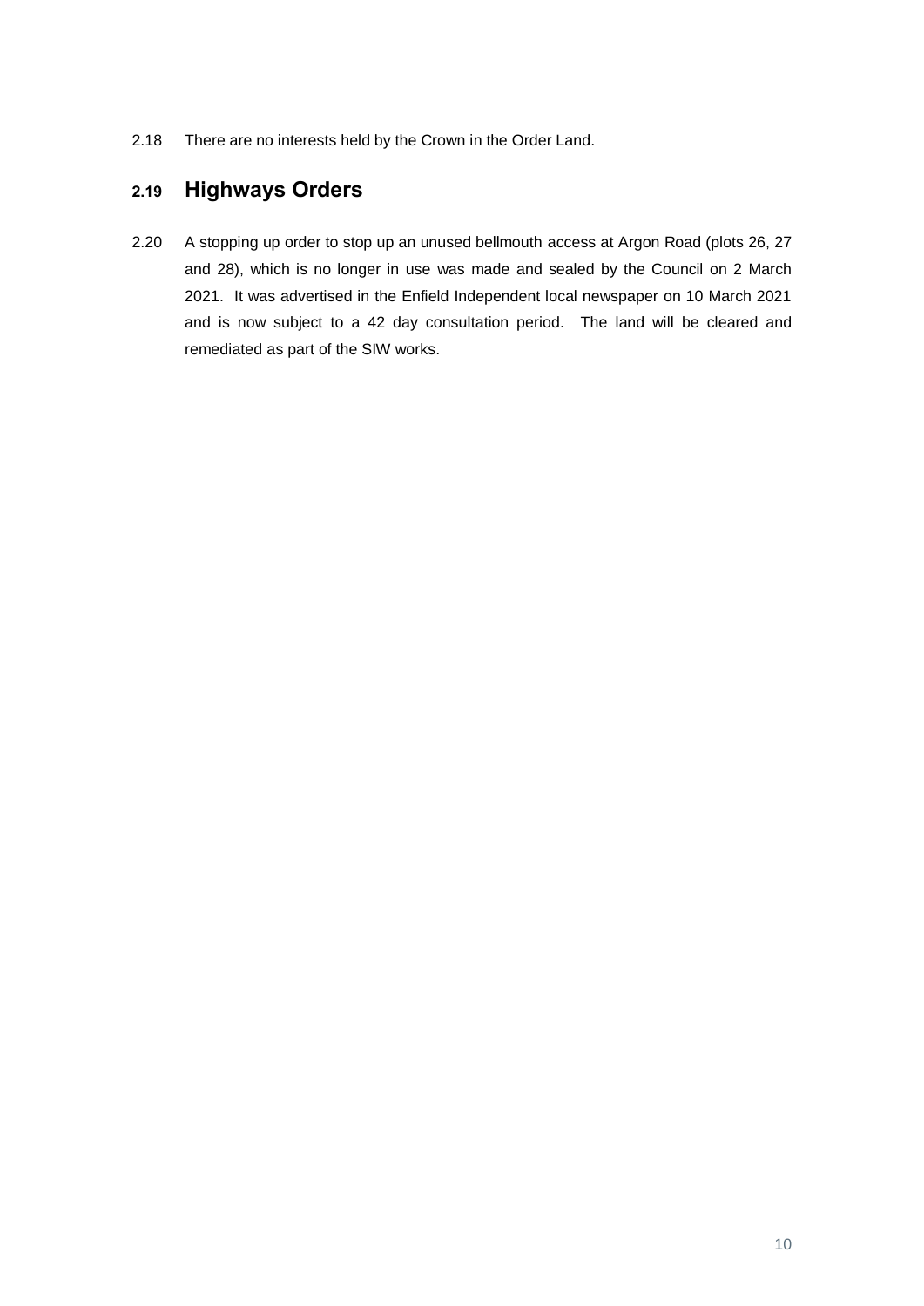2.18 There are no interests held by the Crown in the Order Land.

## 2.19 Highways Orders

2.20 A stopping up order to stop up an unused bellmouth access at Argon Road (plots 26, 27 and 28), which is no longer in use was made and sealed by the Council on 2 March 2021. It was advertised in the Enfield Independent local newspaper on 10 March 2021 and is now subject to a 42 day consultation period. The land will be cleared and remediated as part of the SIW works.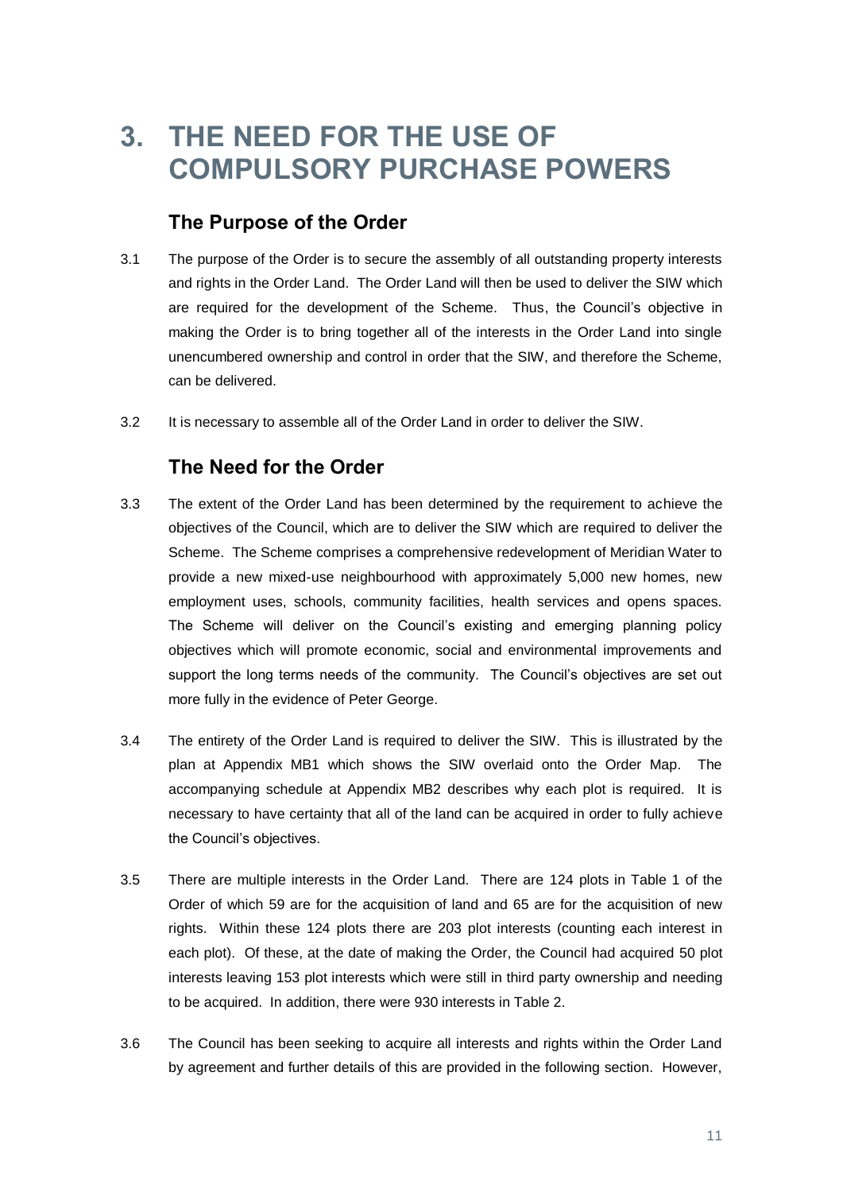# 3. THE NEED FOR THE USE OF COMPULSORY PURCHASE POWERS

## The Purpose of the Order

3.1 The purpose of the Order is to secure the assembly of all outstanding property interests and rights in the Order Land. The Order Land will then be used to deliver the SIW which are required for the development of the Scheme. Thus, the Council's objective in making the Order is to bring together all of the interests in the Order Land into single unencumbered ownership and control in order that the SIW, and therefore the Scheme, can be delivered.

3.2 It is necessary to assemble all of the Order Land in order to deliver the SIW.

## The Need for the Order

3.3 The extent of the Order Land has been determined by the requirement to achieve the objectives of the Council, which are to deliver the SIW which are required to deliver the Scheme. The Scheme comprises a comprehensive redevelopment of Meridian Water to provide a new mixed-use neighbourhood with approximately 5,000 new homes, new employment uses, schools, community facilities, health services and opens spaces. The Scheme will deliver on the Council's existing and emerging planning policy objectives which will promote economic, social and environmental improvements and support the long terms needs of the community. The Council's objectives are set out more fully in the evidence of Peter George.

3.4 The entirety of the Order Land is required to deliver the SIW. This is illustrated by the plan at Appendix MB1 which shows the SIW overlaid onto the Order Map. The accompanying schedule at Appendix MB2 describes why each plot is required. It is necessary to have certainty that all of the land can be acquired in order to fully achieve the Council's objectives.

3.5 There are multiple interests in the Order Land. There are 124 plots in Table 1 of the Order of which 59 are for the acquisition of land and 65 are for the acquisition of new rights. Within these 124 plots there are 203 plot interests (counting each interest in each plot). Of these, at the date of making the Order, the Council had acquired 50 plot interests leaving 153 plot interests which were still in third party ownership and needing to be acquired. In addition, there were 930 interests in Table 2.

3.6 The Council has been seeking to acquire all interests and rights within the Order Land by agreement and further details of this are provided in the following section. However,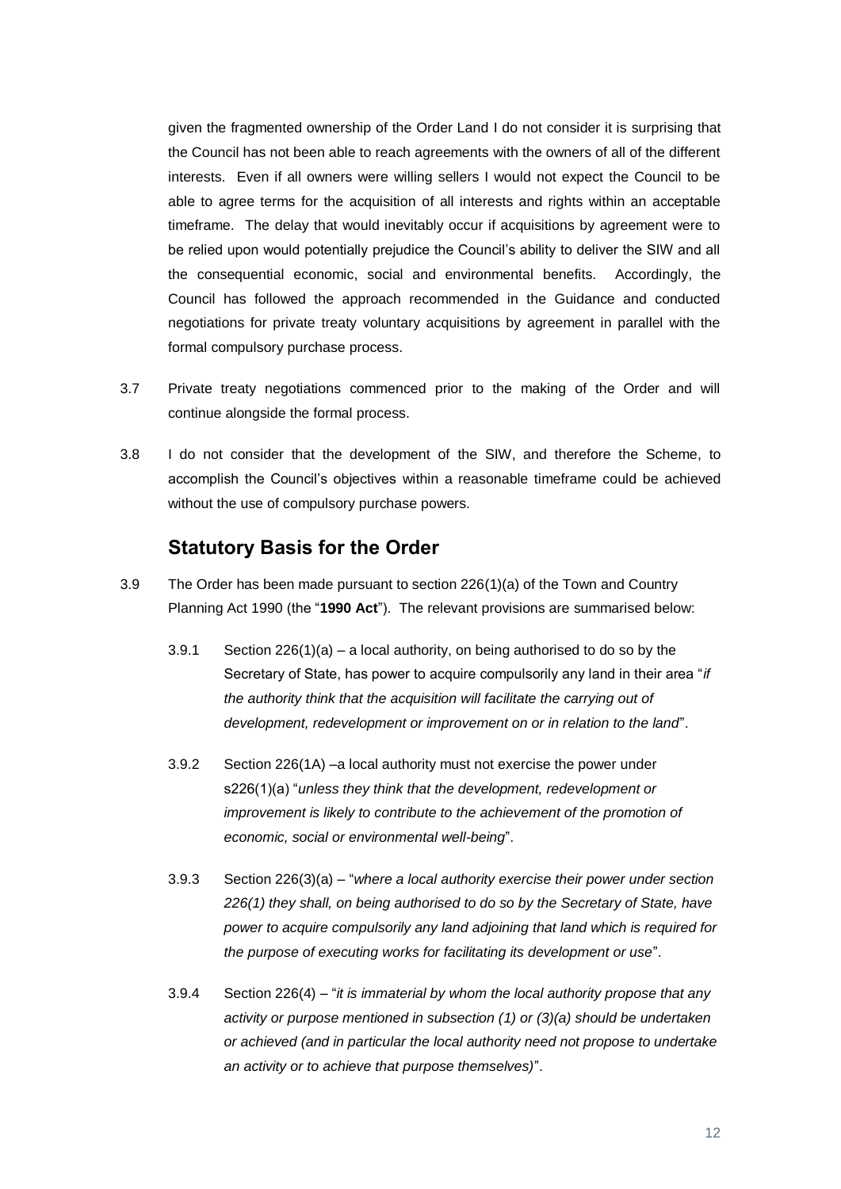given the fragmented ownership of the Order Land I do not consider it is surprising that the Council has not been able to reach agreements with the owners of all of the different interests. Even if all owners were willing sellers I would not expect the Council to be able to agree terms for the acquisition of all interests and rights within an acceptable timeframe. The delay that would inevitably occur if acquisitions by agreement were to be relied upon would potentially prejudice the Council's ability to deliver the SIW and all the consequential economic, social and environmental benefits. Accordingly, the Council has followed the approach recommended in the Guidance and conducted negotiations for private treaty voluntary acquisitions by agreement in parallel with the formal compulsory purchase process.

3.7 Private treaty negotiations commenced prior to the making of the Order and will continue alongside the formal process.

3.8 I do not consider that the development of the SIW, and therefore the Scheme, to accomplish the Council's objectives within a reasonable timeframe could be achieved without the use of compulsory purchase powers.

## Statutory Basis for the Order

3.9 The Order has been made pursuant to section 226(1)(a) of the Town and Country Planning Act 1990 (the "**1990 Act**"). The relevant provisions are summarised below:

3.9.1 Section 226(1)(a) – a local authority, on being authorised to do so by the Secretary of State, has power to acquire compulsorily any land in their area "*if the authority think that the acquisition will facilitate the carrying out of development, redevelopment or improvement on or in relation to the land*".

3.9.2 Section 226(1A) –a local authority must not exercise the power under s226(1)(a) "*unless they think that the development, redevelopment or improvement is likely to contribute to the achievement of the promotion of economic, social or environmental well-being*".

3.9.3 Section 226(3)(a) – "*where a local authority exercise their power under section 226(1) they shall, on being authorised to do so by the Secretary of State, have power to acquire compulsorily any land adjoining that land which is required for the purpose of executing works for facilitating its development or use*".

3.9.4 Section 226(4) – "*it is immaterial by whom the local authority propose that any activity or purpose mentioned in subsection (1) or (3)(a) should be undertaken or achieved (and in particular the local authority need not propose to undertake an activity or to achieve that purpose themselves)*".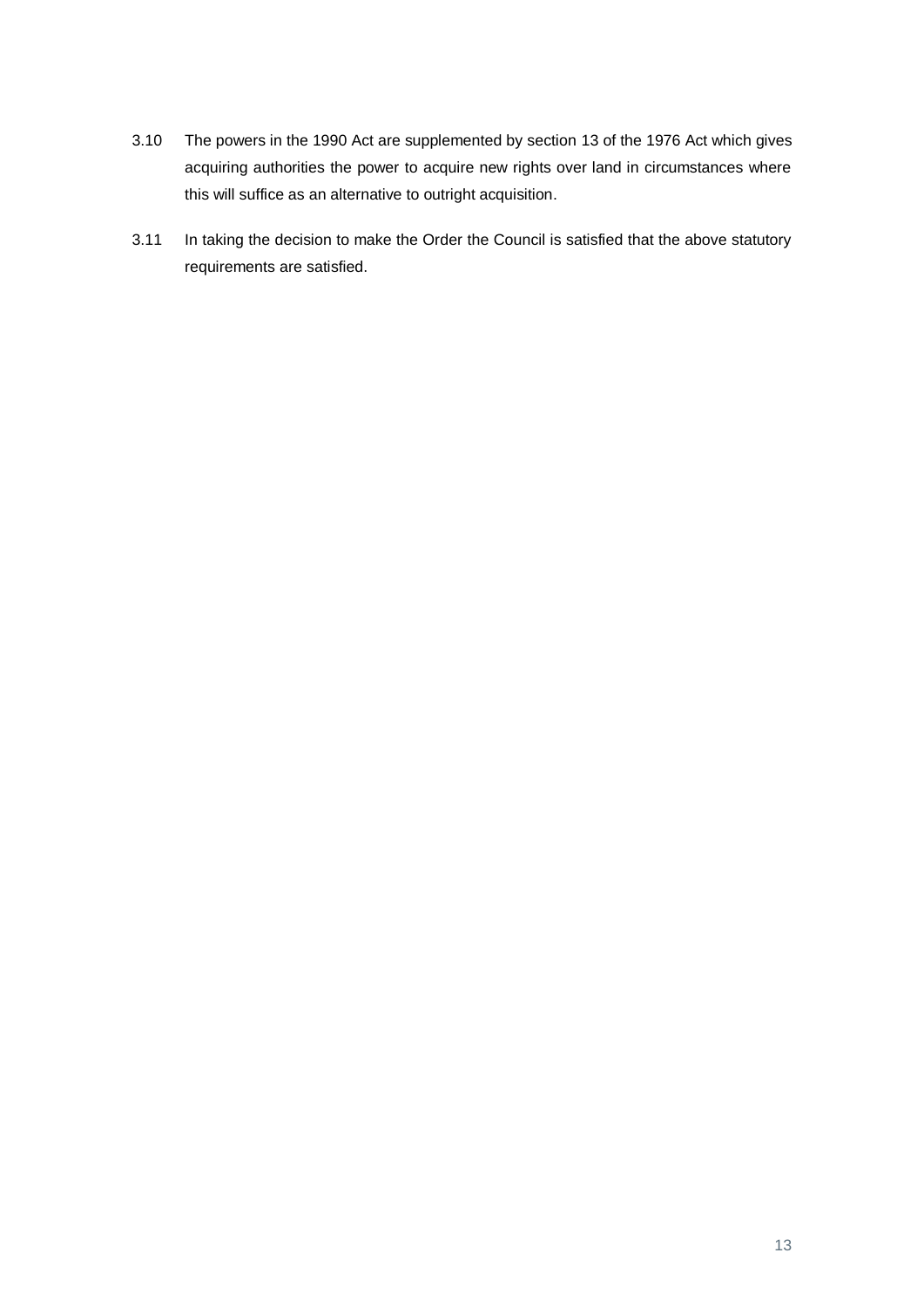3.10 The powers in the 1990 Act are supplemented by section 13 of the 1976 Act which gives acquiring authorities the power to acquire new rights over land in circumstances where this will suffice as an alternative to outright acquisition.

3.11 In taking the decision to make the Order the Council is satisfied that the above statutory requirements are satisfied.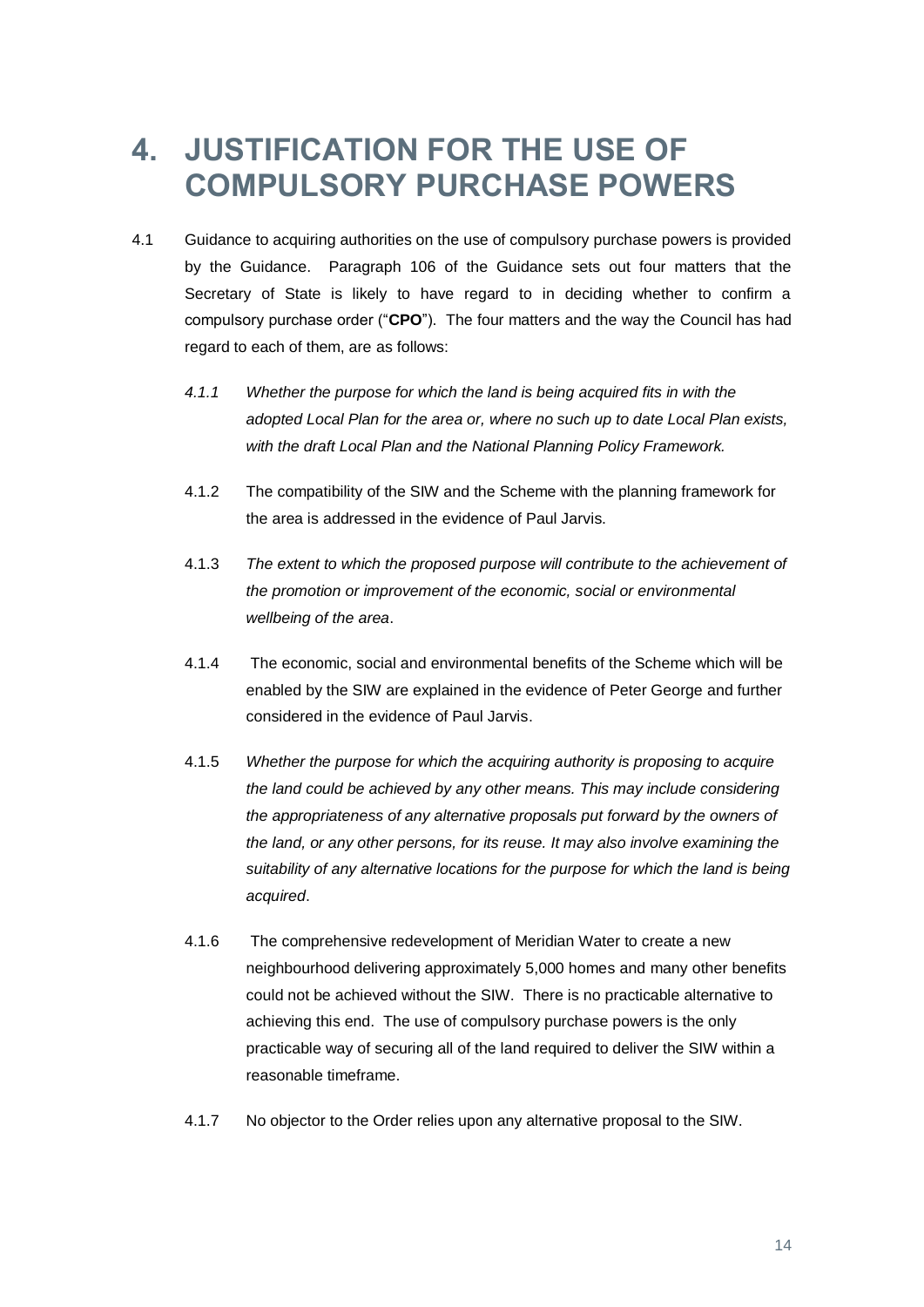# 4. JUSTIFICATION FOR THE USE OF COMPULSORY PURCHASE POWERS

4.1 Guidance to acquiring authorities on the use of compulsory purchase powers is provided by the Guidance. Paragraph 106 of the Guidance sets out four matters that the Secretary of State is likely to have regard to in deciding whether to confirm a compulsory purchase order ("**CPO**"). The four matters and the way the Council has had regard to each of them, are as follows:

*4.1.1 Whether the purpose for which the land is being acquired fits in with the adopted Local Plan for the area or, where no such up to date Local Plan exists, with the draft Local Plan and the National Planning Policy Framework.*

4.1.2 The compatibility of the SIW and the Scheme with the planning framework for the area is addressed in the evidence of Paul Jarvis.

4.1.3 *The extent to which the proposed purpose will contribute to the achievement of the promotion or improvement of the economic, social or environmental wellbeing of the area*.

4.1.4 The economic, social and environmental benefits of the Scheme which will be enabled by the SIW are explained in the evidence of Peter George and further considered in the evidence of Paul Jarvis.

4.1.5 *Whether the purpose for which the acquiring authority is proposing to acquire the land could be achieved by any other means. This may include considering the appropriateness of any alternative proposals put forward by the owners of the land, or any other persons, for its reuse. It may also involve examining the suitability of any alternative locations for the purpose for which the land is being acquired*.

4.1.6 The comprehensive redevelopment of Meridian Water to create a new neighbourhood delivering approximately 5,000 homes and many other benefits could not be achieved without the SIW. There is no practicable alternative to achieving this end. The use of compulsory purchase powers is the only practicable way of securing all of the land required to deliver the SIW within a reasonable timeframe.

4.1.7 No objector to the Order relies upon any alternative proposal to the SIW.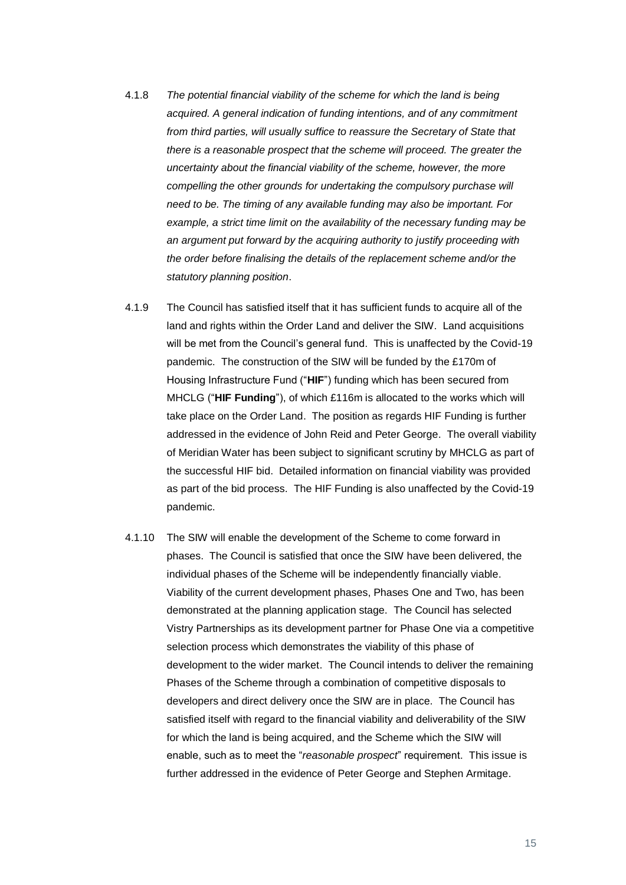4.1.8 *The potential financial viability of the scheme for which the land is being acquired. A general indication of funding intentions, and of any commitment from third parties, will usually suffice to reassure the Secretary of State that there is a reasonable prospect that the scheme will proceed. The greater the uncertainty about the financial viability of the scheme, however, the more compelling the other grounds for undertaking the compulsory purchase will need to be. The timing of any available funding may also be important. For example, a strict time limit on the availability of the necessary funding may be an argument put forward by the acquiring authority to justify proceeding with the order before finalising the details of the replacement scheme and/or the statutory planning position*.

4.1.9 The Council has satisfied itself that it has sufficient funds to acquire all of the land and rights within the Order Land and deliver the SIW. Land acquisitions will be met from the Council's general fund. This is unaffected by the Covid-19 pandemic. The construction of the SIW will be funded by the £170m of Housing Infrastructure Fund ("**HIF**") funding which has been secured from MHCLG ("**HIF Funding**"), of which £116m is allocated to the works which will take place on the Order Land. The position as regards HIF Funding is further addressed in the evidence of John Reid and Peter George. The overall viability of Meridian Water has been subject to significant scrutiny by MHCLG as part of the successful HIF bid. Detailed information on financial viability was provided as part of the bid process. The HIF Funding is also unaffected by the Covid-19 pandemic.

4.1.10 The SIW will enable the development of the Scheme to come forward in phases. The Council is satisfied that once the SIW have been delivered, the individual phases of the Scheme will be independently financially viable. Viability of the current development phases, Phases One and Two, has been demonstrated at the planning application stage. The Council has selected Vistry Partnerships as its development partner for Phase One via a competitive selection process which demonstrates the viability of this phase of development to the wider market. The Council intends to deliver the remaining Phases of the Scheme through a combination of competitive disposals to developers and direct delivery once the SIW are in place. The Council has satisfied itself with regard to the financial viability and deliverability of the SIW for which the land is being acquired, and the Scheme which the SIW will enable, such as to meet the "*reasonable prospect*" requirement. This issue is further addressed in the evidence of Peter George and Stephen Armitage.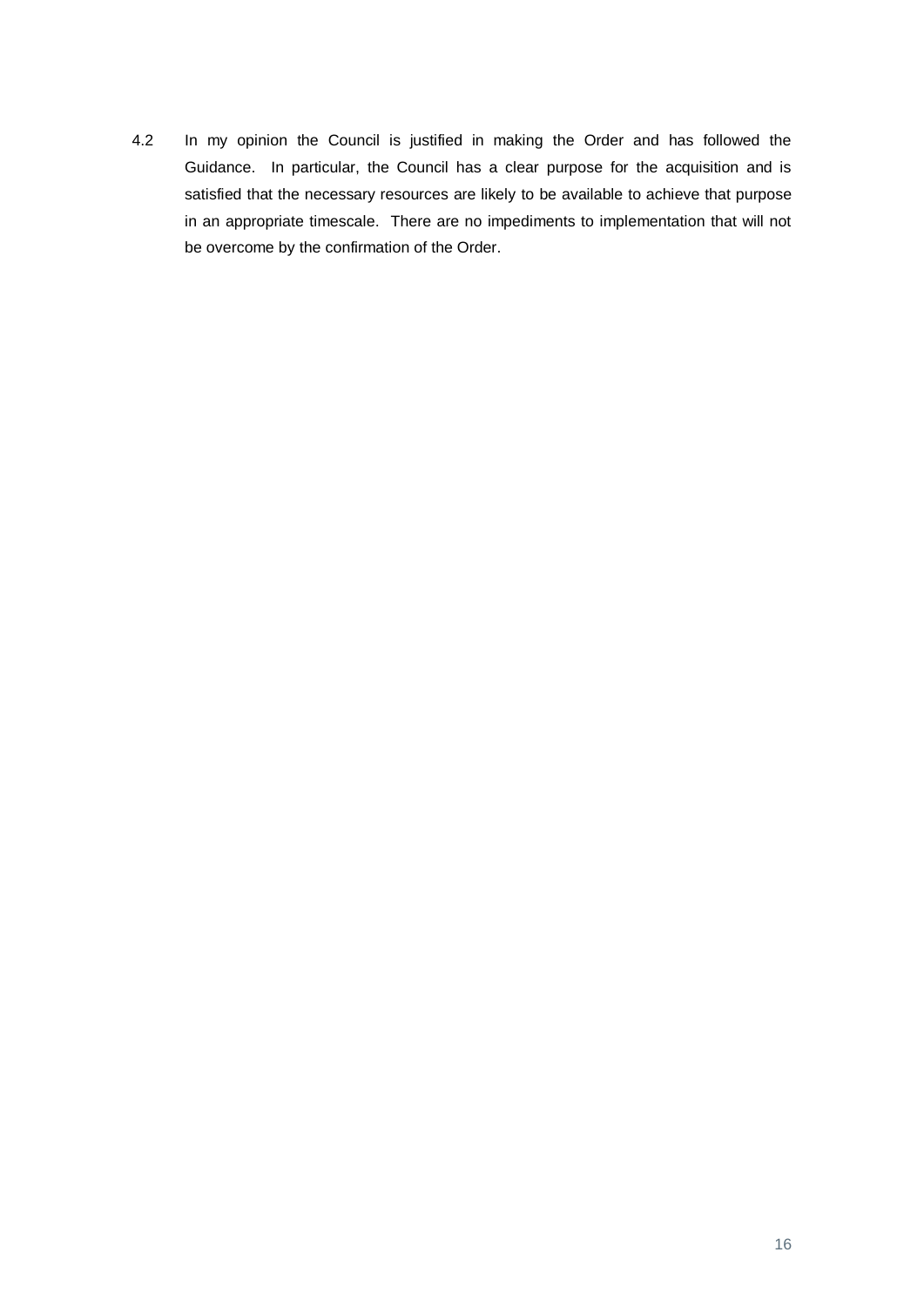4.2 In my opinion the Council is justified in making the Order and has followed the Guidance. In particular, the Council has a clear purpose for the acquisition and is satisfied that the necessary resources are likely to be available to achieve that purpose in an appropriate timescale. There are no impediments to implementation that will not be overcome by the confirmation of the Order.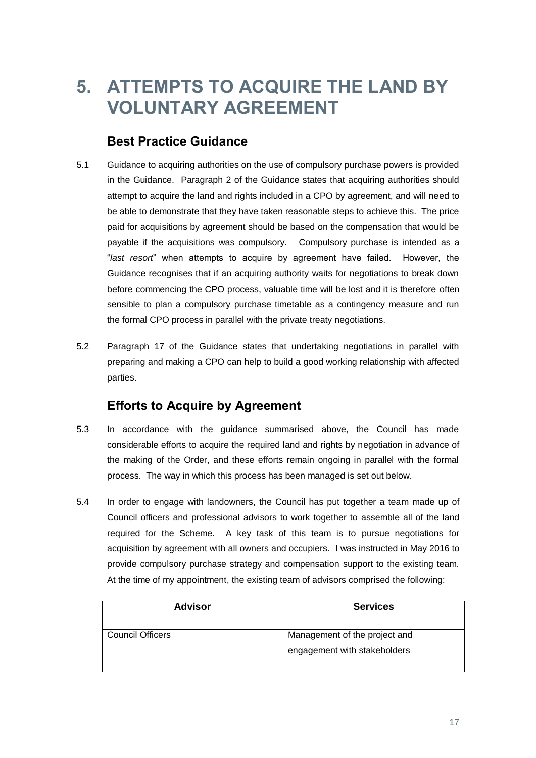# 5. ATTEMPTS TO ACQUIRE THE LAND BY VOLUNTARY AGREEMENT

## Best Practice Guidance

5.1 Guidance to acquiring authorities on the use of compulsory purchase powers is provided in the Guidance. Paragraph 2 of the Guidance states that acquiring authorities should attempt to acquire the land and rights included in a CPO by agreement, and will need to be able to demonstrate that they have taken reasonable steps to achieve this. The price paid for acquisitions by agreement should be based on the compensation that would be payable if the acquisitions was compulsory. Compulsory purchase is intended as a "*last resort*" when attempts to acquire by agreement have failed. However, the Guidance recognises that if an acquiring authority waits for negotiations to break down before commencing the CPO process, valuable time will be lost and it is therefore often sensible to plan a compulsory purchase timetable as a contingency measure and run the formal CPO process in parallel with the private treaty negotiations.

5.2 Paragraph 17 of the Guidance states that undertaking negotiations in parallel with preparing and making a CPO can help to build a good working relationship with affected parties.

## Efforts to Acquire by Agreement

5.3 In accordance with the guidance summarised above, the Council has made considerable efforts to acquire the required land and rights by negotiation in advance of the making of the Order, and these efforts remain ongoing in parallel with the formal process. The way in which this process has been managed is set out below.

5.4 In order to engage with landowners, the Council has put together a team made up of Council officers and professional advisors to work together to assemble all of the land required for the Scheme. A key task of this team is to pursue negotiations for acquisition by agreement with all owners and occupiers. I was instructed in May 2016 to provide compulsory purchase strategy and compensation support to the existing team. At the time of my appointment, the existing team of advisors comprised the following:

| Advisor | Services |
|---|---|
| Council Officers | Management of the project and engagement with stakeholders |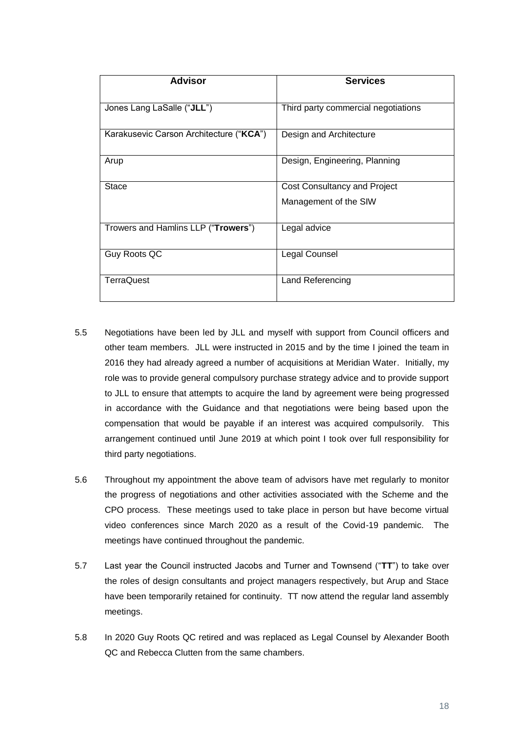| Advisor | Services |
| --- | --- |
| Jones Lang LaSalle ("**JLL**") | Third party commercial negotiations |
| Karakusevic Carson Architecture ("**KCA**") | Design and Architecture |
| Arup | Design, Engineering, Planning |
| Stace | Cost Consultancy and Project Management of the SIW |
| Trowers and Hamlins LLP ("**Trowers**") | Legal advice |
| Guy Roots QC | Legal Counsel |
| TerraQuest | Land Referencing |

5.5 Negotiations have been led by JLL and myself with support from Council officers and other team members. JLL were instructed in 2015 and by the time I joined the team in 2016 they had already agreed a number of acquisitions at Meridian Water. Initially, my role was to provide general compulsory purchase strategy advice and to provide support to JLL to ensure that attempts to acquire the land by agreement were being progressed in accordance with the Guidance and that negotiations were being based upon the compensation that would be payable if an interest was acquired compulsorily. This arrangement continued until June 2019 at which point I took over full responsibility for third party negotiations.

5.6 Throughout my appointment the above team of advisors have met regularly to monitor the progress of negotiations and other activities associated with the Scheme and the CPO process. These meetings used to take place in person but have become virtual video conferences since March 2020 as a result of the Covid-19 pandemic. The meetings have continued throughout the pandemic.

5.7 Last year the Council instructed Jacobs and Turner and Townsend ("**TT**") to take over the roles of design consultants and project managers respectively, but Arup and Stace have been temporarily retained for continuity. TT now attend the regular land assembly meetings.

5.8 In 2020 Guy Roots QC retired and was replaced as Legal Counsel by Alexander Booth QC and Rebecca Clutten from the same chambers.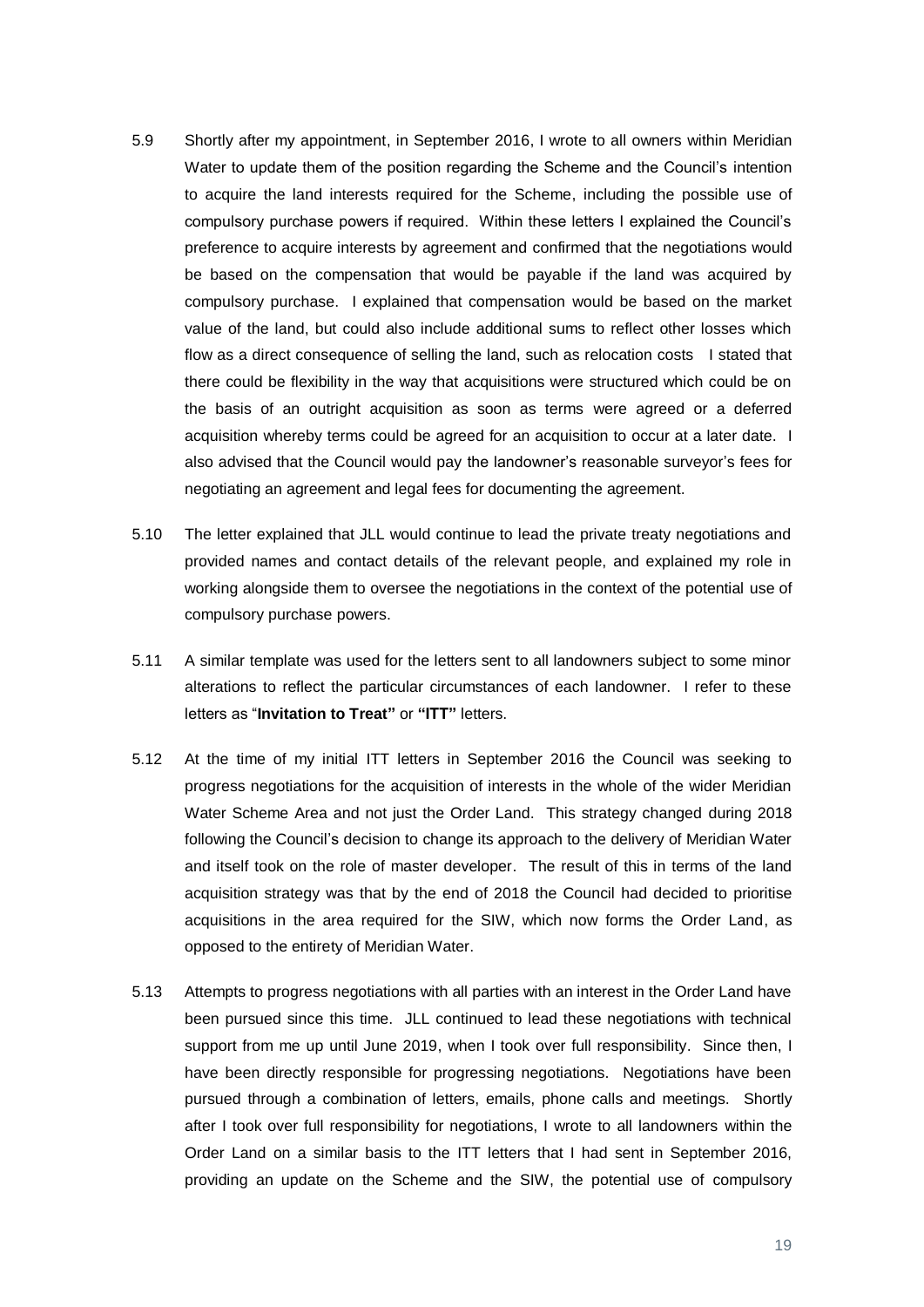5.9 Shortly after my appointment, in September 2016, I wrote to all owners within Meridian Water to update them of the position regarding the Scheme and the Council's intention to acquire the land interests required for the Scheme, including the possible use of compulsory purchase powers if required. Within these letters I explained the Council's preference to acquire interests by agreement and confirmed that the negotiations would be based on the compensation that would be payable if the land was acquired by compulsory purchase. I explained that compensation would be based on the market value of the land, but could also include additional sums to reflect other losses which flow as a direct consequence of selling the land, such as relocation costs I stated that there could be flexibility in the way that acquisitions were structured which could be on the basis of an outright acquisition as soon as terms were agreed or a deferred acquisition whereby terms could be agreed for an acquisition to occur at a later date. I also advised that the Council would pay the landowner's reasonable surveyor's fees for negotiating an agreement and legal fees for documenting the agreement.

5.10 The letter explained that JLL would continue to lead the private treaty negotiations and provided names and contact details of the relevant people, and explained my role in working alongside them to oversee the negotiations in the context of the potential use of compulsory purchase powers.

5.11 A similar template was used for the letters sent to all landowners subject to some minor alterations to reflect the particular circumstances of each landowner. I refer to these letters as "**Invitation to Treat"** or **"ITT"** letters.

5.12 At the time of my initial ITT letters in September 2016 the Council was seeking to progress negotiations for the acquisition of interests in the whole of the wider Meridian Water Scheme Area and not just the Order Land. This strategy changed during 2018 following the Council's decision to change its approach to the delivery of Meridian Water and itself took on the role of master developer. The result of this in terms of the land acquisition strategy was that by the end of 2018 the Council had decided to prioritise acquisitions in the area required for the SIW, which now forms the Order Land, as opposed to the entirety of Meridian Water.

5.13 Attempts to progress negotiations with all parties with an interest in the Order Land have been pursued since this time. JLL continued to lead these negotiations with technical support from me up until June 2019, when I took over full responsibility. Since then, I have been directly responsible for progressing negotiations. Negotiations have been pursued through a combination of letters, emails, phone calls and meetings. Shortly after I took over full responsibility for negotiations, I wrote to all landowners within the Order Land on a similar basis to the ITT letters that I had sent in September 2016, providing an update on the Scheme and the SIW, the potential use of compulsory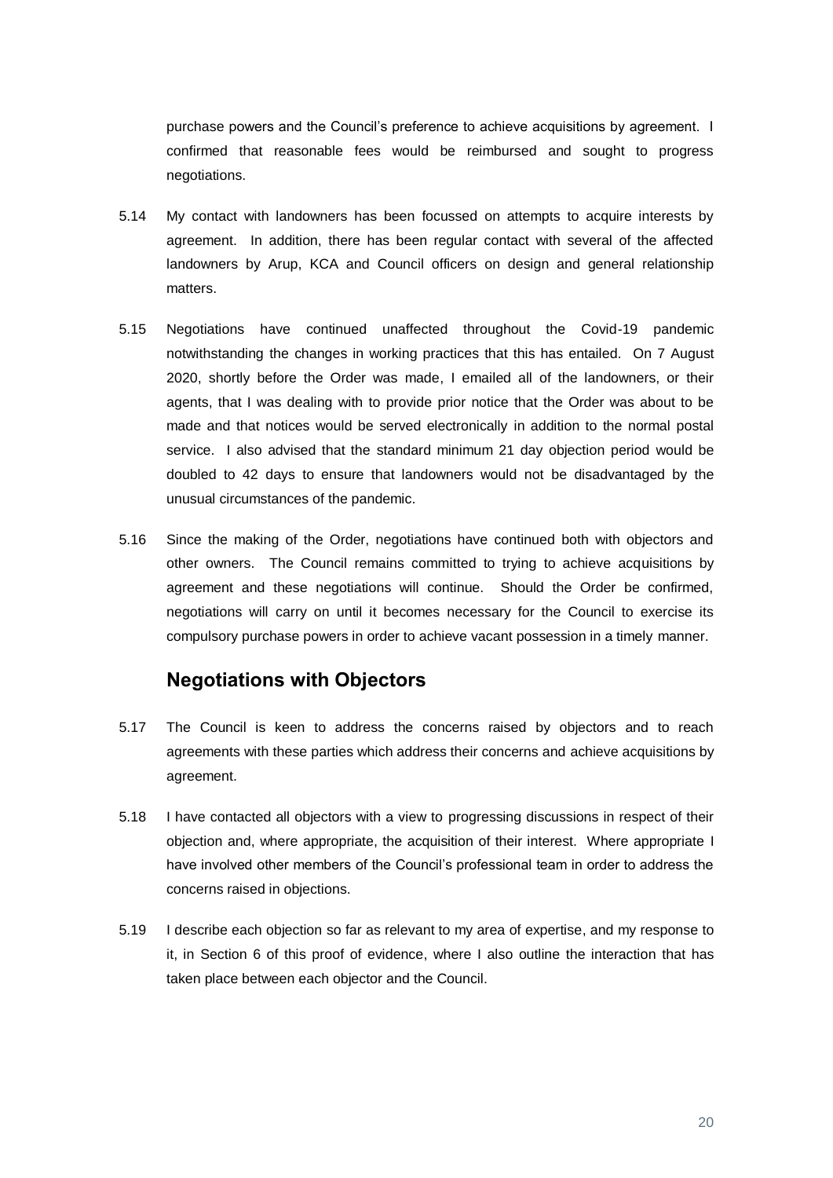purchase powers and the Council's preference to achieve acquisitions by agreement. I confirmed that reasonable fees would be reimbursed and sought to progress negotiations.

5.14 My contact with landowners has been focussed on attempts to acquire interests by agreement. In addition, there has been regular contact with several of the affected landowners by Arup, KCA and Council officers on design and general relationship matters.

5.15 Negotiations have continued unaffected throughout the Covid-19 pandemic notwithstanding the changes in working practices that this has entailed. On 7 August 2020, shortly before the Order was made, I emailed all of the landowners, or their agents, that I was dealing with to provide prior notice that the Order was about to be made and that notices would be served electronically in addition to the normal postal service. I also advised that the standard minimum 21 day objection period would be doubled to 42 days to ensure that landowners would not be disadvantaged by the unusual circumstances of the pandemic.

5.16 Since the making of the Order, negotiations have continued both with objectors and other owners. The Council remains committed to trying to achieve acquisitions by agreement and these negotiations will continue. Should the Order be confirmed, negotiations will carry on until it becomes necessary for the Council to exercise its compulsory purchase powers in order to achieve vacant possession in a timely manner.

## Negotiations with Objectors

5.17 The Council is keen to address the concerns raised by objectors and to reach agreements with these parties which address their concerns and achieve acquisitions by agreement.

5.18 I have contacted all objectors with a view to progressing discussions in respect of their objection and, where appropriate, the acquisition of their interest. Where appropriate I have involved other members of the Council's professional team in order to address the concerns raised in objections.

5.19 I describe each objection so far as relevant to my area of expertise, and my response to it, in Section 6 of this proof of evidence, where I also outline the interaction that has taken place between each objector and the Council.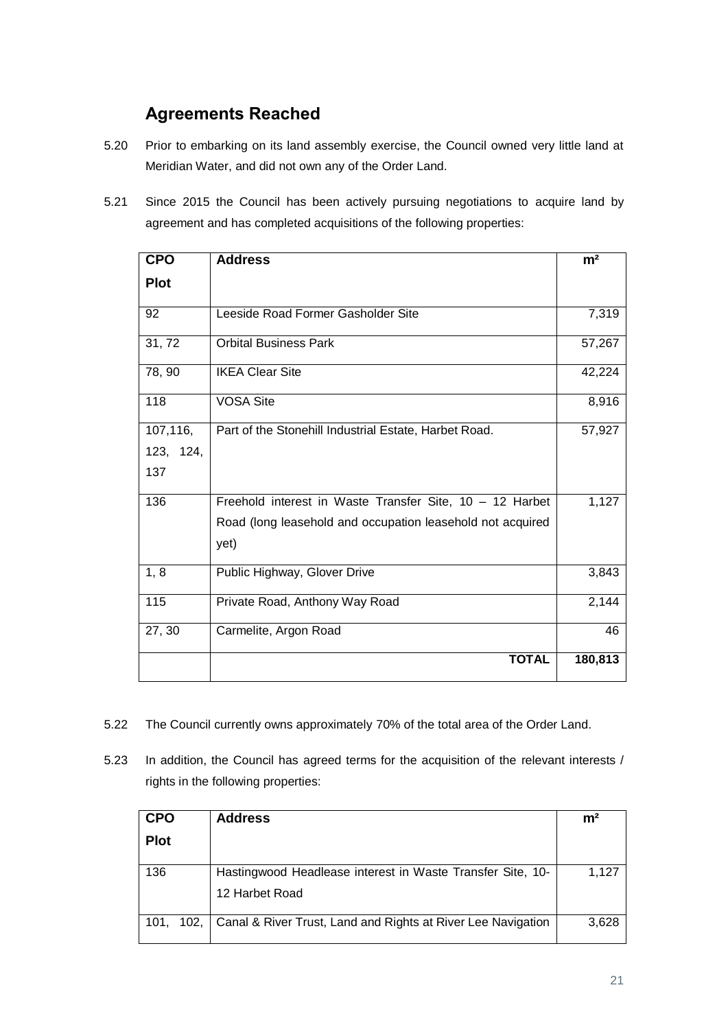## Agreements Reached

5.20 Prior to embarking on its land assembly exercise, the Council owned very little land at Meridian Water, and did not own any of the Order Land.

5.21 Since 2015 the Council has been actively pursuing negotiations to acquire land by agreement and has completed acquisitions of the following properties:

| CPO Plot | Address | m² |
|---|---|---|
| 92 | Leeside Road Former Gasholder Site | 7,319 |
| 31, 72 | Orbital Business Park | 57,267 |
| 78, 90 | IKEA Clear Site | 42,224 |
| 118 | VOSA Site | 8,916 |
| 107,116, 123, 124, 137 | Part of the Stonehill Industrial Estate, Harbet Road. | 57,927 |
| 136 | Freehold interest in Waste Transfer Site, 10 – 12 Harbet Road (long leasehold and occupation leasehold not acquired yet) | 1,127 |
| 1, 8 | Public Highway, Glover Drive | 3,843 |
| 115 | Private Road, Anthony Way Road | 2,144 |
| 27, 30 | Carmelite, Argon Road | 46 |
| | **TOTAL** | **180,813** |

5.22 The Council currently owns approximately 70% of the total area of the Order Land.

5.23 In addition, the Council has agreed terms for the acquisition of the relevant interests / rights in the following properties:

| CPO Plot | Address | m² |
|---|---|---|
| 136 | Hastingwood Headlease interest in Waste Transfer Site, 10-12 Harbet Road | 1,127 |
| 101, 102, | Canal & River Trust, Land and Rights at River Lee Navigation | 3,628 |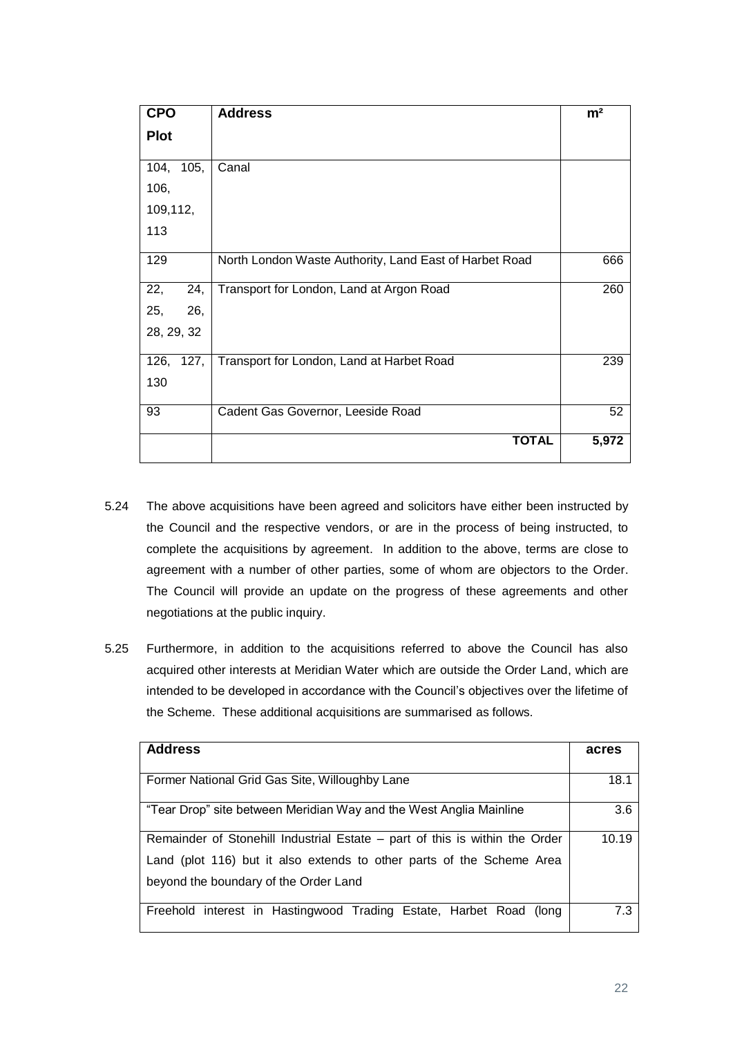| CPO Plot | Address | m² |
|---|---|---|
| 104, 105, 106, 109,112, 113 | Canal | |
| 129 | North London Waste Authority, Land East of Harbet Road | 666 |
| 22, 24, 25, 26, 28, 29, 32 | Transport for London, Land at Argon Road | 260 |
| 126, 127, 130 | Transport for London, Land at Harbet Road | 239 |
| 93 | Cadent Gas Governor, Leeside Road | 52 |
| | **TOTAL** | **5,972** |

5.24 The above acquisitions have been agreed and solicitors have either been instructed by the Council and the respective vendors, or are in the process of being instructed, to complete the acquisitions by agreement. In addition to the above, terms are close to agreement with a number of other parties, some of whom are objectors to the Order. The Council will provide an update on the progress of these agreements and other negotiations at the public inquiry.

5.25 Furthermore, in addition to the acquisitions referred to above the Council has also acquired other interests at Meridian Water which are outside the Order Land, which are intended to be developed in accordance with the Council's objectives over the lifetime of the Scheme. These additional acquisitions are summarised as follows.

| Address | acres |
|---|---|
| Former National Grid Gas Site, Willoughby Lane | 18.1 |
| "Tear Drop" site between Meridian Way and the West Anglia Mainline | 3.6 |
| Remainder of Stonehill Industrial Estate – part of this is within the Order Land (plot 116) but it also extends to other parts of the Scheme Area beyond the boundary of the Order Land | 10.19 |
| Freehold interest in Hastingwood Trading Estate, Harbet Road (long | 7.3 |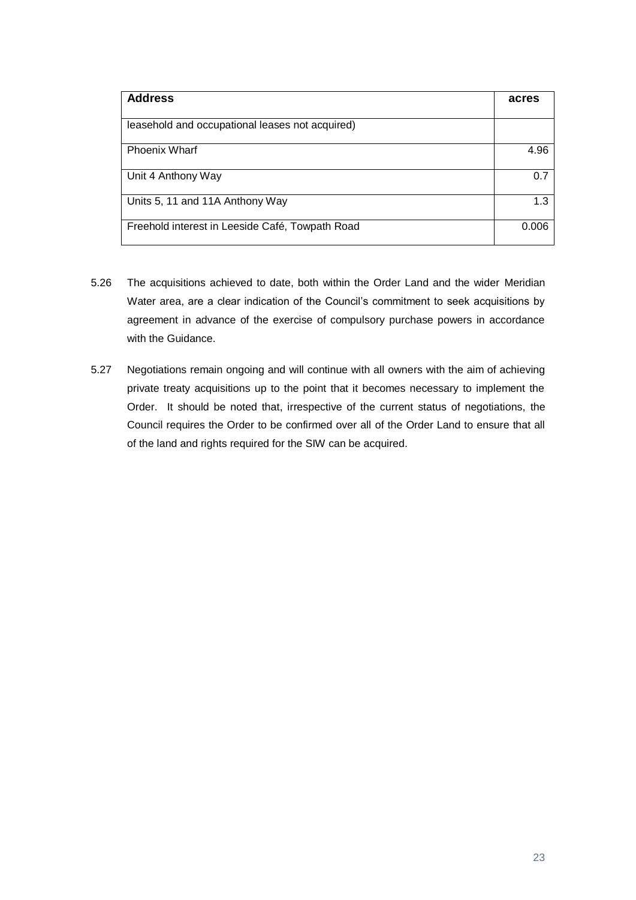| Address | acres |
|---|---|
| leasehold and occupational leases not acquired) | |
| Phoenix Wharf | 4.96 |
| Unit 4 Anthony Way | 0.7 |
| Units 5, 11 and 11A Anthony Way | 1.3 |
| Freehold interest in Leeside Café, Towpath Road | 0.006 |

5.26 The acquisitions achieved to date, both within the Order Land and the wider Meridian Water area, are a clear indication of the Council's commitment to seek acquisitions by agreement in advance of the exercise of compulsory purchase powers in accordance with the Guidance.

5.27 Negotiations remain ongoing and will continue with all owners with the aim of achieving private treaty acquisitions up to the point that it becomes necessary to implement the Order. It should be noted that, irrespective of the current status of negotiations, the Council requires the Order to be confirmed over all of the Order Land to ensure that all of the land and rights required for the SIW can be acquired.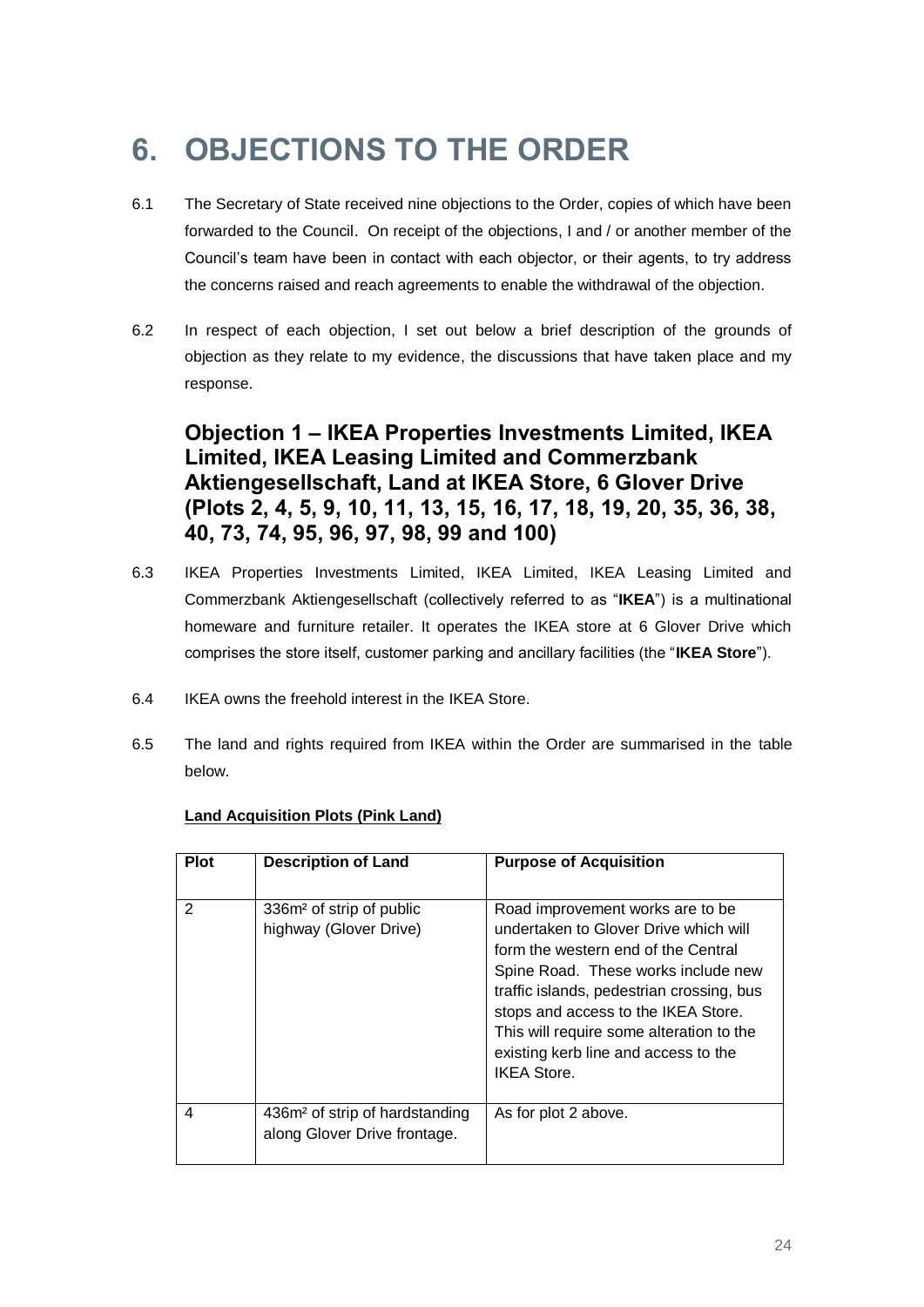# 6. OBJECTIONS TO THE ORDER

6.1 The Secretary of State received nine objections to the Order, copies of which have been forwarded to the Council. On receipt of the objections, I and / or another member of the Council's team have been in contact with each objector, or their agents, to try address the concerns raised and reach agreements to enable the withdrawal of the objection.

6.2 In respect of each objection, I set out below a brief description of the grounds of objection as they relate to my evidence, the discussions that have taken place and my response.

## Objection 1 – IKEA Properties Investments Limited, IKEA Limited, IKEA Leasing Limited and Commerzbank Aktiengesellschaft, Land at IKEA Store, 6 Glover Drive (Plots 2, 4, 5, 9, 10, 11, 13, 15, 16, 17, 18, 19, 20, 35, 36, 38, 40, 73, 74, 95, 96, 97, 98, 99 and 100)

6.3 IKEA Properties Investments Limited, IKEA Limited, IKEA Leasing Limited and Commerzbank Aktiengesellschaft (collectively referred to as "**IKEA**") is a multinational homeware and furniture retailer. It operates the IKEA store at 6 Glover Drive which comprises the store itself, customer parking and ancillary facilities (the "**IKEA Store**").

6.4 IKEA owns the freehold interest in the IKEA Store.

6.5 The land and rights required from IKEA within the Order are summarised in the table below.

**Land Acquisition Plots (Pink Land)**

| Plot | Description of Land | Purpose of Acquisition |
|---|---|---|
| 2 | 336m² of strip of public highway (Glover Drive) | Road improvement works are to be undertaken to Glover Drive which will form the western end of the Central Spine Road. These works include new traffic islands, pedestrian crossing, bus stops and access to the IKEA Store. This will require some alteration to the existing kerb line and access to the IKEA Store. |
| 4 | 436m² of strip of hardstanding along Glover Drive frontage. | As for plot 2 above. |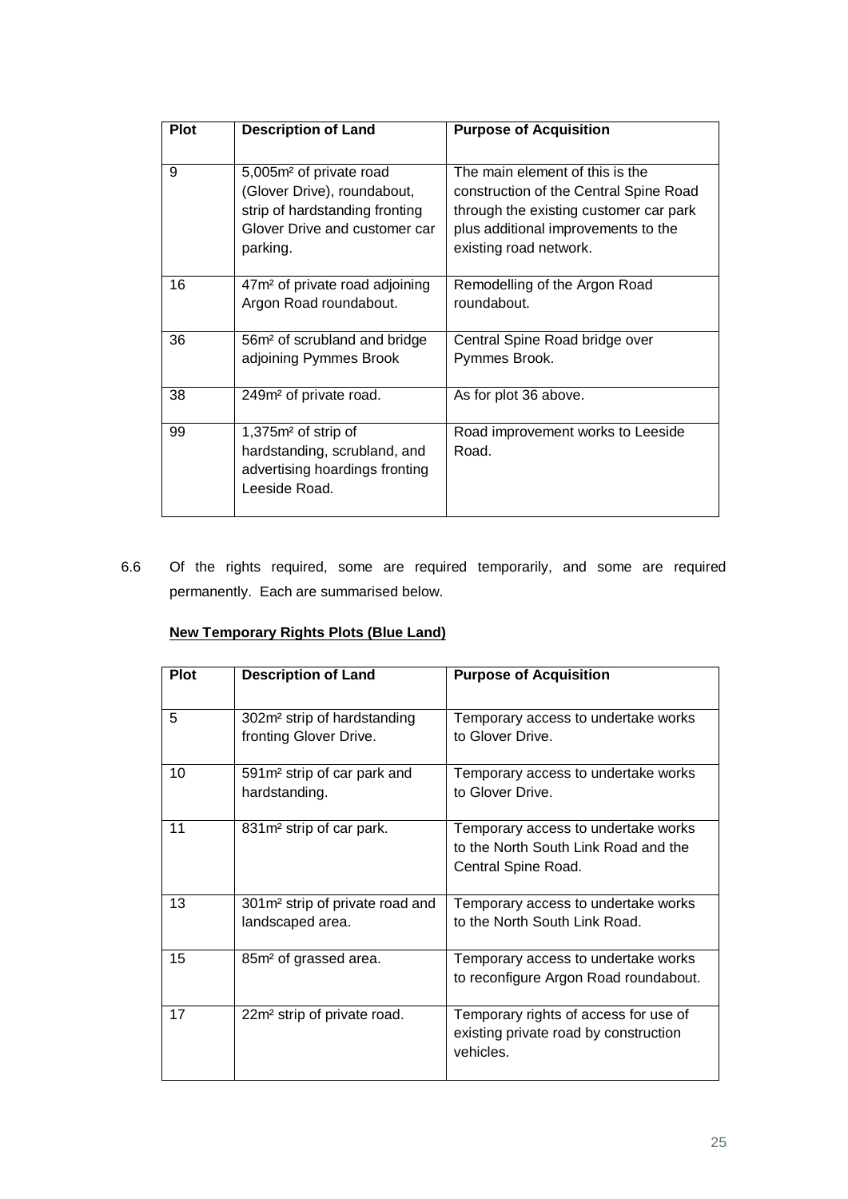| Plot | Description of Land | Purpose of Acquisition |
|---|---|---|
| 9 | 5,005m² of private road (Glover Drive), roundabout, strip of hardstanding fronting Glover Drive and customer car parking. | The main element of this is the construction of the Central Spine Road through the existing customer car park plus additional improvements to the existing road network. |
| 16 | 47m² of private road adjoining Argon Road roundabout. | Remodelling of the Argon Road roundabout. |
| 36 | 56m² of scrubland and bridge adjoining Pymmes Brook | Central Spine Road bridge over Pymmes Brook. |
| 38 | 249m² of private road. | As for plot 36 above. |
| 99 | 1,375m² of strip of hardstanding, scrubland, and advertising hoardings fronting Leeside Road. | Road improvement works to Leeside Road. |

6.6 Of the rights required, some are required temporarily, and some are required permanently. Each are summarised below.

**New Temporary Rights Plots (Blue Land)**

| Plot | Description of Land | Purpose of Acquisition |
|---|---|---|
| 5 | 302m² strip of hardstanding fronting Glover Drive. | Temporary access to undertake works to Glover Drive. |
| 10 | 591m² strip of car park and hardstanding. | Temporary access to undertake works to Glover Drive. |
| 11 | 831m² strip of car park. | Temporary access to undertake works to the North South Link Road and the Central Spine Road. |
| 13 | 301m² strip of private road and landscaped area. | Temporary access to undertake works to the North South Link Road. |
| 15 | 85m² of grassed area. | Temporary access to undertake works to reconfigure Argon Road roundabout. |
| 17 | 22m² strip of private road. | Temporary rights of access for use of existing private road by construction vehicles. |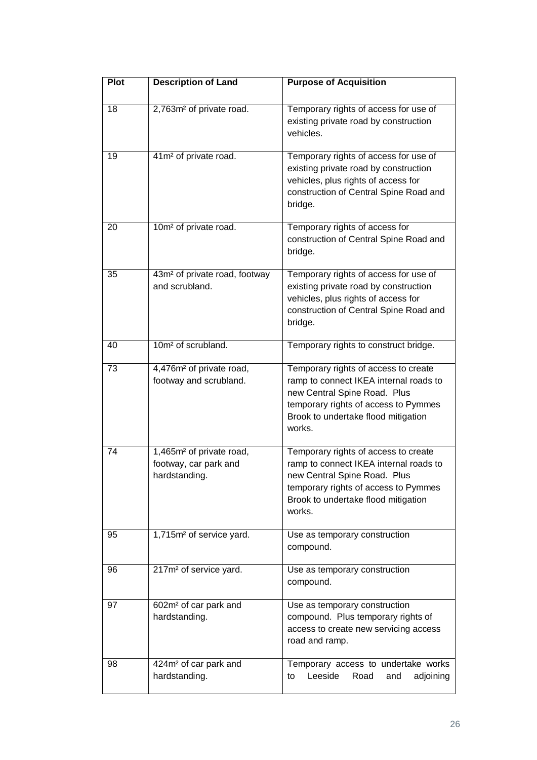| Plot | Description of Land | Purpose of Acquisition |
|---|---|---|
| 18 | 2,763m² of private road. | Temporary rights of access for use of existing private road by construction vehicles. |
| 19 | 41m² of private road. | Temporary rights of access for use of existing private road by construction vehicles, plus rights of access for construction of Central Spine Road and bridge. |
| 20 | 10m² of private road. | Temporary rights of access for construction of Central Spine Road and bridge. |
| 35 | 43m² of private road, footway and scrubland. | Temporary rights of access for use of existing private road by construction vehicles, plus rights of access for construction of Central Spine Road and bridge. |
| 40 | 10m² of scrubland. | Temporary rights to construct bridge. |
| 73 | 4,476m² of private road, footway and scrubland. | Temporary rights of access to create ramp to connect IKEA internal roads to new Central Spine Road. Plus temporary rights of access to Pymmes Brook to undertake flood mitigation works. |
| 74 | 1,465m² of private road, footway, car park and hardstanding. | Temporary rights of access to create ramp to connect IKEA internal roads to new Central Spine Road. Plus temporary rights of access to Pymmes Brook to undertake flood mitigation works. |
| 95 | 1,715m² of service yard. | Use as temporary construction compound. |
| 96 | 217m² of service yard. | Use as temporary construction compound. |
| 97 | 602m² of car park and hardstanding. | Use as temporary construction compound. Plus temporary rights of access to create new servicing access road and ramp. |
| 98 | 424m² of car park and hardstanding. | Temporary access to undertake works to Leeside Road and adjoining |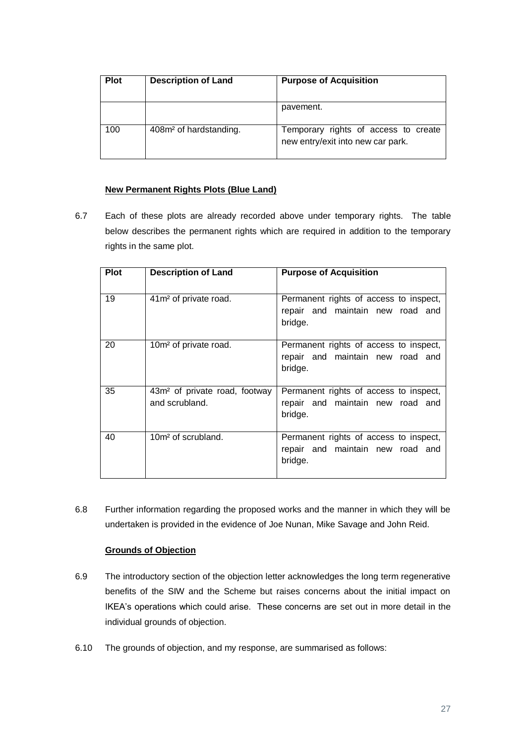| Plot | Description of Land | Purpose of Acquisition |
|---|---|---|
| | | pavement. |
| 100 | 408m² of hardstanding. | Temporary rights of access to create new entry/exit into new car park. |

**New Permanent Rights Plots (Blue Land)**

6.7 Each of these plots are already recorded above under temporary rights. The table below describes the permanent rights which are required in addition to the temporary rights in the same plot.

| Plot | Description of Land | Purpose of Acquisition |
|---|---|---|
| 19 | 41m² of private road. | Permanent rights of access to inspect, repair and maintain new road and bridge. |
| 20 | 10m² of private road. | Permanent rights of access to inspect, repair and maintain new road and bridge. |
| 35 | 43m² of private road, footway and scrubland. | Permanent rights of access to inspect, repair and maintain new road and bridge. |
| 40 | 10m² of scrubland. | Permanent rights of access to inspect, repair and maintain new road and bridge. |

6.8 Further information regarding the proposed works and the manner in which they will be undertaken is provided in the evidence of Joe Nunan, Mike Savage and John Reid.

**Grounds of Objection**

6.9 The introductory section of the objection letter acknowledges the long term regenerative benefits of the SIW and the Scheme but raises concerns about the initial impact on IKEA's operations which could arise. These concerns are set out in more detail in the individual grounds of objection.

6.10 The grounds of objection, and my response, are summarised as follows: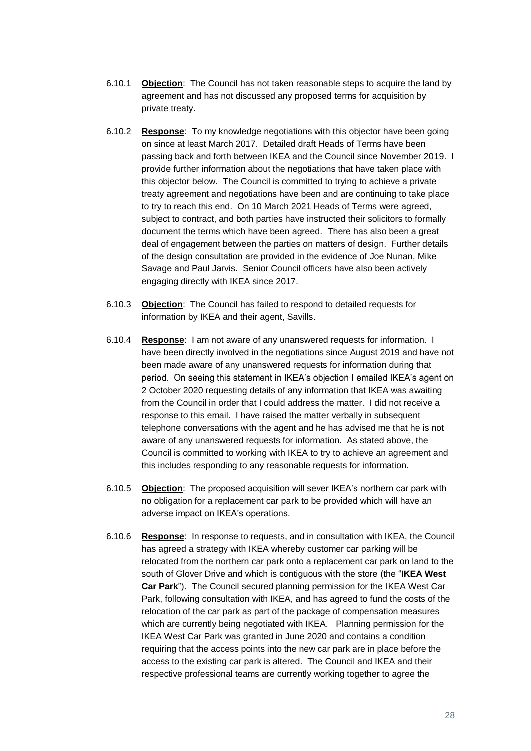6.10.1 **Objection**: The Council has not taken reasonable steps to acquire the land by agreement and has not discussed any proposed terms for acquisition by private treaty.

6.10.2 **Response**: To my knowledge negotiations with this objector have been going on since at least March 2017. Detailed draft Heads of Terms have been passing back and forth between IKEA and the Council since November 2019. I provide further information about the negotiations that have taken place with this objector below. The Council is committed to trying to achieve a private treaty agreement and negotiations have been and are continuing to take place to try to reach this end. On 10 March 2021 Heads of Terms were agreed, subject to contract, and both parties have instructed their solicitors to formally document the terms which have been agreed. There has also been a great deal of engagement between the parties on matters of design. Further details of the design consultation are provided in the evidence of Joe Nunan, Mike Savage and Paul Jarvis**.** Senior Council officers have also been actively engaging directly with IKEA since 2017.

6.10.3 **Objection**: The Council has failed to respond to detailed requests for information by IKEA and their agent, Savills.

6.10.4 **Response**: I am not aware of any unanswered requests for information. I have been directly involved in the negotiations since August 2019 and have not been made aware of any unanswered requests for information during that period. On seeing this statement in IKEA's objection I emailed IKEA's agent on 2 October 2020 requesting details of any information that IKEA was awaiting from the Council in order that I could address the matter. I did not receive a response to this email. I have raised the matter verbally in subsequent telephone conversations with the agent and he has advised me that he is not aware of any unanswered requests for information. As stated above, the Council is committed to working with IKEA to try to achieve an agreement and this includes responding to any reasonable requests for information.

6.10.5 **Objection**: The proposed acquisition will sever IKEA's northern car park with no obligation for a replacement car park to be provided which will have an adverse impact on IKEA's operations.

6.10.6 **Response**: In response to requests, and in consultation with IKEA, the Council has agreed a strategy with IKEA whereby customer car parking will be relocated from the northern car park onto a replacement car park on land to the south of Glover Drive and which is contiguous with the store (the "**IKEA West Car Park**"). The Council secured planning permission for the IKEA West Car Park, following consultation with IKEA, and has agreed to fund the costs of the relocation of the car park as part of the package of compensation measures which are currently being negotiated with IKEA. Planning permission for the IKEA West Car Park was granted in June 2020 and contains a condition requiring that the access points into the new car park are in place before the access to the existing car park is altered. The Council and IKEA and their respective professional teams are currently working together to agree the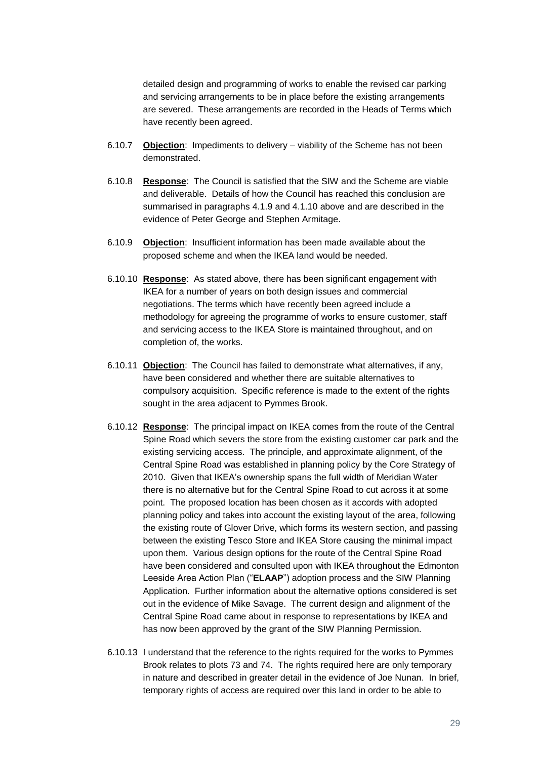detailed design and programming of works to enable the revised car parking and servicing arrangements to be in place before the existing arrangements are severed. These arrangements are recorded in the Heads of Terms which have recently been agreed.

6.10.7 **Objection**: Impediments to delivery – viability of the Scheme has not been demonstrated.

6.10.8 **Response**: The Council is satisfied that the SIW and the Scheme are viable and deliverable. Details of how the Council has reached this conclusion are summarised in paragraphs 4.1.9 and 4.1.10 above and are described in the evidence of Peter George and Stephen Armitage.

6.10.9 **Objection**: Insufficient information has been made available about the proposed scheme and when the IKEA land would be needed.

6.10.10 **Response**: As stated above, there has been significant engagement with IKEA for a number of years on both design issues and commercial negotiations. The terms which have recently been agreed include a methodology for agreeing the programme of works to ensure customer, staff and servicing access to the IKEA Store is maintained throughout, and on completion of, the works.

6.10.11 **Objection**: The Council has failed to demonstrate what alternatives, if any, have been considered and whether there are suitable alternatives to compulsory acquisition. Specific reference is made to the extent of the rights sought in the area adjacent to Pymmes Brook.

6.10.12 **Response**: The principal impact on IKEA comes from the route of the Central Spine Road which severs the store from the existing customer car park and the existing servicing access. The principle, and approximate alignment, of the Central Spine Road was established in planning policy by the Core Strategy of 2010. Given that IKEA's ownership spans the full width of Meridian Water there is no alternative but for the Central Spine Road to cut across it at some point. The proposed location has been chosen as it accords with adopted planning policy and takes into account the existing layout of the area, following the existing route of Glover Drive, which forms its western section, and passing between the existing Tesco Store and IKEA Store causing the minimal impact upon them. Various design options for the route of the Central Spine Road have been considered and consulted upon with IKEA throughout the Edmonton Leeside Area Action Plan ("**ELAAP**") adoption process and the SIW Planning Application. Further information about the alternative options considered is set out in the evidence of Mike Savage. The current design and alignment of the Central Spine Road came about in response to representations by IKEA and has now been approved by the grant of the SIW Planning Permission.

6.10.13 I understand that the reference to the rights required for the works to Pymmes Brook relates to plots 73 and 74. The rights required here are only temporary in nature and described in greater detail in the evidence of Joe Nunan. In brief, temporary rights of access are required over this land in order to be able to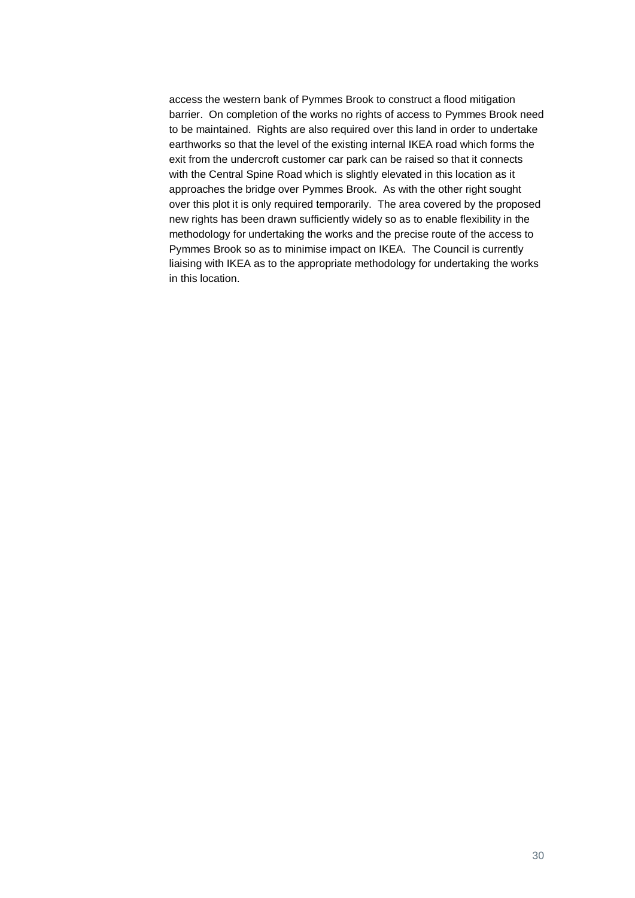access the western bank of Pymmes Brook to construct a flood mitigation barrier. On completion of the works no rights of access to Pymmes Brook need to be maintained. Rights are also required over this land in order to undertake earthworks so that the level of the existing internal IKEA road which forms the exit from the undercroft customer car park can be raised so that it connects with the Central Spine Road which is slightly elevated in this location as it approaches the bridge over Pymmes Brook. As with the other right sought over this plot it is only required temporarily. The area covered by the proposed new rights has been drawn sufficiently widely so as to enable flexibility in the methodology for undertaking the works and the precise route of the access to Pymmes Brook so as to minimise impact on IKEA. The Council is currently liaising with IKEA as to the appropriate methodology for undertaking the works in this location.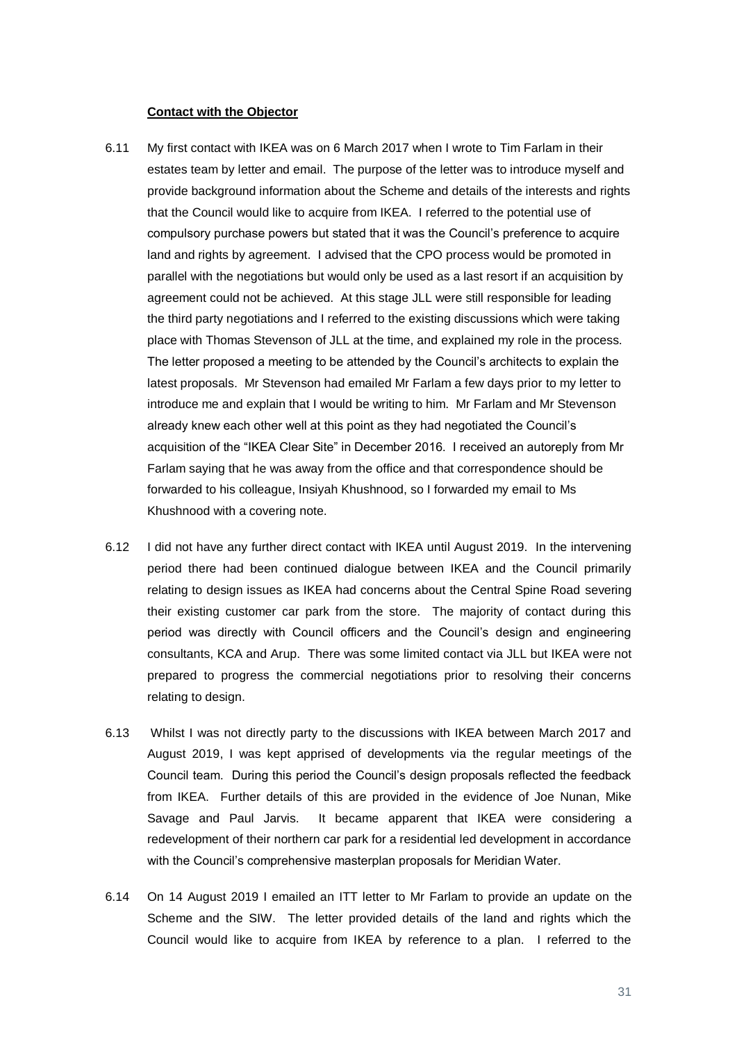**Contact with the Objector**

6.11 My first contact with IKEA was on 6 March 2017 when I wrote to Tim Farlam in their estates team by letter and email. The purpose of the letter was to introduce myself and provide background information about the Scheme and details of the interests and rights that the Council would like to acquire from IKEA. I referred to the potential use of compulsory purchase powers but stated that it was the Council's preference to acquire land and rights by agreement. I advised that the CPO process would be promoted in parallel with the negotiations but would only be used as a last resort if an acquisition by agreement could not be achieved. At this stage JLL were still responsible for leading the third party negotiations and I referred to the existing discussions which were taking place with Thomas Stevenson of JLL at the time, and explained my role in the process. The letter proposed a meeting to be attended by the Council's architects to explain the latest proposals. Mr Stevenson had emailed Mr Farlam a few days prior to my letter to introduce me and explain that I would be writing to him. Mr Farlam and Mr Stevenson already knew each other well at this point as they had negotiated the Council's acquisition of the "IKEA Clear Site" in December 2016. I received an autoreply from Mr Farlam saying that he was away from the office and that correspondence should be forwarded to his colleague, Insiyah Khushnood, so I forwarded my email to Ms Khushnood with a covering note.

6.12 I did not have any further direct contact with IKEA until August 2019. In the intervening period there had been continued dialogue between IKEA and the Council primarily relating to design issues as IKEA had concerns about the Central Spine Road severing their existing customer car park from the store. The majority of contact during this period was directly with Council officers and the Council's design and engineering consultants, KCA and Arup. There was some limited contact via JLL but IKEA were not prepared to progress the commercial negotiations prior to resolving their concerns relating to design.

6.13 Whilst I was not directly party to the discussions with IKEA between March 2017 and August 2019, I was kept apprised of developments via the regular meetings of the Council team. During this period the Council's design proposals reflected the feedback from IKEA. Further details of this are provided in the evidence of Joe Nunan, Mike Savage and Paul Jarvis. It became apparent that IKEA were considering a redevelopment of their northern car park for a residential led development in accordance with the Council's comprehensive masterplan proposals for Meridian Water.

6.14 On 14 August 2019 I emailed an ITT letter to Mr Farlam to provide an update on the Scheme and the SIW. The letter provided details of the land and rights which the Council would like to acquire from IKEA by reference to a plan. I referred to the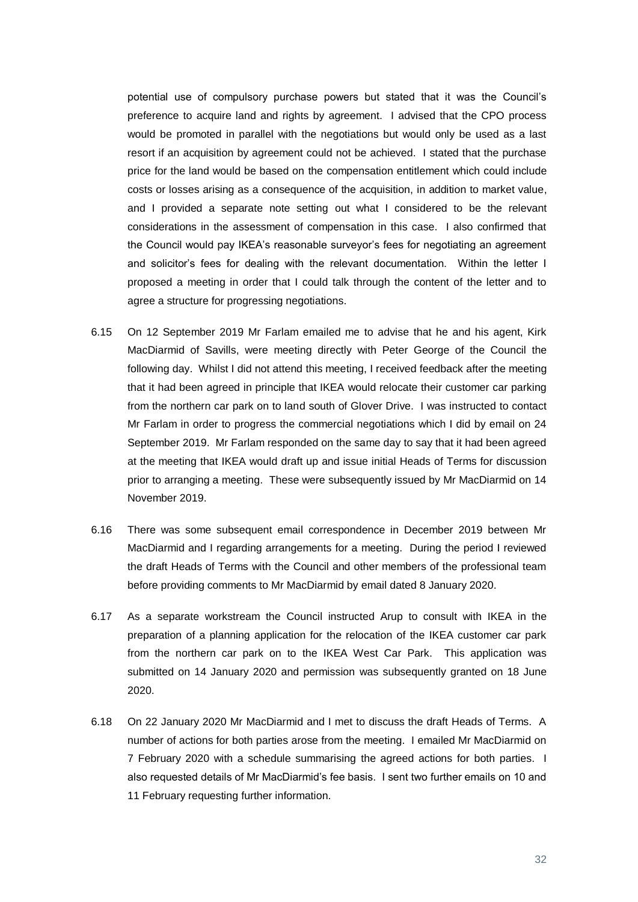potential use of compulsory purchase powers but stated that it was the Council's preference to acquire land and rights by agreement. I advised that the CPO process would be promoted in parallel with the negotiations but would only be used as a last resort if an acquisition by agreement could not be achieved. I stated that the purchase price for the land would be based on the compensation entitlement which could include costs or losses arising as a consequence of the acquisition, in addition to market value, and I provided a separate note setting out what I considered to be the relevant considerations in the assessment of compensation in this case. I also confirmed that the Council would pay IKEA's reasonable surveyor's fees for negotiating an agreement and solicitor's fees for dealing with the relevant documentation. Within the letter I proposed a meeting in order that I could talk through the content of the letter and to agree a structure for progressing negotiations.

6.15 On 12 September 2019 Mr Farlam emailed me to advise that he and his agent, Kirk MacDiarmid of Savills, were meeting directly with Peter George of the Council the following day. Whilst I did not attend this meeting, I received feedback after the meeting that it had been agreed in principle that IKEA would relocate their customer car parking from the northern car park on to land south of Glover Drive. I was instructed to contact Mr Farlam in order to progress the commercial negotiations which I did by email on 24 September 2019. Mr Farlam responded on the same day to say that it had been agreed at the meeting that IKEA would draft up and issue initial Heads of Terms for discussion prior to arranging a meeting. These were subsequently issued by Mr MacDiarmid on 14 November 2019.

6.16 There was some subsequent email correspondence in December 2019 between Mr MacDiarmid and I regarding arrangements for a meeting. During the period I reviewed the draft Heads of Terms with the Council and other members of the professional team before providing comments to Mr MacDiarmid by email dated 8 January 2020.

6.17 As a separate workstream the Council instructed Arup to consult with IKEA in the preparation of a planning application for the relocation of the IKEA customer car park from the northern car park on to the IKEA West Car Park. This application was submitted on 14 January 2020 and permission was subsequently granted on 18 June 2020.

6.18 On 22 January 2020 Mr MacDiarmid and I met to discuss the draft Heads of Terms. A number of actions for both parties arose from the meeting. I emailed Mr MacDiarmid on 7 February 2020 with a schedule summarising the agreed actions for both parties. I also requested details of Mr MacDiarmid's fee basis. I sent two further emails on 10 and 11 February requesting further information.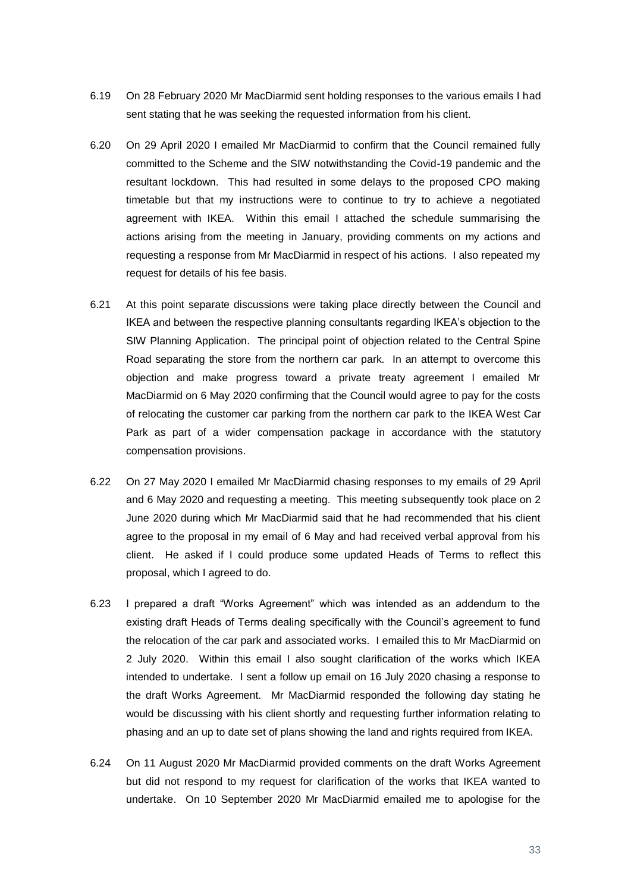6.19 On 28 February 2020 Mr MacDiarmid sent holding responses to the various emails I had sent stating that he was seeking the requested information from his client.

6.20 On 29 April 2020 I emailed Mr MacDiarmid to confirm that the Council remained fully committed to the Scheme and the SIW notwithstanding the Covid-19 pandemic and the resultant lockdown. This had resulted in some delays to the proposed CPO making timetable but that my instructions were to continue to try to achieve a negotiated agreement with IKEA. Within this email I attached the schedule summarising the actions arising from the meeting in January, providing comments on my actions and requesting a response from Mr MacDiarmid in respect of his actions. I also repeated my request for details of his fee basis.

6.21 At this point separate discussions were taking place directly between the Council and IKEA and between the respective planning consultants regarding IKEA's objection to the SIW Planning Application. The principal point of objection related to the Central Spine Road separating the store from the northern car park. In an attempt to overcome this objection and make progress toward a private treaty agreement I emailed Mr MacDiarmid on 6 May 2020 confirming that the Council would agree to pay for the costs of relocating the customer car parking from the northern car park to the IKEA West Car Park as part of a wider compensation package in accordance with the statutory compensation provisions.

6.22 On 27 May 2020 I emailed Mr MacDiarmid chasing responses to my emails of 29 April and 6 May 2020 and requesting a meeting. This meeting subsequently took place on 2 June 2020 during which Mr MacDiarmid said that he had recommended that his client agree to the proposal in my email of 6 May and had received verbal approval from his client. He asked if I could produce some updated Heads of Terms to reflect this proposal, which I agreed to do.

6.23 I prepared a draft "Works Agreement" which was intended as an addendum to the existing draft Heads of Terms dealing specifically with the Council's agreement to fund the relocation of the car park and associated works. I emailed this to Mr MacDiarmid on 2 July 2020. Within this email I also sought clarification of the works which IKEA intended to undertake. I sent a follow up email on 16 July 2020 chasing a response to the draft Works Agreement. Mr MacDiarmid responded the following day stating he would be discussing with his client shortly and requesting further information relating to phasing and an up to date set of plans showing the land and rights required from IKEA.

6.24 On 11 August 2020 Mr MacDiarmid provided comments on the draft Works Agreement but did not respond to my request for clarification of the works that IKEA wanted to undertake. On 10 September 2020 Mr MacDiarmid emailed me to apologise for the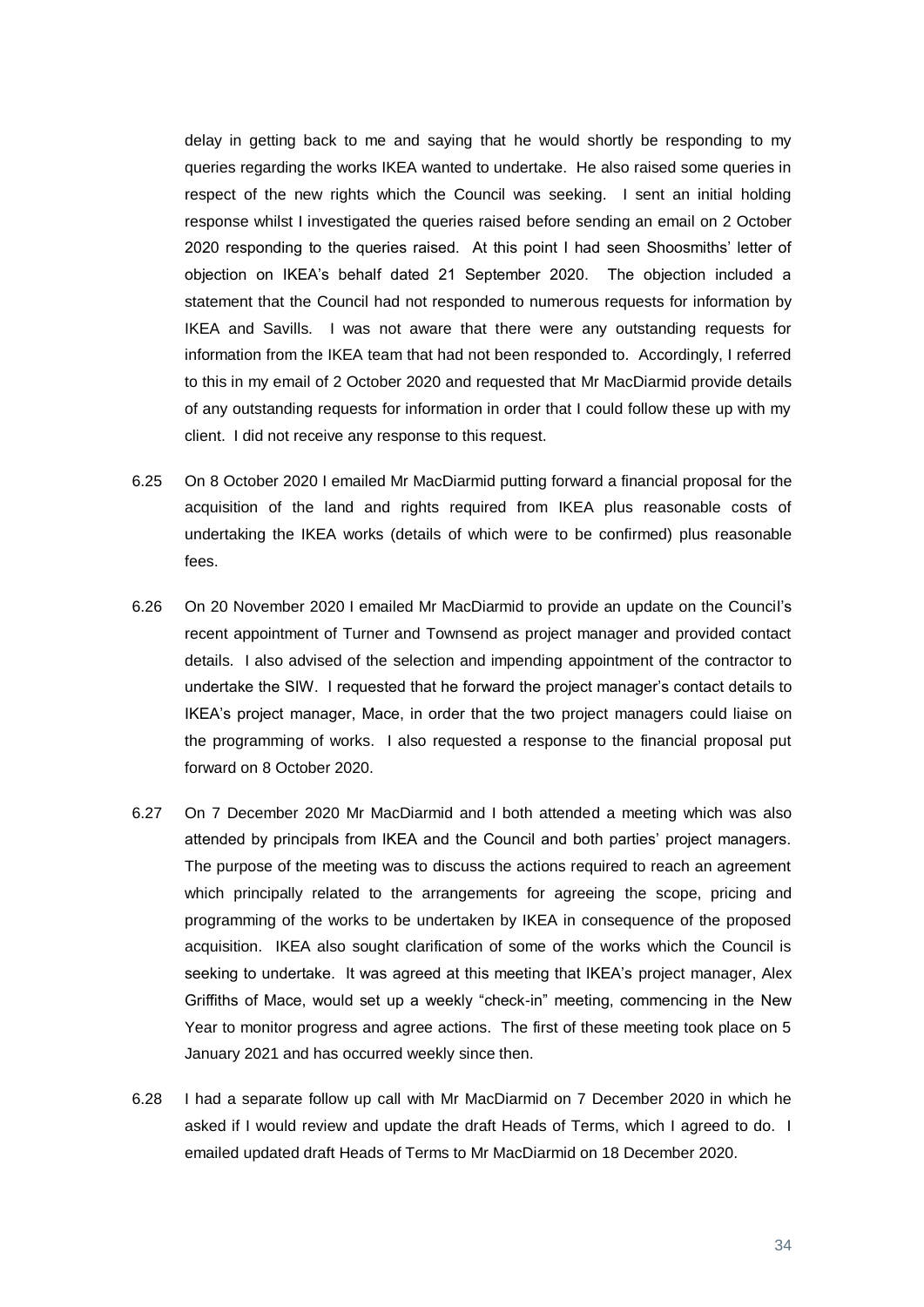delay in getting back to me and saying that he would shortly be responding to my queries regarding the works IKEA wanted to undertake. He also raised some queries in respect of the new rights which the Council was seeking. I sent an initial holding response whilst I investigated the queries raised before sending an email on 2 October 2020 responding to the queries raised. At this point I had seen Shoosmiths' letter of objection on IKEA's behalf dated 21 September 2020. The objection included a statement that the Council had not responded to numerous requests for information by IKEA and Savills. I was not aware that there were any outstanding requests for information from the IKEA team that had not been responded to. Accordingly, I referred to this in my email of 2 October 2020 and requested that Mr MacDiarmid provide details of any outstanding requests for information in order that I could follow these up with my client. I did not receive any response to this request.

6.25 On 8 October 2020 I emailed Mr MacDiarmid putting forward a financial proposal for the acquisition of the land and rights required from IKEA plus reasonable costs of undertaking the IKEA works (details of which were to be confirmed) plus reasonable fees.

6.26 On 20 November 2020 I emailed Mr MacDiarmid to provide an update on the Council's recent appointment of Turner and Townsend as project manager and provided contact details. I also advised of the selection and impending appointment of the contractor to undertake the SIW. I requested that he forward the project manager's contact details to IKEA's project manager, Mace, in order that the two project managers could liaise on the programming of works. I also requested a response to the financial proposal put forward on 8 October 2020.

6.27 On 7 December 2020 Mr MacDiarmid and I both attended a meeting which was also attended by principals from IKEA and the Council and both parties' project managers. The purpose of the meeting was to discuss the actions required to reach an agreement which principally related to the arrangements for agreeing the scope, pricing and programming of the works to be undertaken by IKEA in consequence of the proposed acquisition. IKEA also sought clarification of some of the works which the Council is seeking to undertake. It was agreed at this meeting that IKEA's project manager, Alex Griffiths of Mace, would set up a weekly "check-in" meeting, commencing in the New Year to monitor progress and agree actions. The first of these meeting took place on 5 January 2021 and has occurred weekly since then.

6.28 I had a separate follow up call with Mr MacDiarmid on 7 December 2020 in which he asked if I would review and update the draft Heads of Terms, which I agreed to do. I emailed updated draft Heads of Terms to Mr MacDiarmid on 18 December 2020.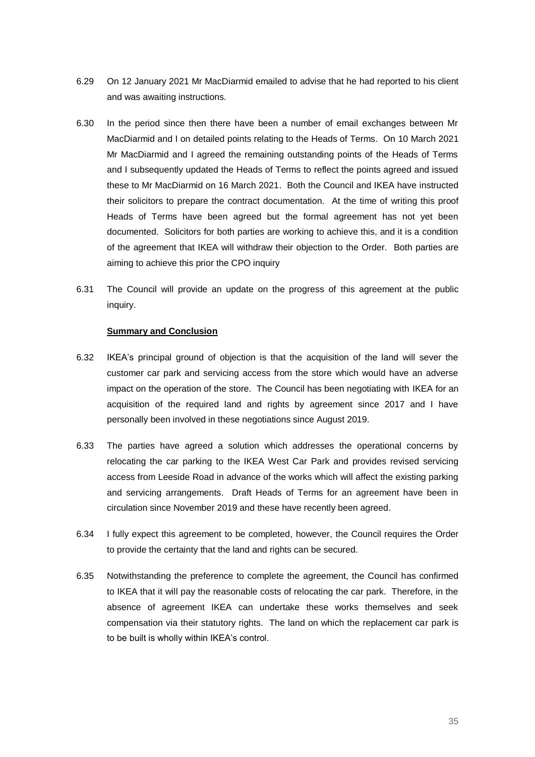6.29 On 12 January 2021 Mr MacDiarmid emailed to advise that he had reported to his client and was awaiting instructions.

6.30 In the period since then there have been a number of email exchanges between Mr MacDiarmid and I on detailed points relating to the Heads of Terms. On 10 March 2021 Mr MacDiarmid and I agreed the remaining outstanding points of the Heads of Terms and I subsequently updated the Heads of Terms to reflect the points agreed and issued these to Mr MacDiarmid on 16 March 2021. Both the Council and IKEA have instructed their solicitors to prepare the contract documentation. At the time of writing this proof Heads of Terms have been agreed but the formal agreement has not yet been documented. Solicitors for both parties are working to achieve this, and it is a condition of the agreement that IKEA will withdraw their objection to the Order. Both parties are aiming to achieve this prior the CPO inquiry

6.31 The Council will provide an update on the progress of this agreement at the public inquiry.

**Summary and Conclusion**

6.32 IKEA's principal ground of objection is that the acquisition of the land will sever the customer car park and servicing access from the store which would have an adverse impact on the operation of the store. The Council has been negotiating with IKEA for an acquisition of the required land and rights by agreement since 2017 and I have personally been involved in these negotiations since August 2019.

6.33 The parties have agreed a solution which addresses the operational concerns by relocating the car parking to the IKEA West Car Park and provides revised servicing access from Leeside Road in advance of the works which will affect the existing parking and servicing arrangements. Draft Heads of Terms for an agreement have been in circulation since November 2019 and these have recently been agreed.

6.34 I fully expect this agreement to be completed, however, the Council requires the Order to provide the certainty that the land and rights can be secured.

6.35 Notwithstanding the preference to complete the agreement, the Council has confirmed to IKEA that it will pay the reasonable costs of relocating the car park. Therefore, in the absence of agreement IKEA can undertake these works themselves and seek compensation via their statutory rights. The land on which the replacement car park is to be built is wholly within IKEA's control.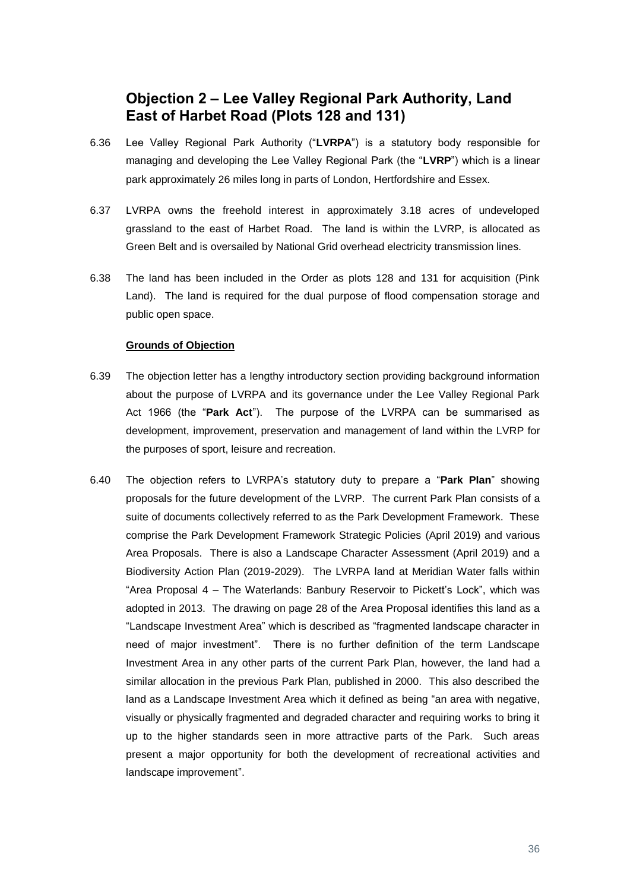## Objection 2 – Lee Valley Regional Park Authority, Land East of Harbet Road (Plots 128 and 131)

6.36 Lee Valley Regional Park Authority ("**LVRPA**") is a statutory body responsible for managing and developing the Lee Valley Regional Park (the "**LVRP**") which is a linear park approximately 26 miles long in parts of London, Hertfordshire and Essex.

6.37 LVRPA owns the freehold interest in approximately 3.18 acres of undeveloped grassland to the east of Harbet Road. The land is within the LVRP, is allocated as Green Belt and is oversailed by National Grid overhead electricity transmission lines.

6.38 The land has been included in the Order as plots 128 and 131 for acquisition (Pink Land). The land is required for the dual purpose of flood compensation storage and public open space.

**Grounds of Objection**

6.39 The objection letter has a lengthy introductory section providing background information about the purpose of LVRPA and its governance under the Lee Valley Regional Park Act 1966 (the "**Park Act**"). The purpose of the LVRPA can be summarised as development, improvement, preservation and management of land within the LVRP for the purposes of sport, leisure and recreation.

6.40 The objection refers to LVRPA's statutory duty to prepare a "**Park Plan**" showing proposals for the future development of the LVRP. The current Park Plan consists of a suite of documents collectively referred to as the Park Development Framework. These comprise the Park Development Framework Strategic Policies (April 2019) and various Area Proposals. There is also a Landscape Character Assessment (April 2019) and a Biodiversity Action Plan (2019-2029). The LVRPA land at Meridian Water falls within "Area Proposal 4 – The Waterlands: Banbury Reservoir to Pickett's Lock", which was adopted in 2013. The drawing on page 28 of the Area Proposal identifies this land as a "Landscape Investment Area" which is described as "fragmented landscape character in need of major investment". There is no further definition of the term Landscape Investment Area in any other parts of the current Park Plan, however, the land had a similar allocation in the previous Park Plan, published in 2000. This also described the land as a Landscape Investment Area which it defined as being "an area with negative, visually or physically fragmented and degraded character and requiring works to bring it up to the higher standards seen in more attractive parts of the Park. Such areas present a major opportunity for both the development of recreational activities and landscape improvement".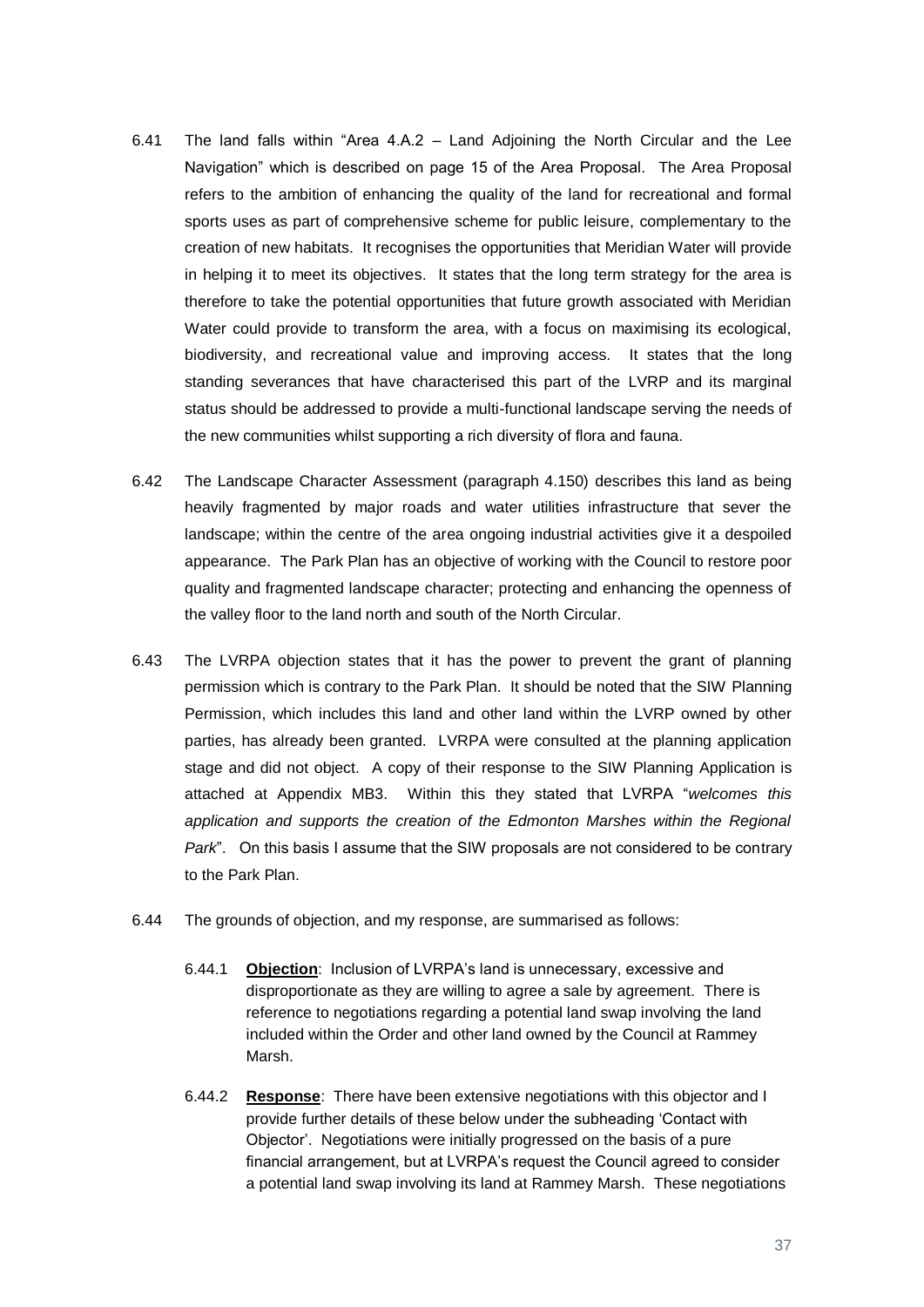6.41 The land falls within "Area 4.A.2 – Land Adjoining the North Circular and the Lee Navigation" which is described on page 15 of the Area Proposal. The Area Proposal refers to the ambition of enhancing the quality of the land for recreational and formal sports uses as part of comprehensive scheme for public leisure, complementary to the creation of new habitats. It recognises the opportunities that Meridian Water will provide in helping it to meet its objectives. It states that the long term strategy for the area is therefore to take the potential opportunities that future growth associated with Meridian Water could provide to transform the area, with a focus on maximising its ecological, biodiversity, and recreational value and improving access. It states that the long standing severances that have characterised this part of the LVRP and its marginal status should be addressed to provide a multi-functional landscape serving the needs of the new communities whilst supporting a rich diversity of flora and fauna.

6.42 The Landscape Character Assessment (paragraph 4.150) describes this land as being heavily fragmented by major roads and water utilities infrastructure that sever the landscape; within the centre of the area ongoing industrial activities give it a despoiled appearance. The Park Plan has an objective of working with the Council to restore poor quality and fragmented landscape character; protecting and enhancing the openness of the valley floor to the land north and south of the North Circular.

6.43 The LVRPA objection states that it has the power to prevent the grant of planning permission which is contrary to the Park Plan. It should be noted that the SIW Planning Permission, which includes this land and other land within the LVRP owned by other parties, has already been granted. LVRPA were consulted at the planning application stage and did not object. A copy of their response to the SIW Planning Application is attached at Appendix MB3. Within this they stated that LVRPA "*welcomes this application and supports the creation of the Edmonton Marshes within the Regional Park*". On this basis I assume that the SIW proposals are not considered to be contrary to the Park Plan.

6.44 The grounds of objection, and my response, are summarised as follows:

6.44.1 **<u>Objection</u>**: Inclusion of LVRPA's land is unnecessary, excessive and disproportionate as they are willing to agree a sale by agreement. There is reference to negotiations regarding a potential land swap involving the land included within the Order and other land owned by the Council at Rammey Marsh.

6.44.2 **<u>Response</u>**: There have been extensive negotiations with this objector and I provide further details of these below under the subheading 'Contact with Objector'. Negotiations were initially progressed on the basis of a pure financial arrangement, but at LVRPA's request the Council agreed to consider a potential land swap involving its land at Rammey Marsh. These negotiations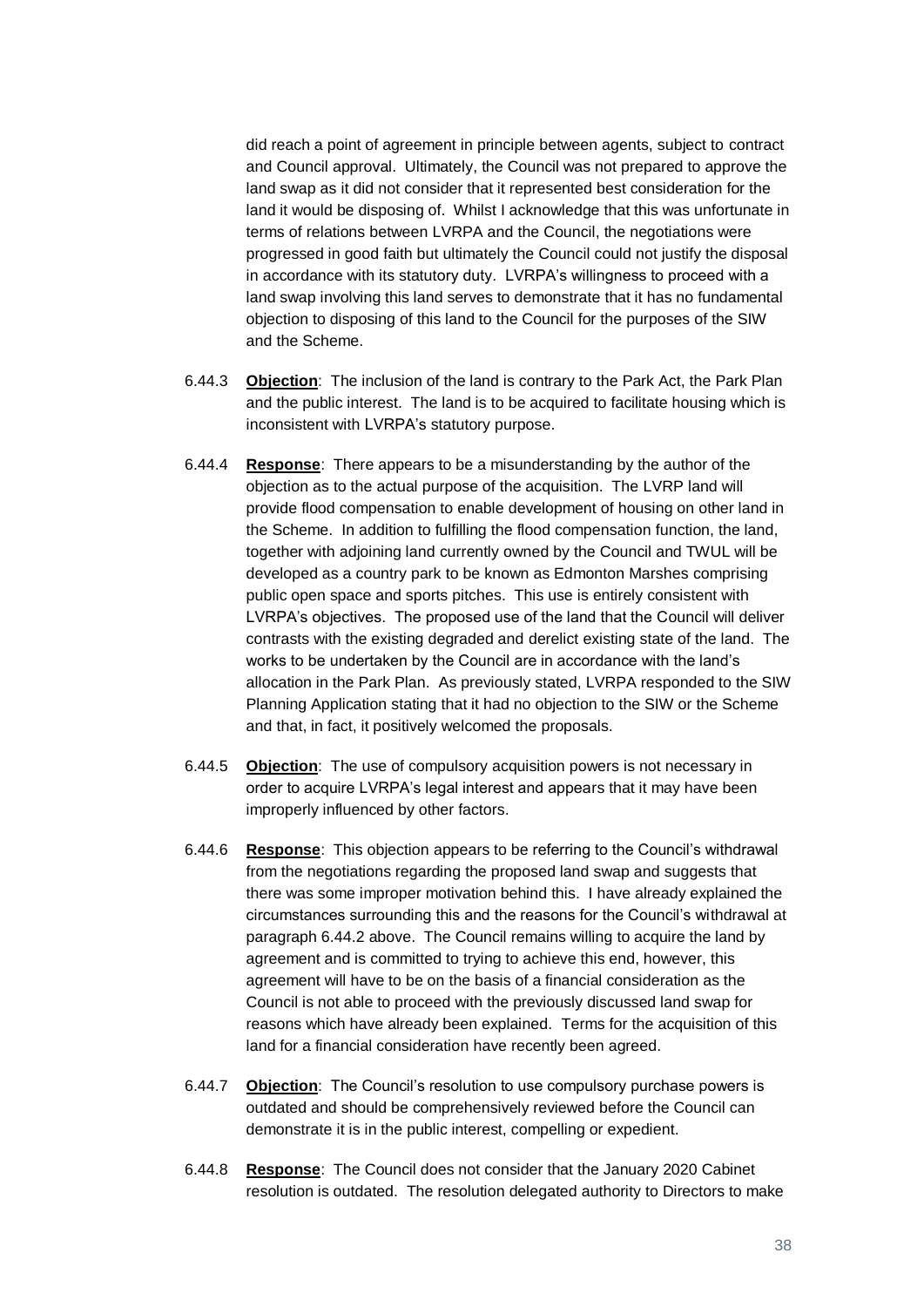did reach a point of agreement in principle between agents, subject to contract and Council approval. Ultimately, the Council was not prepared to approve the land swap as it did not consider that it represented best consideration for the land it would be disposing of. Whilst I acknowledge that this was unfortunate in terms of relations between LVRPA and the Council, the negotiations were progressed in good faith but ultimately the Council could not justify the disposal in accordance with its statutory duty. LVRPA's willingness to proceed with a land swap involving this land serves to demonstrate that it has no fundamental objection to disposing of this land to the Council for the purposes of the SIW and the Scheme.

6.44.3 **Objection**: The inclusion of the land is contrary to the Park Act, the Park Plan and the public interest. The land is to be acquired to facilitate housing which is inconsistent with LVRPA's statutory purpose.

6.44.4 **Response**: There appears to be a misunderstanding by the author of the objection as to the actual purpose of the acquisition. The LVRP land will provide flood compensation to enable development of housing on other land in the Scheme. In addition to fulfilling the flood compensation function, the land, together with adjoining land currently owned by the Council and TWUL will be developed as a country park to be known as Edmonton Marshes comprising public open space and sports pitches. This use is entirely consistent with LVRPA's objectives. The proposed use of the land that the Council will deliver contrasts with the existing degraded and derelict existing state of the land. The works to be undertaken by the Council are in accordance with the land's allocation in the Park Plan. As previously stated, LVRPA responded to the SIW Planning Application stating that it had no objection to the SIW or the Scheme and that, in fact, it positively welcomed the proposals.

6.44.5 **Objection**: The use of compulsory acquisition powers is not necessary in order to acquire LVRPA's legal interest and appears that it may have been improperly influenced by other factors.

6.44.6 **Response**: This objection appears to be referring to the Council's withdrawal from the negotiations regarding the proposed land swap and suggests that there was some improper motivation behind this. I have already explained the circumstances surrounding this and the reasons for the Council's withdrawal at paragraph 6.44.2 above. The Council remains willing to acquire the land by agreement and is committed to trying to achieve this end, however, this agreement will have to be on the basis of a financial consideration as the Council is not able to proceed with the previously discussed land swap for reasons which have already been explained. Terms for the acquisition of this land for a financial consideration have recently been agreed.

6.44.7 **Objection**: The Council's resolution to use compulsory purchase powers is outdated and should be comprehensively reviewed before the Council can demonstrate it is in the public interest, compelling or expedient.

6.44.8 **Response**: The Council does not consider that the January 2020 Cabinet resolution is outdated. The resolution delegated authority to Directors to make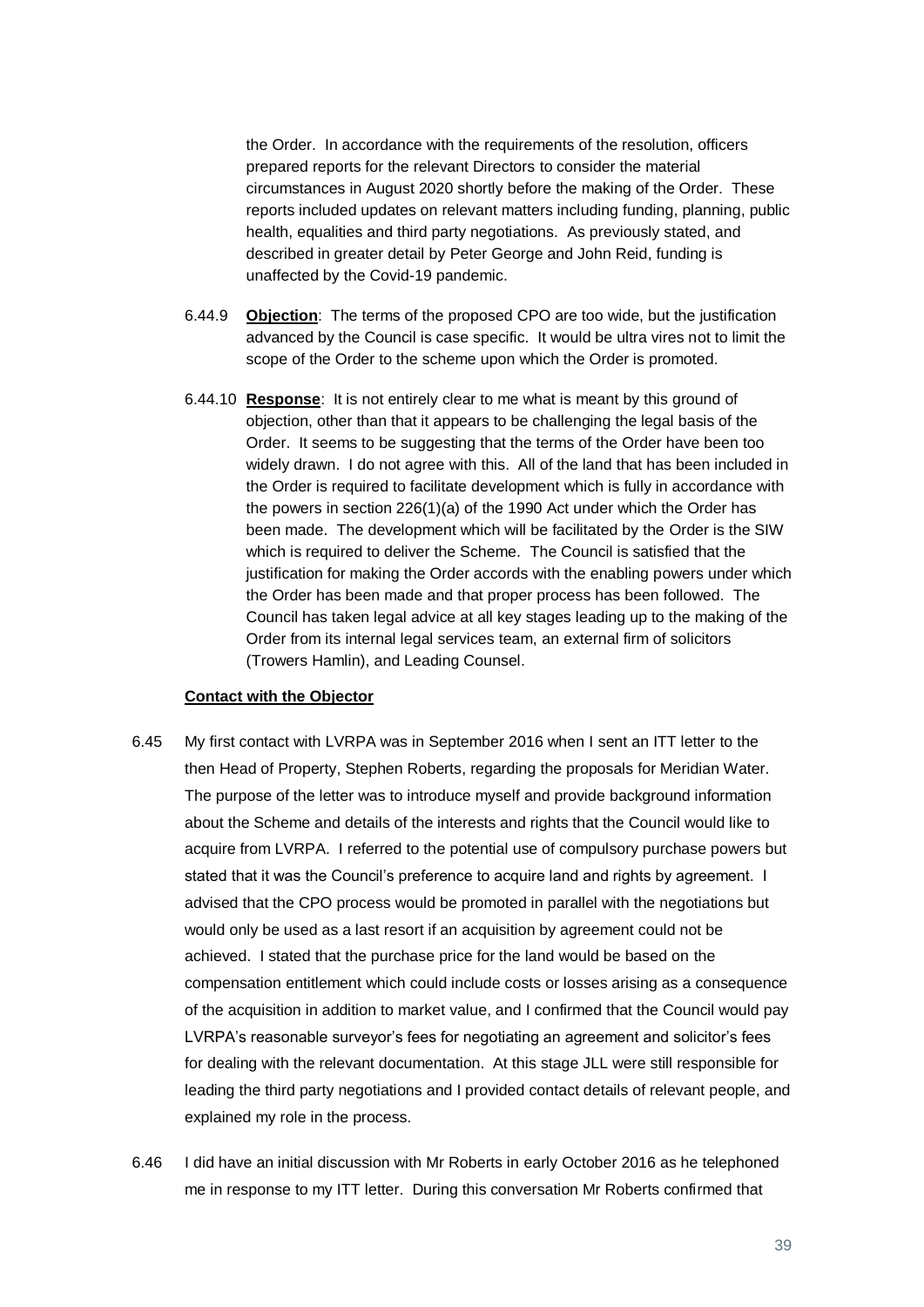the Order. In accordance with the requirements of the resolution, officers prepared reports for the relevant Directors to consider the material circumstances in August 2020 shortly before the making of the Order. These reports included updates on relevant matters including funding, planning, public health, equalities and third party negotiations. As previously stated, and described in greater detail by Peter George and John Reid, funding is unaffected by the Covid-19 pandemic.

6.44.9 **Objection**: The terms of the proposed CPO are too wide, but the justification advanced by the Council is case specific. It would be ultra vires not to limit the scope of the Order to the scheme upon which the Order is promoted.

6.44.10 **Response**: It is not entirely clear to me what is meant by this ground of objection, other than that it appears to be challenging the legal basis of the Order. It seems to be suggesting that the terms of the Order have been too widely drawn. I do not agree with this. All of the land that has been included in the Order is required to facilitate development which is fully in accordance with the powers in section 226(1)(a) of the 1990 Act under which the Order has been made. The development which will be facilitated by the Order is the SIW which is required to deliver the Scheme. The Council is satisfied that the justification for making the Order accords with the enabling powers under which the Order has been made and that proper process has been followed. The Council has taken legal advice at all key stages leading up to the making of the Order from its internal legal services team, an external firm of solicitors (Trowers Hamlin), and Leading Counsel.

**Contact with the Objector**

6.45 My first contact with LVRPA was in September 2016 when I sent an ITT letter to the then Head of Property, Stephen Roberts, regarding the proposals for Meridian Water. The purpose of the letter was to introduce myself and provide background information about the Scheme and details of the interests and rights that the Council would like to acquire from LVRPA. I referred to the potential use of compulsory purchase powers but stated that it was the Council's preference to acquire land and rights by agreement. I advised that the CPO process would be promoted in parallel with the negotiations but would only be used as a last resort if an acquisition by agreement could not be achieved. I stated that the purchase price for the land would be based on the compensation entitlement which could include costs or losses arising as a consequence of the acquisition in addition to market value, and I confirmed that the Council would pay LVRPA's reasonable surveyor's fees for negotiating an agreement and solicitor's fees for dealing with the relevant documentation. At this stage JLL were still responsible for leading the third party negotiations and I provided contact details of relevant people, and explained my role in the process.

6.46 I did have an initial discussion with Mr Roberts in early October 2016 as he telephoned me in response to my ITT letter. During this conversation Mr Roberts confirmed that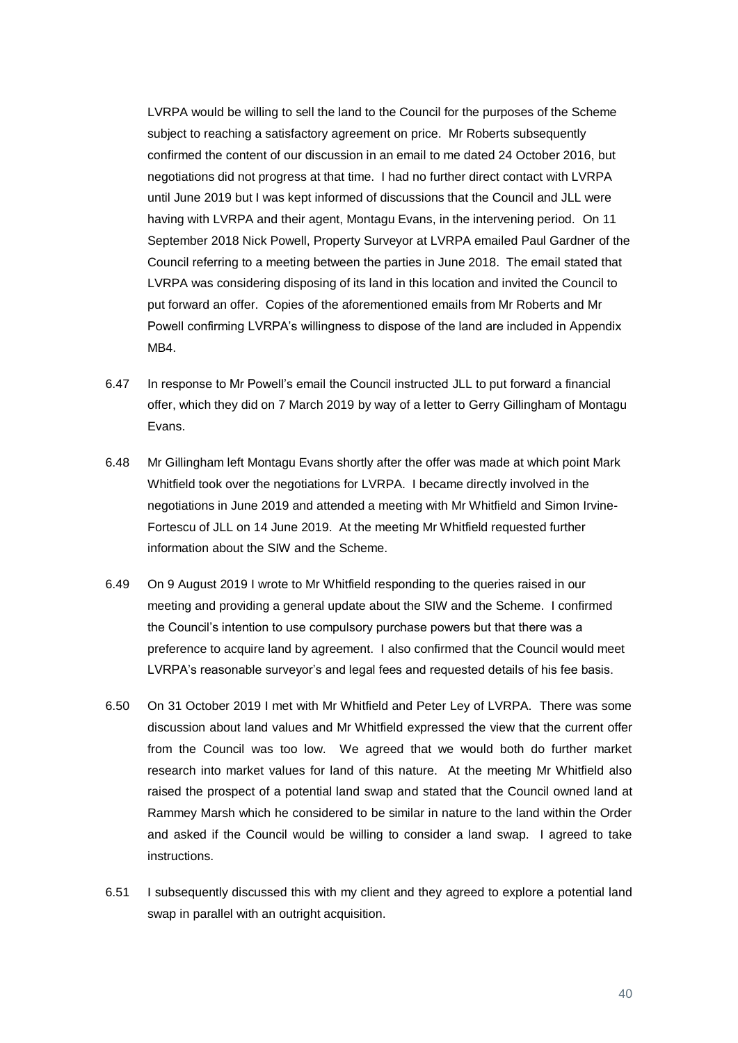LVRPA would be willing to sell the land to the Council for the purposes of the Scheme subject to reaching a satisfactory agreement on price. Mr Roberts subsequently confirmed the content of our discussion in an email to me dated 24 October 2016, but negotiations did not progress at that time. I had no further direct contact with LVRPA until June 2019 but I was kept informed of discussions that the Council and JLL were having with LVRPA and their agent, Montagu Evans, in the intervening period. On 11 September 2018 Nick Powell, Property Surveyor at LVRPA emailed Paul Gardner of the Council referring to a meeting between the parties in June 2018. The email stated that LVRPA was considering disposing of its land in this location and invited the Council to put forward an offer. Copies of the aforementioned emails from Mr Roberts and Mr Powell confirming LVRPA's willingness to dispose of the land are included in Appendix MB4.

6.47 In response to Mr Powell's email the Council instructed JLL to put forward a financial offer, which they did on 7 March 2019 by way of a letter to Gerry Gillingham of Montagu Evans.

6.48 Mr Gillingham left Montagu Evans shortly after the offer was made at which point Mark Whitfield took over the negotiations for LVRPA. I became directly involved in the negotiations in June 2019 and attended a meeting with Mr Whitfield and Simon Irvine-Fortescu of JLL on 14 June 2019. At the meeting Mr Whitfield requested further information about the SIW and the Scheme.

6.49 On 9 August 2019 I wrote to Mr Whitfield responding to the queries raised in our meeting and providing a general update about the SIW and the Scheme. I confirmed the Council's intention to use compulsory purchase powers but that there was a preference to acquire land by agreement. I also confirmed that the Council would meet LVRPA's reasonable surveyor's and legal fees and requested details of his fee basis.

6.50 On 31 October 2019 I met with Mr Whitfield and Peter Ley of LVRPA. There was some discussion about land values and Mr Whitfield expressed the view that the current offer from the Council was too low. We agreed that we would both do further market research into market values for land of this nature. At the meeting Mr Whitfield also raised the prospect of a potential land swap and stated that the Council owned land at Rammey Marsh which he considered to be similar in nature to the land within the Order and asked if the Council would be willing to consider a land swap. I agreed to take instructions.

6.51 I subsequently discussed this with my client and they agreed to explore a potential land swap in parallel with an outright acquisition.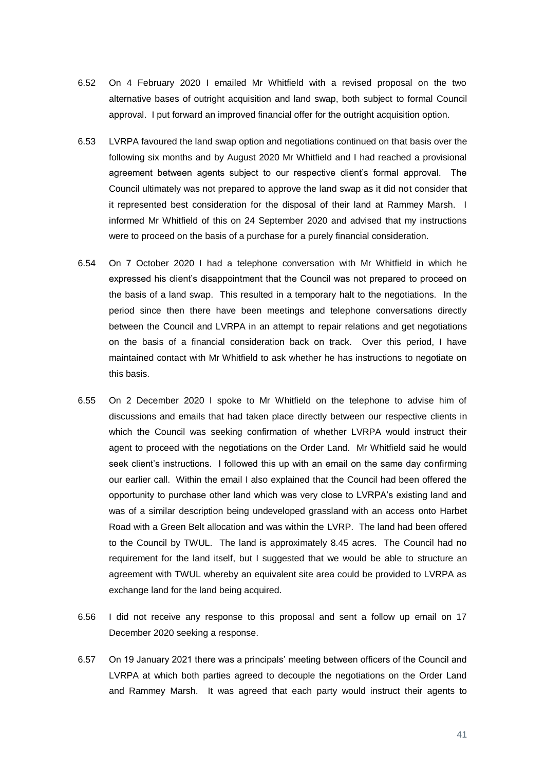6.52 On 4 February 2020 I emailed Mr Whitfield with a revised proposal on the two alternative bases of outright acquisition and land swap, both subject to formal Council approval. I put forward an improved financial offer for the outright acquisition option.

6.53 LVRPA favoured the land swap option and negotiations continued on that basis over the following six months and by August 2020 Mr Whitfield and I had reached a provisional agreement between agents subject to our respective client's formal approval. The Council ultimately was not prepared to approve the land swap as it did not consider that it represented best consideration for the disposal of their land at Rammey Marsh. I informed Mr Whitfield of this on 24 September 2020 and advised that my instructions were to proceed on the basis of a purchase for a purely financial consideration.

6.54 On 7 October 2020 I had a telephone conversation with Mr Whitfield in which he expressed his client's disappointment that the Council was not prepared to proceed on the basis of a land swap. This resulted in a temporary halt to the negotiations. In the period since then there have been meetings and telephone conversations directly between the Council and LVRPA in an attempt to repair relations and get negotiations on the basis of a financial consideration back on track. Over this period, I have maintained contact with Mr Whitfield to ask whether he has instructions to negotiate on this basis.

6.55 On 2 December 2020 I spoke to Mr Whitfield on the telephone to advise him of discussions and emails that had taken place directly between our respective clients in which the Council was seeking confirmation of whether LVRPA would instruct their agent to proceed with the negotiations on the Order Land. Mr Whitfield said he would seek client's instructions. I followed this up with an email on the same day confirming our earlier call. Within the email I also explained that the Council had been offered the opportunity to purchase other land which was very close to LVRPA's existing land and was of a similar description being undeveloped grassland with an access onto Harbet Road with a Green Belt allocation and was within the LVRP. The land had been offered to the Council by TWUL. The land is approximately 8.45 acres. The Council had no requirement for the land itself, but I suggested that we would be able to structure an agreement with TWUL whereby an equivalent site area could be provided to LVRPA as exchange land for the land being acquired.

6.56 I did not receive any response to this proposal and sent a follow up email on 17 December 2020 seeking a response.

6.57 On 19 January 2021 there was a principals' meeting between officers of the Council and LVRPA at which both parties agreed to decouple the negotiations on the Order Land and Rammey Marsh. It was agreed that each party would instruct their agents to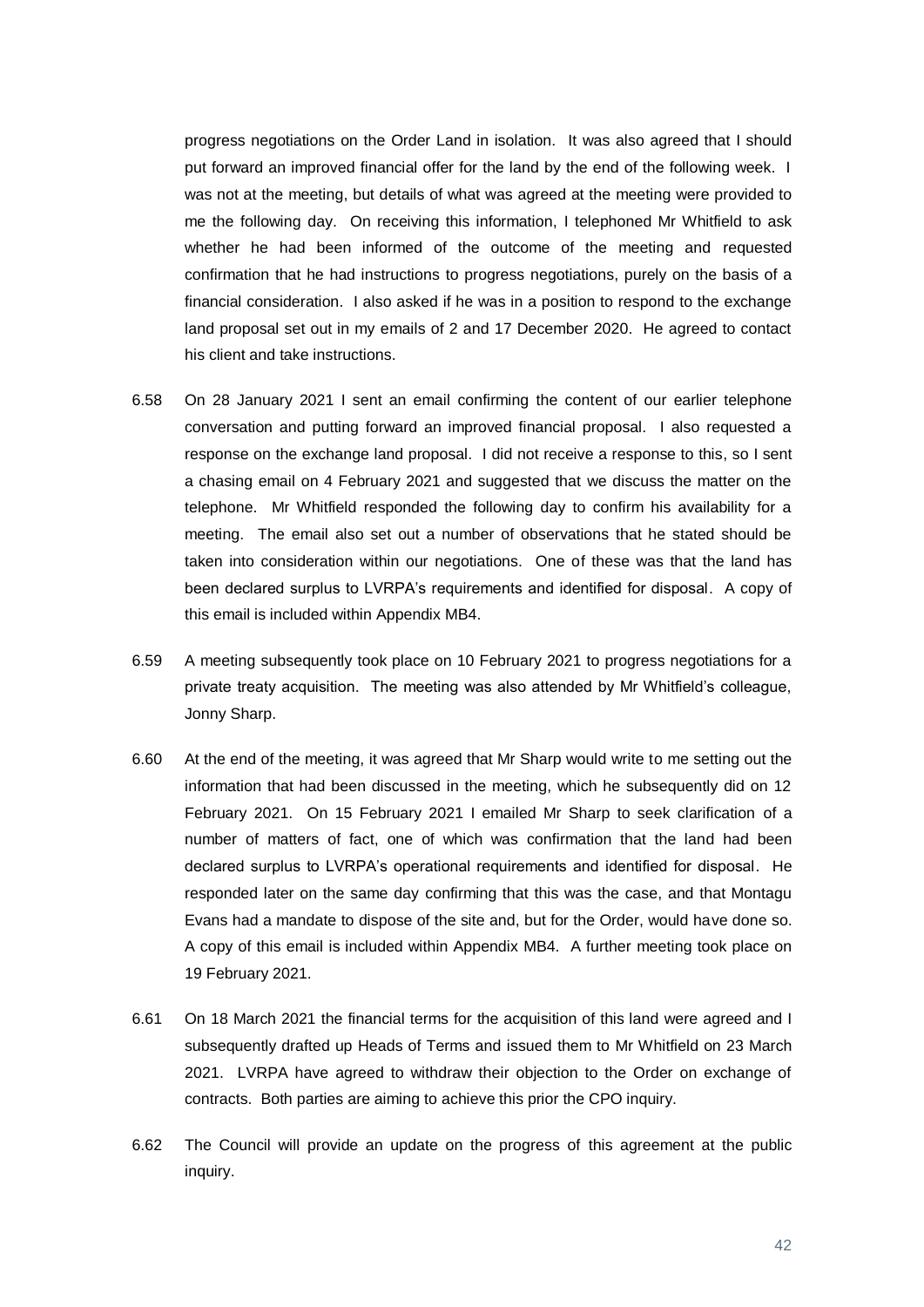progress negotiations on the Order Land in isolation. It was also agreed that I should put forward an improved financial offer for the land by the end of the following week. I was not at the meeting, but details of what was agreed at the meeting were provided to me the following day. On receiving this information, I telephoned Mr Whitfield to ask whether he had been informed of the outcome of the meeting and requested confirmation that he had instructions to progress negotiations, purely on the basis of a financial consideration. I also asked if he was in a position to respond to the exchange land proposal set out in my emails of 2 and 17 December 2020. He agreed to contact his client and take instructions.

6.58 On 28 January 2021 I sent an email confirming the content of our earlier telephone conversation and putting forward an improved financial proposal. I also requested a response on the exchange land proposal. I did not receive a response to this, so I sent a chasing email on 4 February 2021 and suggested that we discuss the matter on the telephone. Mr Whitfield responded the following day to confirm his availability for a meeting. The email also set out a number of observations that he stated should be taken into consideration within our negotiations. One of these was that the land has been declared surplus to LVRPA's requirements and identified for disposal. A copy of this email is included within Appendix MB4.

6.59 A meeting subsequently took place on 10 February 2021 to progress negotiations for a private treaty acquisition. The meeting was also attended by Mr Whitfield's colleague, Jonny Sharp.

6.60 At the end of the meeting, it was agreed that Mr Sharp would write to me setting out the information that had been discussed in the meeting, which he subsequently did on 12 February 2021. On 15 February 2021 I emailed Mr Sharp to seek clarification of a number of matters of fact, one of which was confirmation that the land had been declared surplus to LVRPA's operational requirements and identified for disposal. He responded later on the same day confirming that this was the case, and that Montagu Evans had a mandate to dispose of the site and, but for the Order, would have done so. A copy of this email is included within Appendix MB4. A further meeting took place on 19 February 2021.

6.61 On 18 March 2021 the financial terms for the acquisition of this land were agreed and I subsequently drafted up Heads of Terms and issued them to Mr Whitfield on 23 March 2021. LVRPA have agreed to withdraw their objection to the Order on exchange of contracts. Both parties are aiming to achieve this prior the CPO inquiry.

6.62 The Council will provide an update on the progress of this agreement at the public inquiry.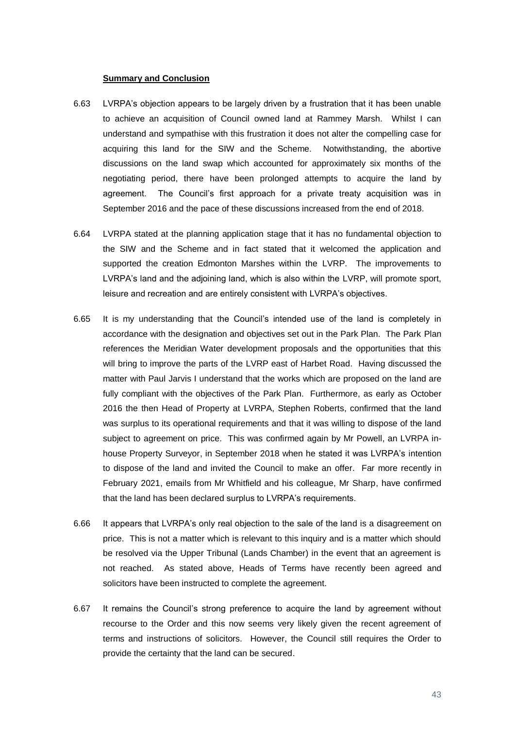**Summary and Conclusion**

6.63 LVRPA's objection appears to be largely driven by a frustration that it has been unable to achieve an acquisition of Council owned land at Rammey Marsh. Whilst I can understand and sympathise with this frustration it does not alter the compelling case for acquiring this land for the SIW and the Scheme. Notwithstanding, the abortive discussions on the land swap which accounted for approximately six months of the negotiating period, there have been prolonged attempts to acquire the land by agreement. The Council's first approach for a private treaty acquisition was in September 2016 and the pace of these discussions increased from the end of 2018.

6.64 LVRPA stated at the planning application stage that it has no fundamental objection to the SIW and the Scheme and in fact stated that it welcomed the application and supported the creation Edmonton Marshes within the LVRP. The improvements to LVRPA's land and the adjoining land, which is also within the LVRP, will promote sport, leisure and recreation and are entirely consistent with LVRPA's objectives.

6.65 It is my understanding that the Council's intended use of the land is completely in accordance with the designation and objectives set out in the Park Plan. The Park Plan references the Meridian Water development proposals and the opportunities that this will bring to improve the parts of the LVRP east of Harbet Road. Having discussed the matter with Paul Jarvis I understand that the works which are proposed on the land are fully compliant with the objectives of the Park Plan. Furthermore, as early as October 2016 the then Head of Property at LVRPA, Stephen Roberts, confirmed that the land was surplus to its operational requirements and that it was willing to dispose of the land subject to agreement on price. This was confirmed again by Mr Powell, an LVRPA in-house Property Surveyor, in September 2018 when he stated it was LVRPA's intention to dispose of the land and invited the Council to make an offer. Far more recently in February 2021, emails from Mr Whitfield and his colleague, Mr Sharp, have confirmed that the land has been declared surplus to LVRPA's requirements.

6.66 It appears that LVRPA's only real objection to the sale of the land is a disagreement on price. This is not a matter which is relevant to this inquiry and is a matter which should be resolved via the Upper Tribunal (Lands Chamber) in the event that an agreement is not reached. As stated above, Heads of Terms have recently been agreed and solicitors have been instructed to complete the agreement.

6.67 It remains the Council's strong preference to acquire the land by agreement without recourse to the Order and this now seems very likely given the recent agreement of terms and instructions of solicitors. However, the Council still requires the Order to provide the certainty that the land can be secured.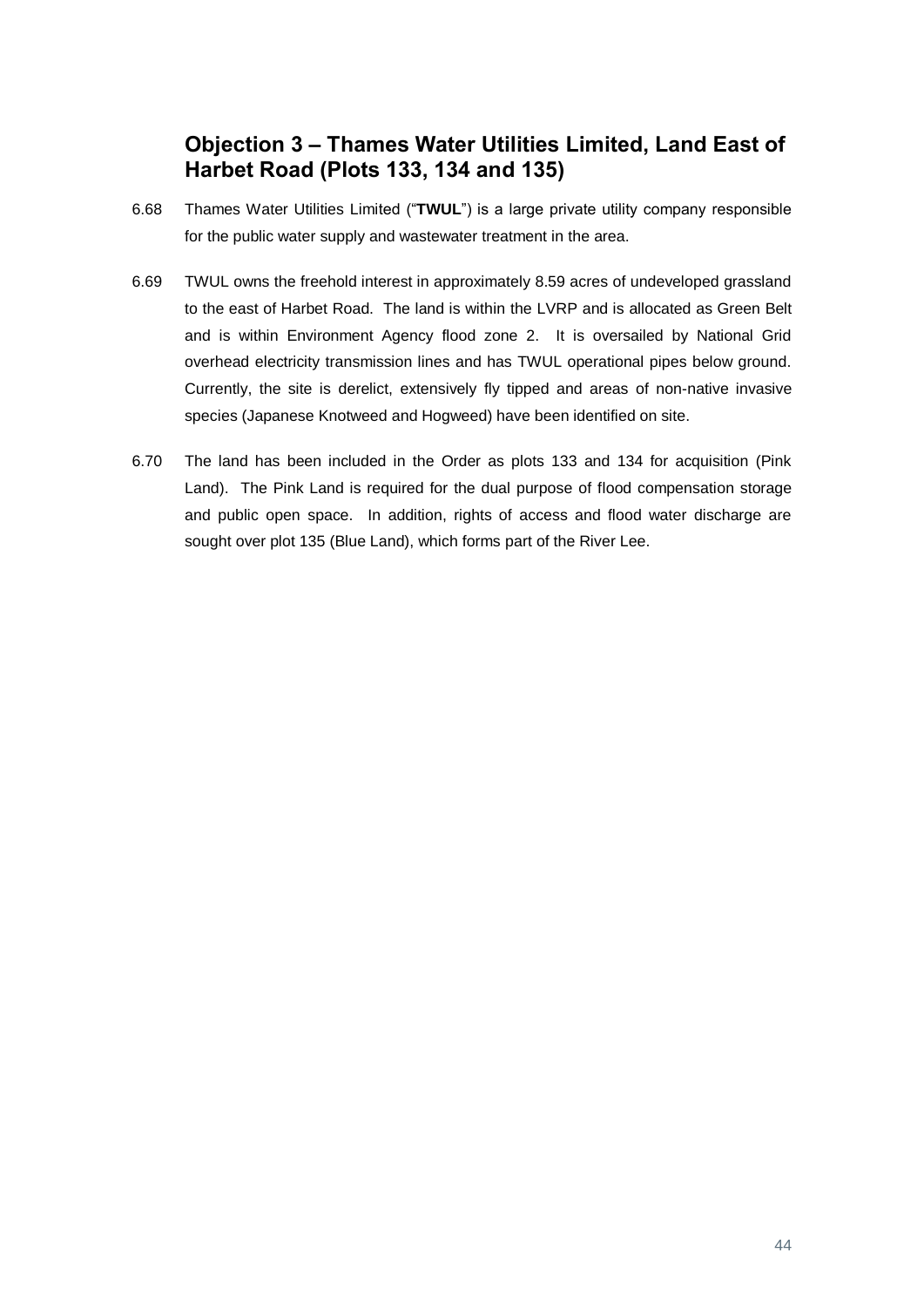## Objection 3 – Thames Water Utilities Limited, Land East of Harbet Road (Plots 133, 134 and 135)

6.68 Thames Water Utilities Limited ("**TWUL**") is a large private utility company responsible for the public water supply and wastewater treatment in the area.

6.69 TWUL owns the freehold interest in approximately 8.59 acres of undeveloped grassland to the east of Harbet Road. The land is within the LVRP and is allocated as Green Belt and is within Environment Agency flood zone 2. It is oversailed by National Grid overhead electricity transmission lines and has TWUL operational pipes below ground. Currently, the site is derelict, extensively fly tipped and areas of non-native invasive species (Japanese Knotweed and Hogweed) have been identified on site.

6.70 The land has been included in the Order as plots 133 and 134 for acquisition (Pink Land). The Pink Land is required for the dual purpose of flood compensation storage and public open space. In addition, rights of access and flood water discharge are sought over plot 135 (Blue Land), which forms part of the River Lee.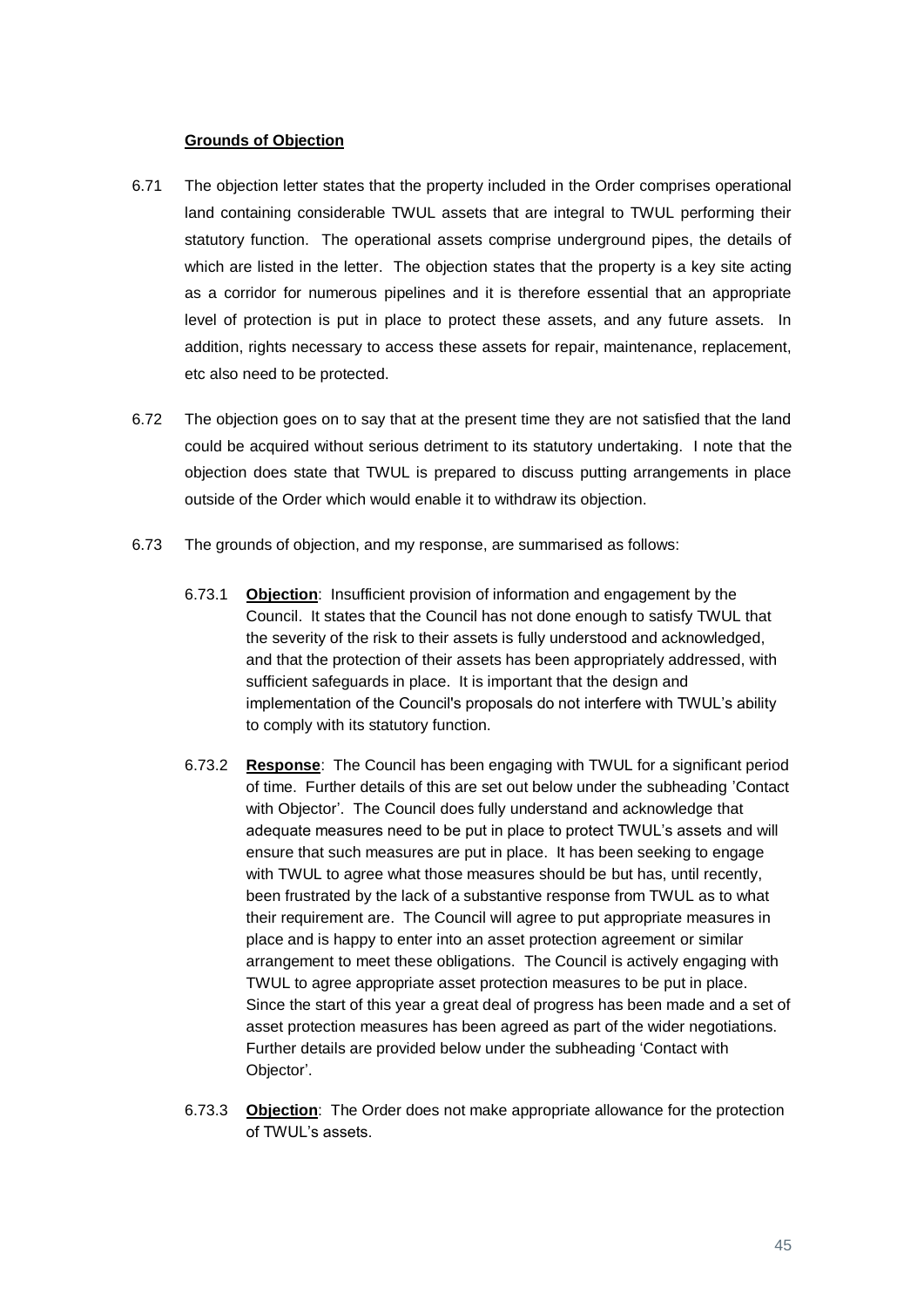**Grounds of Objection**

6.71 The objection letter states that the property included in the Order comprises operational land containing considerable TWUL assets that are integral to TWUL performing their statutory function. The operational assets comprise underground pipes, the details of which are listed in the letter. The objection states that the property is a key site acting as a corridor for numerous pipelines and it is therefore essential that an appropriate level of protection is put in place to protect these assets, and any future assets. In addition, rights necessary to access these assets for repair, maintenance, replacement, etc also need to be protected.

6.72 The objection goes on to say that at the present time they are not satisfied that the land could be acquired without serious detriment to its statutory undertaking. I note that the objection does state that TWUL is prepared to discuss putting arrangements in place outside of the Order which would enable it to withdraw its objection.

6.73 The grounds of objection, and my response, are summarised as follows:

6.73.1 **Objection**: Insufficient provision of information and engagement by the Council. It states that the Council has not done enough to satisfy TWUL that the severity of the risk to their assets is fully understood and acknowledged, and that the protection of their assets has been appropriately addressed, with sufficient safeguards in place. It is important that the design and implementation of the Council's proposals do not interfere with TWUL's ability to comply with its statutory function.

6.73.2 **Response**: The Council has been engaging with TWUL for a significant period of time. Further details of this are set out below under the subheading 'Contact with Objector'. The Council does fully understand and acknowledge that adequate measures need to be put in place to protect TWUL's assets and will ensure that such measures are put in place. It has been seeking to engage with TWUL to agree what those measures should be but has, until recently, been frustrated by the lack of a substantive response from TWUL as to what their requirement are. The Council will agree to put appropriate measures in place and is happy to enter into an asset protection agreement or similar arrangement to meet these obligations. The Council is actively engaging with TWUL to agree appropriate asset protection measures to be put in place. Since the start of this year a great deal of progress has been made and a set of asset protection measures has been agreed as part of the wider negotiations. Further details are provided below under the subheading 'Contact with Objector'.

6.73.3 **Objection**: The Order does not make appropriate allowance for the protection of TWUL's assets.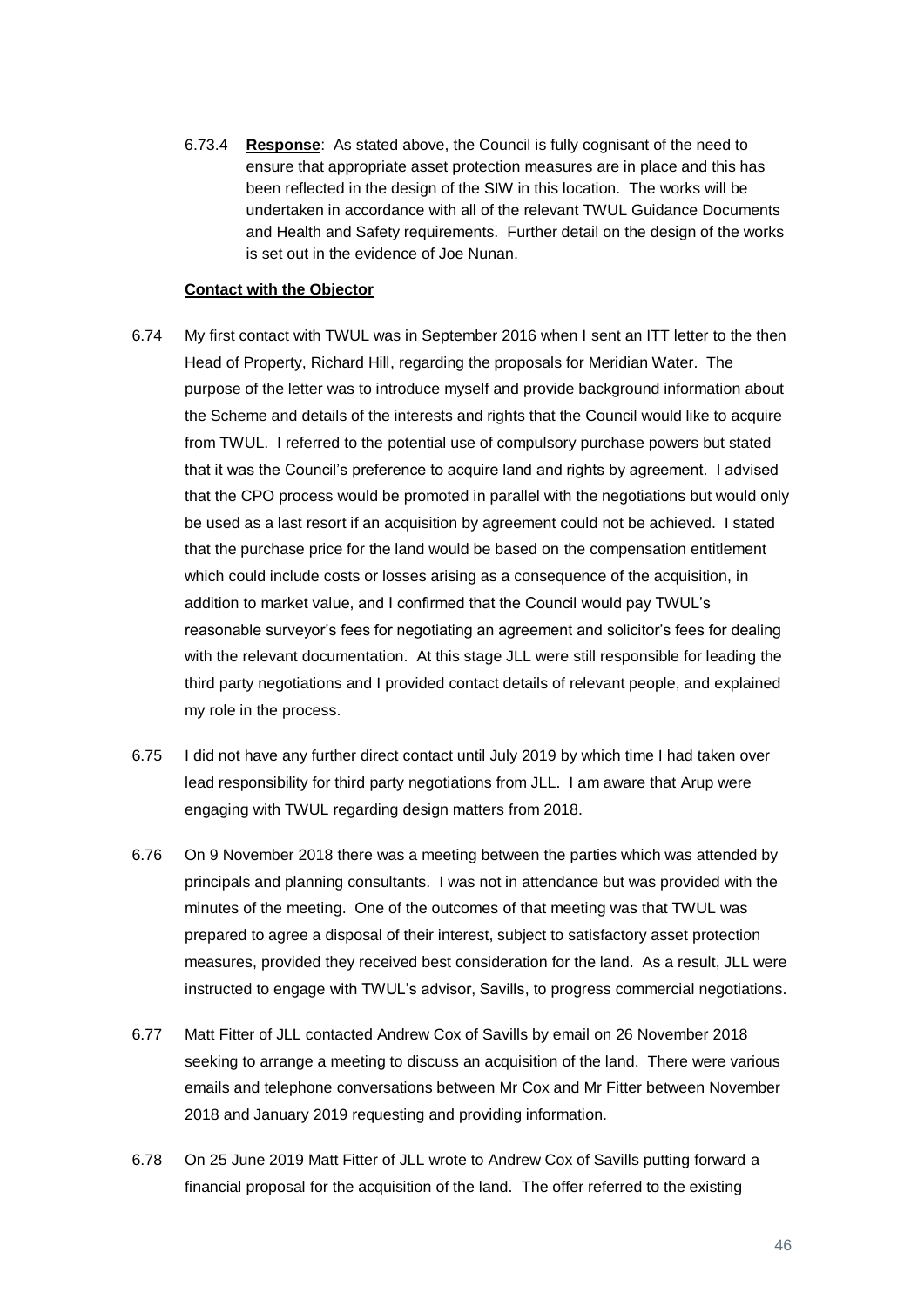6.73.4 **Response**: As stated above, the Council is fully cognisant of the need to ensure that appropriate asset protection measures are in place and this has been reflected in the design of the SIW in this location. The works will be undertaken in accordance with all of the relevant TWUL Guidance Documents and Health and Safety requirements. Further detail on the design of the works is set out in the evidence of Joe Nunan.

**Contact with the Objector**

6.74 My first contact with TWUL was in September 2016 when I sent an ITT letter to the then Head of Property, Richard Hill, regarding the proposals for Meridian Water. The purpose of the letter was to introduce myself and provide background information about the Scheme and details of the interests and rights that the Council would like to acquire from TWUL. I referred to the potential use of compulsory purchase powers but stated that it was the Council's preference to acquire land and rights by agreement. I advised that the CPO process would be promoted in parallel with the negotiations but would only be used as a last resort if an acquisition by agreement could not be achieved. I stated that the purchase price for the land would be based on the compensation entitlement which could include costs or losses arising as a consequence of the acquisition, in addition to market value, and I confirmed that the Council would pay TWUL's reasonable surveyor's fees for negotiating an agreement and solicitor's fees for dealing with the relevant documentation. At this stage JLL were still responsible for leading the third party negotiations and I provided contact details of relevant people, and explained my role in the process.

6.75 I did not have any further direct contact until July 2019 by which time I had taken over lead responsibility for third party negotiations from JLL. I am aware that Arup were engaging with TWUL regarding design matters from 2018.

6.76 On 9 November 2018 there was a meeting between the parties which was attended by principals and planning consultants. I was not in attendance but was provided with the minutes of the meeting. One of the outcomes of that meeting was that TWUL was prepared to agree a disposal of their interest, subject to satisfactory asset protection measures, provided they received best consideration for the land. As a result, JLL were instructed to engage with TWUL's advisor, Savills, to progress commercial negotiations.

6.77 Matt Fitter of JLL contacted Andrew Cox of Savills by email on 26 November 2018 seeking to arrange a meeting to discuss an acquisition of the land. There were various emails and telephone conversations between Mr Cox and Mr Fitter between November 2018 and January 2019 requesting and providing information.

6.78 On 25 June 2019 Matt Fitter of JLL wrote to Andrew Cox of Savills putting forward a financial proposal for the acquisition of the land. The offer referred to the existing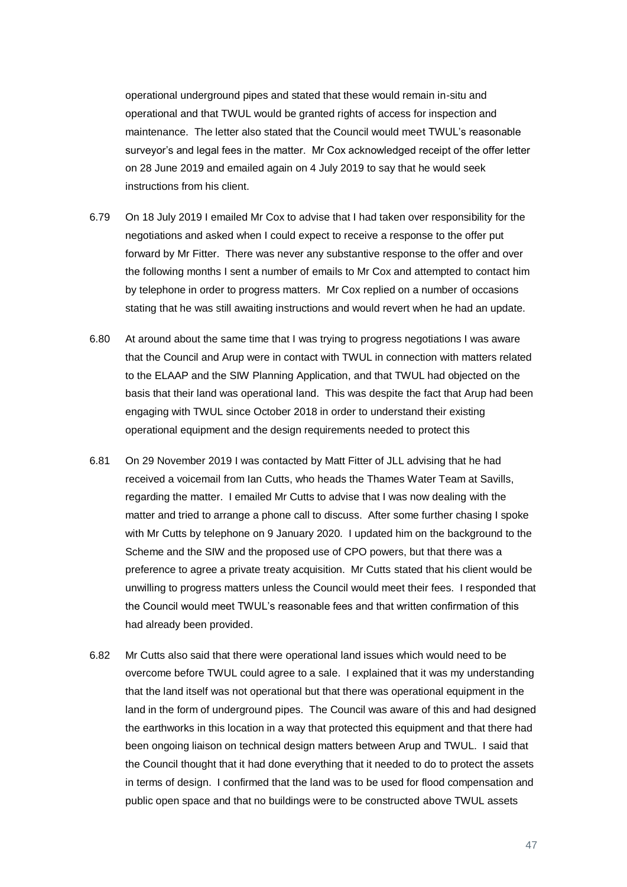operational underground pipes and stated that these would remain in-situ and operational and that TWUL would be granted rights of access for inspection and maintenance. The letter also stated that the Council would meet TWUL's reasonable surveyor's and legal fees in the matter. Mr Cox acknowledged receipt of the offer letter on 28 June 2019 and emailed again on 4 July 2019 to say that he would seek instructions from his client.

6.79 On 18 July 2019 I emailed Mr Cox to advise that I had taken over responsibility for the negotiations and asked when I could expect to receive a response to the offer put forward by Mr Fitter. There was never any substantive response to the offer and over the following months I sent a number of emails to Mr Cox and attempted to contact him by telephone in order to progress matters. Mr Cox replied on a number of occasions stating that he was still awaiting instructions and would revert when he had an update.

6.80 At around about the same time that I was trying to progress negotiations I was aware that the Council and Arup were in contact with TWUL in connection with matters related to the ELAAP and the SIW Planning Application, and that TWUL had objected on the basis that their land was operational land. This was despite the fact that Arup had been engaging with TWUL since October 2018 in order to understand their existing operational equipment and the design requirements needed to protect this

6.81 On 29 November 2019 I was contacted by Matt Fitter of JLL advising that he had received a voicemail from Ian Cutts, who heads the Thames Water Team at Savills, regarding the matter. I emailed Mr Cutts to advise that I was now dealing with the matter and tried to arrange a phone call to discuss. After some further chasing I spoke with Mr Cutts by telephone on 9 January 2020. I updated him on the background to the Scheme and the SIW and the proposed use of CPO powers, but that there was a preference to agree a private treaty acquisition. Mr Cutts stated that his client would be unwilling to progress matters unless the Council would meet their fees. I responded that the Council would meet TWUL's reasonable fees and that written confirmation of this had already been provided.

6.82 Mr Cutts also said that there were operational land issues which would need to be overcome before TWUL could agree to a sale. I explained that it was my understanding that the land itself was not operational but that there was operational equipment in the land in the form of underground pipes. The Council was aware of this and had designed the earthworks in this location in a way that protected this equipment and that there had been ongoing liaison on technical design matters between Arup and TWUL. I said that the Council thought that it had done everything that it needed to do to protect the assets in terms of design. I confirmed that the land was to be used for flood compensation and public open space and that no buildings were to be constructed above TWUL assets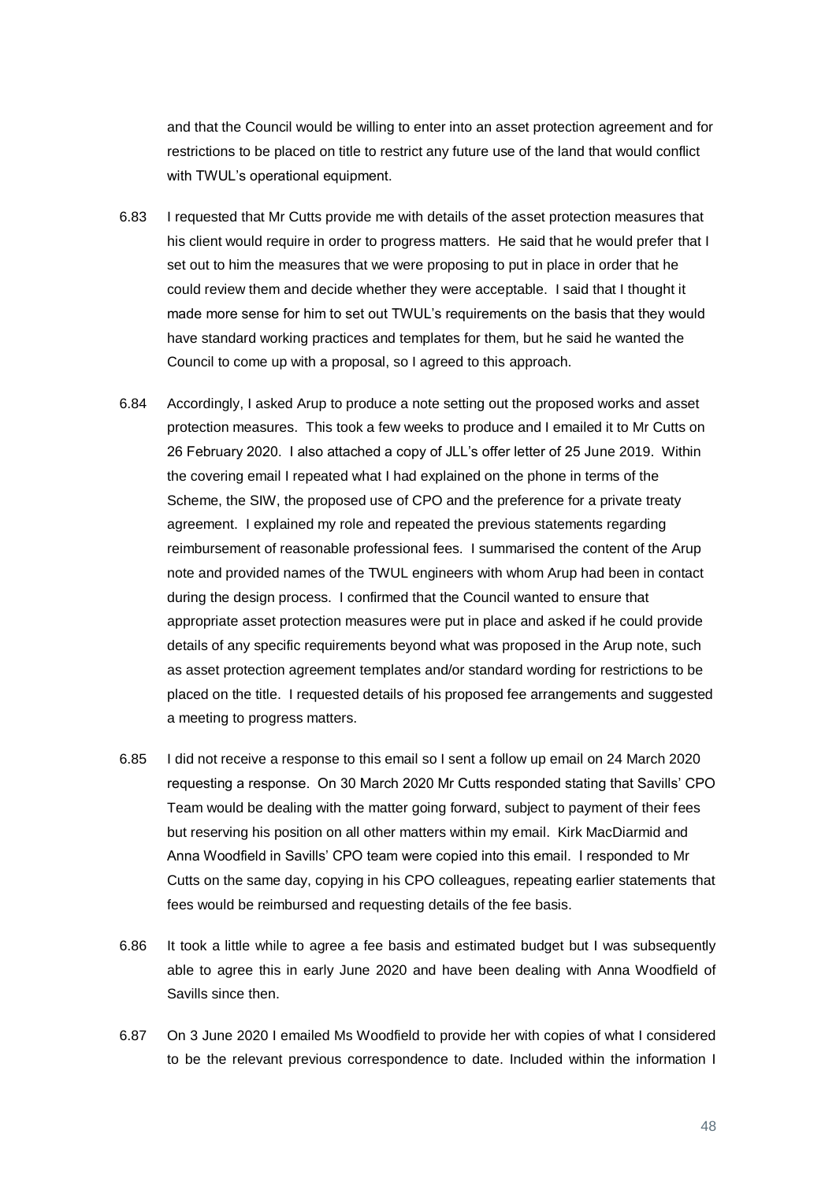and that the Council would be willing to enter into an asset protection agreement and for restrictions to be placed on title to restrict any future use of the land that would conflict with TWUL's operational equipment.

6.83 I requested that Mr Cutts provide me with details of the asset protection measures that his client would require in order to progress matters. He said that he would prefer that I set out to him the measures that we were proposing to put in place in order that he could review them and decide whether they were acceptable. I said that I thought it made more sense for him to set out TWUL's requirements on the basis that they would have standard working practices and templates for them, but he said he wanted the Council to come up with a proposal, so I agreed to this approach.

6.84 Accordingly, I asked Arup to produce a note setting out the proposed works and asset protection measures. This took a few weeks to produce and I emailed it to Mr Cutts on 26 February 2020. I also attached a copy of JLL's offer letter of 25 June 2019. Within the covering email I repeated what I had explained on the phone in terms of the Scheme, the SIW, the proposed use of CPO and the preference for a private treaty agreement. I explained my role and repeated the previous statements regarding reimbursement of reasonable professional fees. I summarised the content of the Arup note and provided names of the TWUL engineers with whom Arup had been in contact during the design process. I confirmed that the Council wanted to ensure that appropriate asset protection measures were put in place and asked if he could provide details of any specific requirements beyond what was proposed in the Arup note, such as asset protection agreement templates and/or standard wording for restrictions to be placed on the title. I requested details of his proposed fee arrangements and suggested a meeting to progress matters.

6.85 I did not receive a response to this email so I sent a follow up email on 24 March 2020 requesting a response. On 30 March 2020 Mr Cutts responded stating that Savills' CPO Team would be dealing with the matter going forward, subject to payment of their fees but reserving his position on all other matters within my email. Kirk MacDiarmid and Anna Woodfield in Savills' CPO team were copied into this email. I responded to Mr Cutts on the same day, copying in his CPO colleagues, repeating earlier statements that fees would be reimbursed and requesting details of the fee basis.

6.86 It took a little while to agree a fee basis and estimated budget but I was subsequently able to agree this in early June 2020 and have been dealing with Anna Woodfield of Savills since then.

6.87 On 3 June 2020 I emailed Ms Woodfield to provide her with copies of what I considered to be the relevant previous correspondence to date. Included within the information I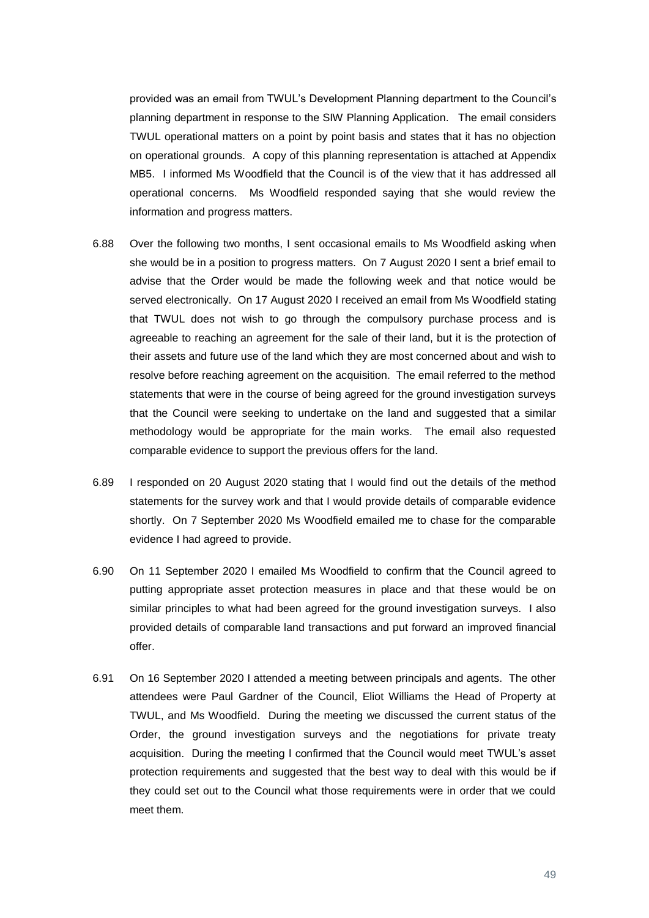provided was an email from TWUL's Development Planning department to the Council's planning department in response to the SIW Planning Application. The email considers TWUL operational matters on a point by point basis and states that it has no objection on operational grounds. A copy of this planning representation is attached at Appendix MB5. I informed Ms Woodfield that the Council is of the view that it has addressed all operational concerns. Ms Woodfield responded saying that she would review the information and progress matters.

6.88 Over the following two months, I sent occasional emails to Ms Woodfield asking when she would be in a position to progress matters. On 7 August 2020 I sent a brief email to advise that the Order would be made the following week and that notice would be served electronically. On 17 August 2020 I received an email from Ms Woodfield stating that TWUL does not wish to go through the compulsory purchase process and is agreeable to reaching an agreement for the sale of their land, but it is the protection of their assets and future use of the land which they are most concerned about and wish to resolve before reaching agreement on the acquisition. The email referred to the method statements that were in the course of being agreed for the ground investigation surveys that the Council were seeking to undertake on the land and suggested that a similar methodology would be appropriate for the main works. The email also requested comparable evidence to support the previous offers for the land.

6.89 I responded on 20 August 2020 stating that I would find out the details of the method statements for the survey work and that I would provide details of comparable evidence shortly. On 7 September 2020 Ms Woodfield emailed me to chase for the comparable evidence I had agreed to provide.

6.90 On 11 September 2020 I emailed Ms Woodfield to confirm that the Council agreed to putting appropriate asset protection measures in place and that these would be on similar principles to what had been agreed for the ground investigation surveys. I also provided details of comparable land transactions and put forward an improved financial offer.

6.91 On 16 September 2020 I attended a meeting between principals and agents. The other attendees were Paul Gardner of the Council, Eliot Williams the Head of Property at TWUL, and Ms Woodfield. During the meeting we discussed the current status of the Order, the ground investigation surveys and the negotiations for private treaty acquisition. During the meeting I confirmed that the Council would meet TWUL's asset protection requirements and suggested that the best way to deal with this would be if they could set out to the Council what those requirements were in order that we could meet them.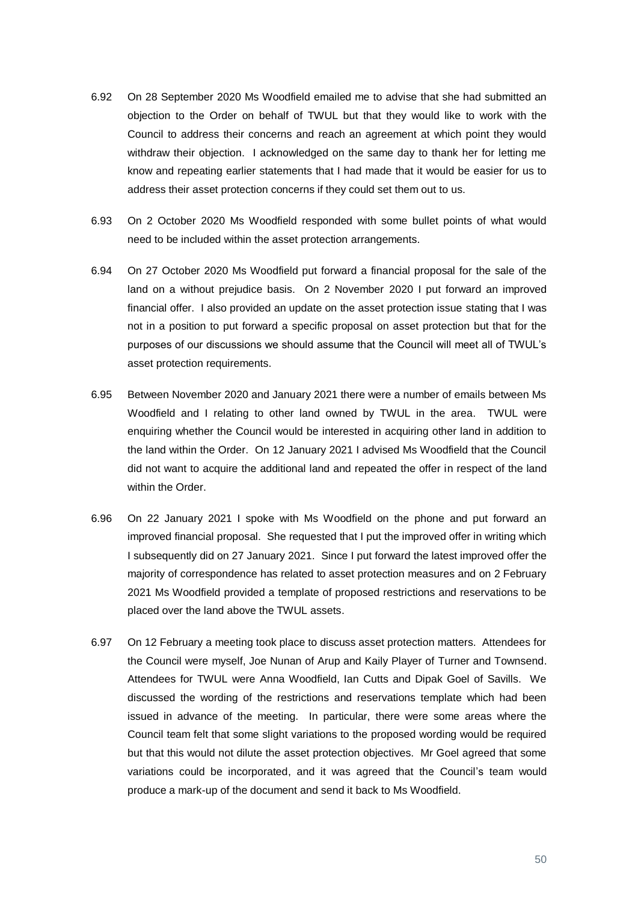6.92 On 28 September 2020 Ms Woodfield emailed me to advise that she had submitted an objection to the Order on behalf of TWUL but that they would like to work with the Council to address their concerns and reach an agreement at which point they would withdraw their objection. I acknowledged on the same day to thank her for letting me know and repeating earlier statements that I had made that it would be easier for us to address their asset protection concerns if they could set them out to us.

6.93 On 2 October 2020 Ms Woodfield responded with some bullet points of what would need to be included within the asset protection arrangements.

6.94 On 27 October 2020 Ms Woodfield put forward a financial proposal for the sale of the land on a without prejudice basis. On 2 November 2020 I put forward an improved financial offer. I also provided an update on the asset protection issue stating that I was not in a position to put forward a specific proposal on asset protection but that for the purposes of our discussions we should assume that the Council will meet all of TWUL's asset protection requirements.

6.95 Between November 2020 and January 2021 there were a number of emails between Ms Woodfield and I relating to other land owned by TWUL in the area. TWUL were enquiring whether the Council would be interested in acquiring other land in addition to the land within the Order. On 12 January 2021 I advised Ms Woodfield that the Council did not want to acquire the additional land and repeated the offer in respect of the land within the Order.

6.96 On 22 January 2021 I spoke with Ms Woodfield on the phone and put forward an improved financial proposal. She requested that I put the improved offer in writing which I subsequently did on 27 January 2021. Since I put forward the latest improved offer the majority of correspondence has related to asset protection measures and on 2 February 2021 Ms Woodfield provided a template of proposed restrictions and reservations to be placed over the land above the TWUL assets.

6.97 On 12 February a meeting took place to discuss asset protection matters. Attendees for the Council were myself, Joe Nunan of Arup and Kaily Player of Turner and Townsend. Attendees for TWUL were Anna Woodfield, Ian Cutts and Dipak Goel of Savills. We discussed the wording of the restrictions and reservations template which had been issued in advance of the meeting. In particular, there were some areas where the Council team felt that some slight variations to the proposed wording would be required but that this would not dilute the asset protection objectives. Mr Goel agreed that some variations could be incorporated, and it was agreed that the Council's team would produce a mark-up of the document and send it back to Ms Woodfield.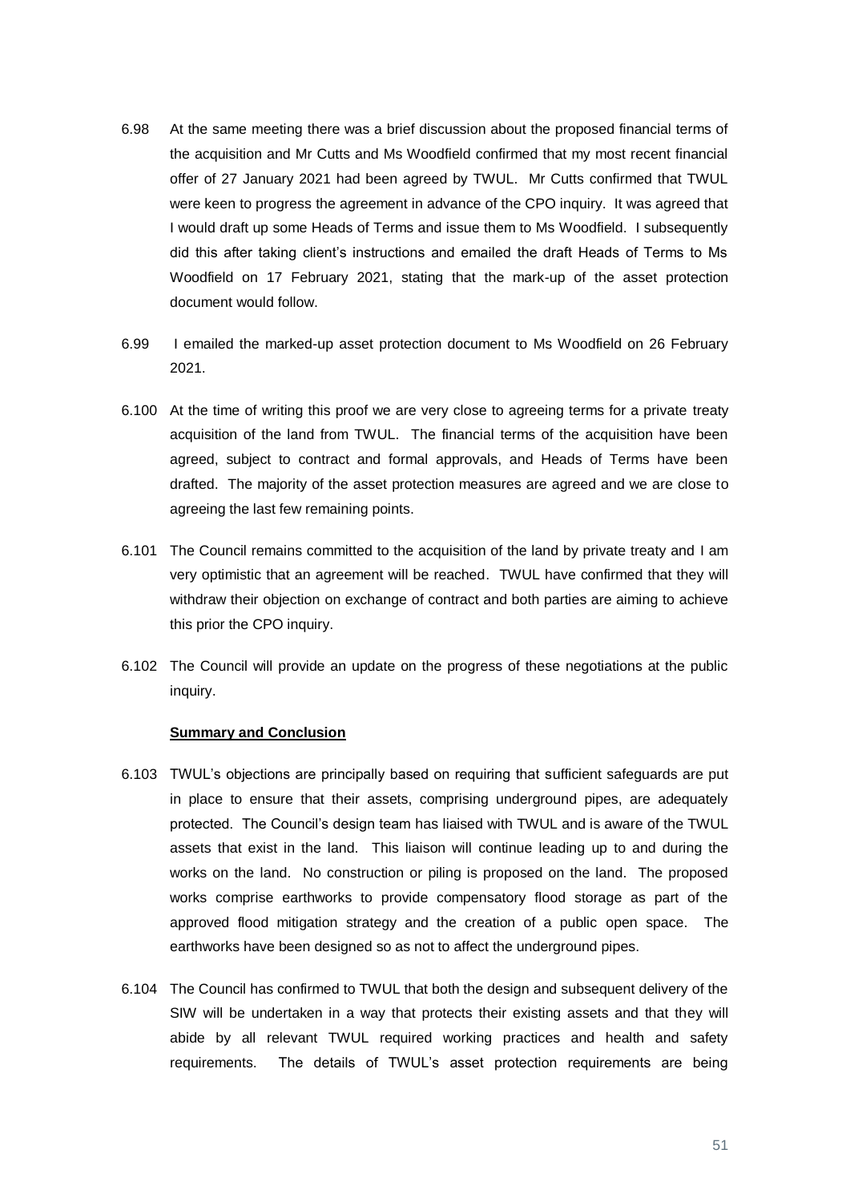6.98 At the same meeting there was a brief discussion about the proposed financial terms of the acquisition and Mr Cutts and Ms Woodfield confirmed that my most recent financial offer of 27 January 2021 had been agreed by TWUL. Mr Cutts confirmed that TWUL were keen to progress the agreement in advance of the CPO inquiry. It was agreed that I would draft up some Heads of Terms and issue them to Ms Woodfield. I subsequently did this after taking client's instructions and emailed the draft Heads of Terms to Ms Woodfield on 17 February 2021, stating that the mark-up of the asset protection document would follow.

6.99 I emailed the marked-up asset protection document to Ms Woodfield on 26 February 2021.

6.100 At the time of writing this proof we are very close to agreeing terms for a private treaty acquisition of the land from TWUL. The financial terms of the acquisition have been agreed, subject to contract and formal approvals, and Heads of Terms have been drafted. The majority of the asset protection measures are agreed and we are close to agreeing the last few remaining points.

6.101 The Council remains committed to the acquisition of the land by private treaty and I am very optimistic that an agreement will be reached. TWUL have confirmed that they will withdraw their objection on exchange of contract and both parties are aiming to achieve this prior the CPO inquiry.

6.102 The Council will provide an update on the progress of these negotiations at the public inquiry.

**Summary and Conclusion**

6.103 TWUL's objections are principally based on requiring that sufficient safeguards are put in place to ensure that their assets, comprising underground pipes, are adequately protected. The Council's design team has liaised with TWUL and is aware of the TWUL assets that exist in the land. This liaison will continue leading up to and during the works on the land. No construction or piling is proposed on the land. The proposed works comprise earthworks to provide compensatory flood storage as part of the approved flood mitigation strategy and the creation of a public open space. The earthworks have been designed so as not to affect the underground pipes.

6.104 The Council has confirmed to TWUL that both the design and subsequent delivery of the SIW will be undertaken in a way that protects their existing assets and that they will abide by all relevant TWUL required working practices and health and safety requirements. The details of TWUL's asset protection requirements are being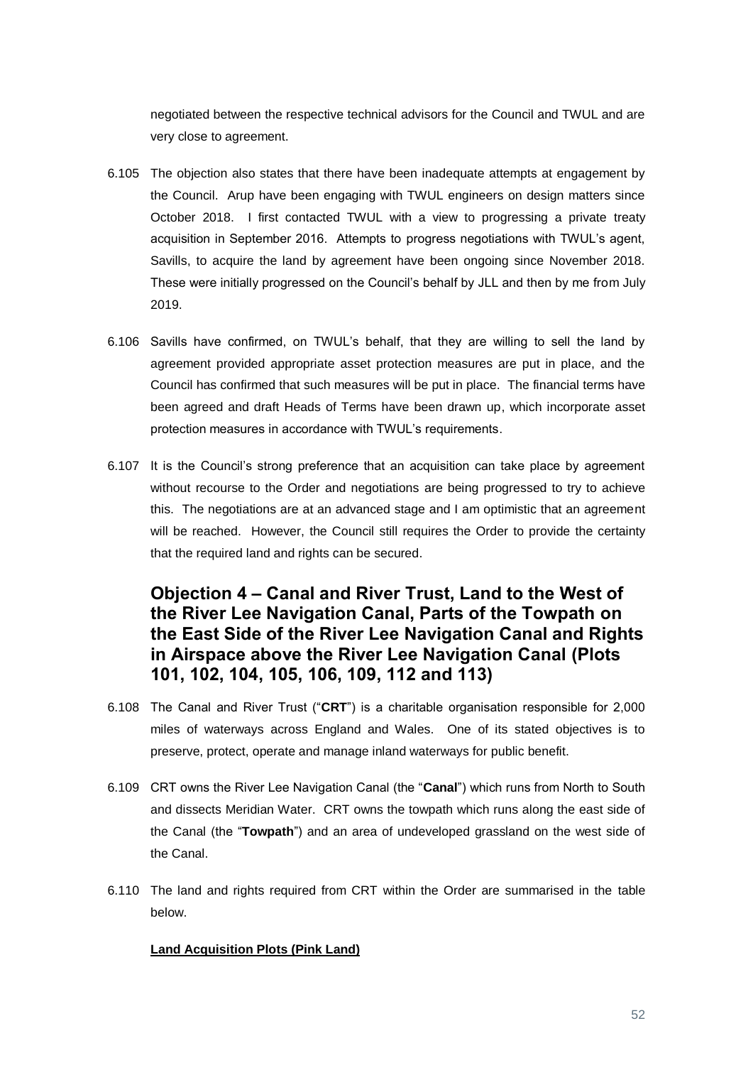negotiated between the respective technical advisors for the Council and TWUL and are very close to agreement.

6.105 The objection also states that there have been inadequate attempts at engagement by the Council. Arup have been engaging with TWUL engineers on design matters since October 2018. I first contacted TWUL with a view to progressing a private treaty acquisition in September 2016. Attempts to progress negotiations with TWUL's agent, Savills, to acquire the land by agreement have been ongoing since November 2018. These were initially progressed on the Council's behalf by JLL and then by me from July 2019.

6.106 Savills have confirmed, on TWUL's behalf, that they are willing to sell the land by agreement provided appropriate asset protection measures are put in place, and the Council has confirmed that such measures will be put in place. The financial terms have been agreed and draft Heads of Terms have been drawn up, which incorporate asset protection measures in accordance with TWUL's requirements.

6.107 It is the Council's strong preference that an acquisition can take place by agreement without recourse to the Order and negotiations are being progressed to try to achieve this. The negotiations are at an advanced stage and I am optimistic that an agreement will be reached. However, the Council still requires the Order to provide the certainty that the required land and rights can be secured.

## Objection 4 – Canal and River Trust, Land to the West of the River Lee Navigation Canal, Parts of the Towpath on the East Side of the River Lee Navigation Canal and Rights in Airspace above the River Lee Navigation Canal (Plots 101, 102, 104, 105, 106, 109, 112 and 113)

6.108 The Canal and River Trust ("**CRT**") is a charitable organisation responsible for 2,000 miles of waterways across England and Wales. One of its stated objectives is to preserve, protect, operate and manage inland waterways for public benefit.

6.109 CRT owns the River Lee Navigation Canal (the "**Canal**") which runs from North to South and dissects Meridian Water. CRT owns the towpath which runs along the east side of the Canal (the "**Towpath**") and an area of undeveloped grassland on the west side of the Canal.

6.110 The land and rights required from CRT within the Order are summarised in the table below.

**Land Acquisition Plots (Pink Land)**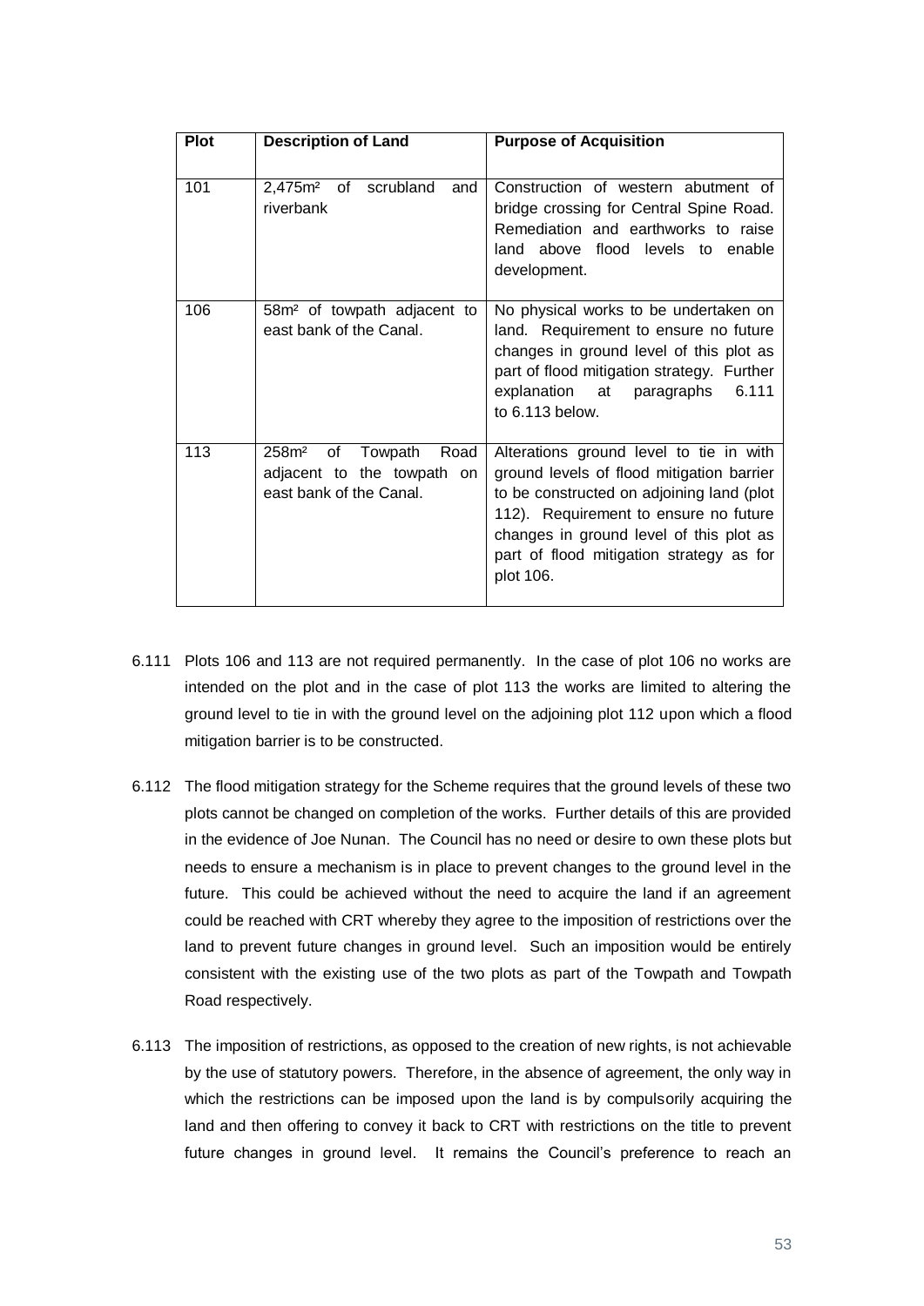| Plot | Description of Land | Purpose of Acquisition |
|---|---|---|
| 101 | 2,475m² of scrubland and riverbank | Construction of western abutment of bridge crossing for Central Spine Road. Remediation and earthworks to raise land above flood levels to enable development. |
| 106 | 58m² of towpath adjacent to east bank of the Canal. | No physical works to be undertaken on land. Requirement to ensure no future changes in ground level of this plot as part of flood mitigation strategy. Further explanation at paragraphs 6.111 to 6.113 below. |
| 113 | 258m² of Towpath Road adjacent to the towpath on east bank of the Canal. | Alterations ground level to tie in with ground levels of flood mitigation barrier to be constructed on adjoining land (plot 112). Requirement to ensure no future changes in ground level of this plot as part of flood mitigation strategy as for plot 106. |

6.111 Plots 106 and 113 are not required permanently. In the case of plot 106 no works are intended on the plot and in the case of plot 113 the works are limited to altering the ground level to tie in with the ground level on the adjoining plot 112 upon which a flood mitigation barrier is to be constructed.

6.112 The flood mitigation strategy for the Scheme requires that the ground levels of these two plots cannot be changed on completion of the works. Further details of this are provided in the evidence of Joe Nunan. The Council has no need or desire to own these plots but needs to ensure a mechanism is in place to prevent changes to the ground level in the future. This could be achieved without the need to acquire the land if an agreement could be reached with CRT whereby they agree to the imposition of restrictions over the land to prevent future changes in ground level. Such an imposition would be entirely consistent with the existing use of the two plots as part of the Towpath and Towpath Road respectively.

6.113 The imposition of restrictions, as opposed to the creation of new rights, is not achievable by the use of statutory powers. Therefore, in the absence of agreement, the only way in which the restrictions can be imposed upon the land is by compulsorily acquiring the land and then offering to convey it back to CRT with restrictions on the title to prevent future changes in ground level. It remains the Council's preference to reach an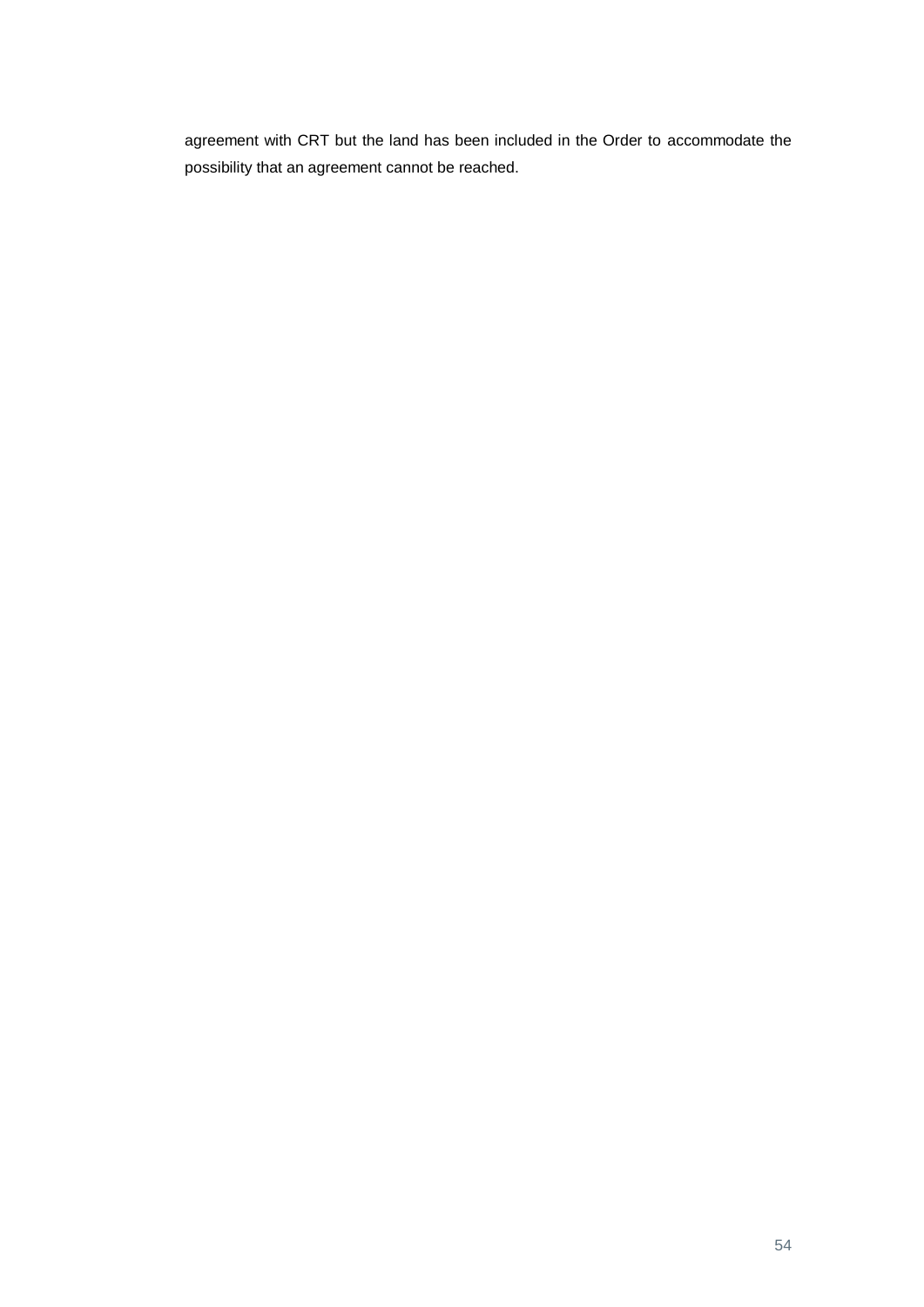agreement with CRT but the land has been included in the Order to accommodate the possibility that an agreement cannot be reached.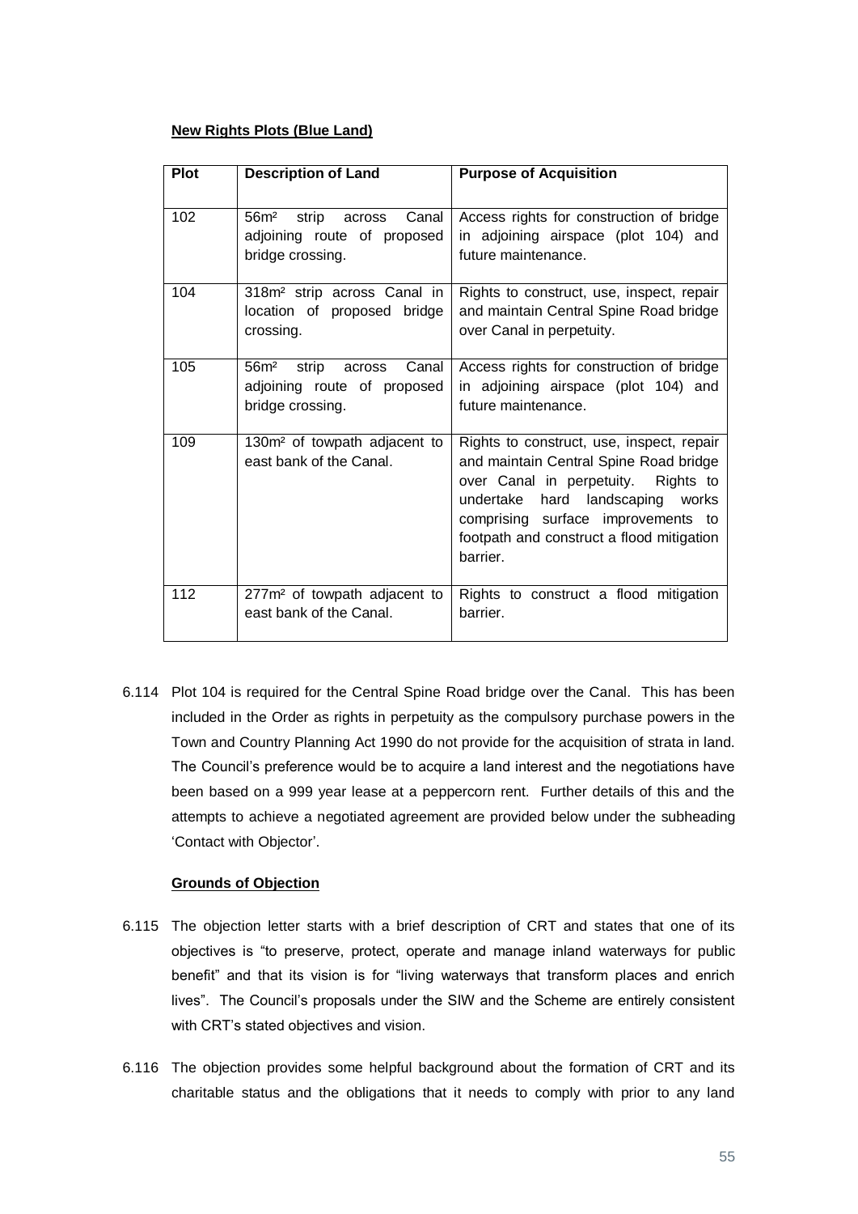**New Rights Plots (Blue Land)**

| Plot | Description of Land | Purpose of Acquisition |
|---|---|---|
| 102 | 56m² strip across Canal adjoining route of proposed bridge crossing. | Access rights for construction of bridge in adjoining airspace (plot 104) and future maintenance. |
| 104 | 318m² strip across Canal in location of proposed bridge crossing. | Rights to construct, use, inspect, repair and maintain Central Spine Road bridge over Canal in perpetuity. |
| 105 | 56m² strip across Canal adjoining route of proposed bridge crossing. | Access rights for construction of bridge in adjoining airspace (plot 104) and future maintenance. |
| 109 | 130m² of towpath adjacent to east bank of the Canal. | Rights to construct, use, inspect, repair and maintain Central Spine Road bridge over Canal in perpetuity. Rights to undertake hard landscaping works comprising surface improvements to footpath and construct a flood mitigation barrier. |
| 112 | 277m² of towpath adjacent to east bank of the Canal. | Rights to construct a flood mitigation barrier. |

6.114 Plot 104 is required for the Central Spine Road bridge over the Canal. This has been included in the Order as rights in perpetuity as the compulsory purchase powers in the Town and Country Planning Act 1990 do not provide for the acquisition of strata in land. The Council's preference would be to acquire a land interest and the negotiations have been based on a 999 year lease at a peppercorn rent. Further details of this and the attempts to achieve a negotiated agreement are provided below under the subheading 'Contact with Objector'.

**Grounds of Objection**

6.115 The objection letter starts with a brief description of CRT and states that one of its objectives is "to preserve, protect, operate and manage inland waterways for public benefit" and that its vision is for "living waterways that transform places and enrich lives". The Council's proposals under the SIW and the Scheme are entirely consistent with CRT's stated objectives and vision.

6.116 The objection provides some helpful background about the formation of CRT and its charitable status and the obligations that it needs to comply with prior to any land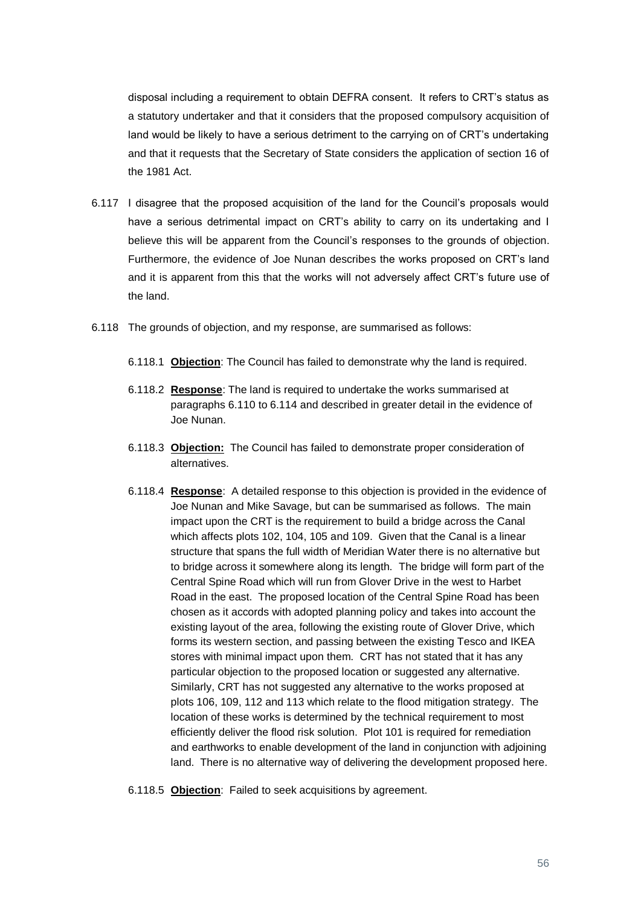disposal including a requirement to obtain DEFRA consent. It refers to CRT's status as a statutory undertaker and that it considers that the proposed compulsory acquisition of land would be likely to have a serious detriment to the carrying on of CRT's undertaking and that it requests that the Secretary of State considers the application of section 16 of the 1981 Act.

6.117 I disagree that the proposed acquisition of the land for the Council's proposals would have a serious detrimental impact on CRT's ability to carry on its undertaking and I believe this will be apparent from the Council's responses to the grounds of objection. Furthermore, the evidence of Joe Nunan describes the works proposed on CRT's land and it is apparent from this that the works will not adversely affect CRT's future use of the land.

6.118 The grounds of objection, and my response, are summarised as follows:

6.118.1 **Objection**: The Council has failed to demonstrate why the land is required.

6.118.2 **Response**: The land is required to undertake the works summarised at paragraphs 6.110 to 6.114 and described in greater detail in the evidence of Joe Nunan.

6.118.3 **Objection:** The Council has failed to demonstrate proper consideration of alternatives.

6.118.4 **Response**: A detailed response to this objection is provided in the evidence of Joe Nunan and Mike Savage, but can be summarised as follows. The main impact upon the CRT is the requirement to build a bridge across the Canal which affects plots 102, 104, 105 and 109. Given that the Canal is a linear structure that spans the full width of Meridian Water there is no alternative but to bridge across it somewhere along its length. The bridge will form part of the Central Spine Road which will run from Glover Drive in the west to Harbet Road in the east. The proposed location of the Central Spine Road has been chosen as it accords with adopted planning policy and takes into account the existing layout of the area, following the existing route of Glover Drive, which forms its western section, and passing between the existing Tesco and IKEA stores with minimal impact upon them. CRT has not stated that it has any particular objection to the proposed location or suggested any alternative. Similarly, CRT has not suggested any alternative to the works proposed at plots 106, 109, 112 and 113 which relate to the flood mitigation strategy. The location of these works is determined by the technical requirement to most efficiently deliver the flood risk solution. Plot 101 is required for remediation and earthworks to enable development of the land in conjunction with adjoining land. There is no alternative way of delivering the development proposed here.

6.118.5 **Objection**: Failed to seek acquisitions by agreement.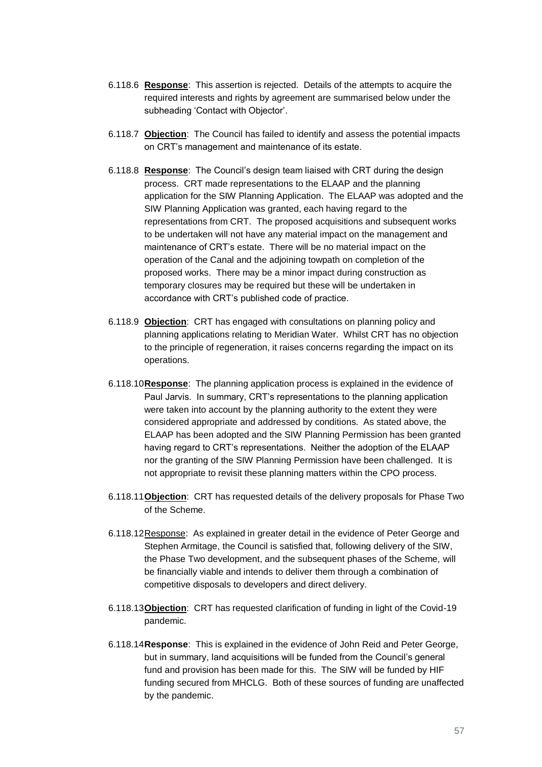6.118.6 **Response**: This assertion is rejected. Details of the attempts to acquire the required interests and rights by agreement are summarised below under the subheading 'Contact with Objector'.

6.118.7 **Objection**: The Council has failed to identify and assess the potential impacts on CRT's management and maintenance of its estate.

6.118.8 **Response**: The Council's design team liaised with CRT during the design process. CRT made representations to the ELAAP and the planning application for the SIW Planning Application. The ELAAP was adopted and the SIW Planning Application was granted, each having regard to the representations from CRT. The proposed acquisitions and subsequent works to be undertaken will not have any material impact on the management and maintenance of CRT's estate. There will be no material impact on the operation of the Canal and the adjoining towpath on completion of the proposed works. There may be a minor impact during construction as temporary closures may be required but these will be undertaken in accordance with CRT's published code of practice.

6.118.9 **Objection**: CRT has engaged with consultations on planning policy and planning applications relating to Meridian Water. Whilst CRT has no objection to the principle of regeneration, it raises concerns regarding the impact on its operations.

6.118.10 **Response**: The planning application process is explained in the evidence of Paul Jarvis. In summary, CRT's representations to the planning application were taken into account by the planning authority to the extent they were considered appropriate and addressed by conditions. As stated above, the ELAAP has been adopted and the SIW Planning Permission has been granted having regard to CRT's representations. Neither the adoption of the ELAAP nor the granting of the SIW Planning Permission have been challenged. It is not appropriate to revisit these planning matters within the CPO process.

6.118.11 **Objection**: CRT has requested details of the delivery proposals for Phase Two of the Scheme.

6.118.12 Response: As explained in greater detail in the evidence of Peter George and Stephen Armitage, the Council is satisfied that, following delivery of the SIW, the Phase Two development, and the subsequent phases of the Scheme, will be financially viable and intends to deliver them through a combination of competitive disposals to developers and direct delivery.

6.118.13 **Objection**: CRT has requested clarification of funding in light of the Covid-19 pandemic.

6.118.14 **Response**: This is explained in the evidence of John Reid and Peter George, but in summary, land acquisitions will be funded from the Council's general fund and provision has been made for this. The SIW will be funded by HIF funding secured from MHCLG. Both of these sources of funding are unaffected by the pandemic.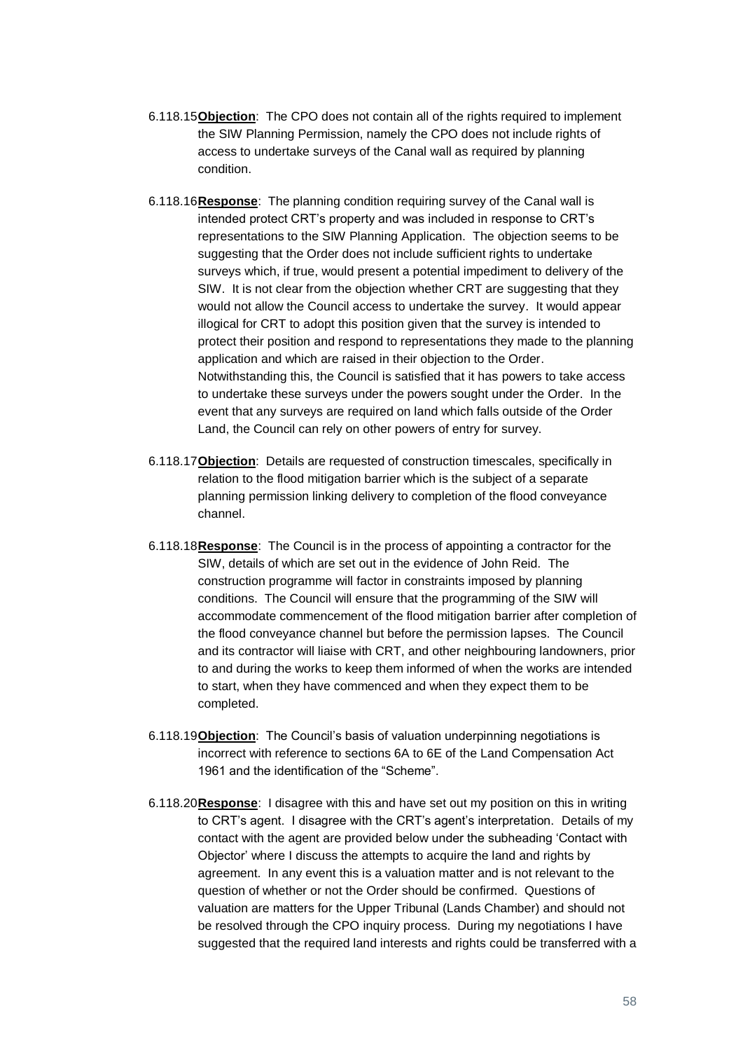6.118.15 **Objection**: The CPO does not contain all of the rights required to implement the SIW Planning Permission, namely the CPO does not include rights of access to undertake surveys of the Canal wall as required by planning condition.

6.118.16 **Response**: The planning condition requiring survey of the Canal wall is intended protect CRT's property and was included in response to CRT's representations to the SIW Planning Application. The objection seems to be suggesting that the Order does not include sufficient rights to undertake surveys which, if true, would present a potential impediment to delivery of the SIW. It is not clear from the objection whether CRT are suggesting that they would not allow the Council access to undertake the survey. It would appear illogical for CRT to adopt this position given that the survey is intended to protect their position and respond to representations they made to the planning application and which are raised in their objection to the Order. Notwithstanding this, the Council is satisfied that it has powers to take access to undertake these surveys under the powers sought under the Order. In the event that any surveys are required on land which falls outside of the Order Land, the Council can rely on other powers of entry for survey.

6.118.17 **Objection**: Details are requested of construction timescales, specifically in relation to the flood mitigation barrier which is the subject of a separate planning permission linking delivery to completion of the flood conveyance channel.

6.118.18 **Response**: The Council is in the process of appointing a contractor for the SIW, details of which are set out in the evidence of John Reid. The construction programme will factor in constraints imposed by planning conditions. The Council will ensure that the programming of the SIW will accommodate commencement of the flood mitigation barrier after completion of the flood conveyance channel but before the permission lapses. The Council and its contractor will liaise with CRT, and other neighbouring landowners, prior to and during the works to keep them informed of when the works are intended to start, when they have commenced and when they expect them to be completed.

6.118.19 **Objection**: The Council's basis of valuation underpinning negotiations is incorrect with reference to sections 6A to 6E of the Land Compensation Act 1961 and the identification of the "Scheme".

6.118.20 **Response**: I disagree with this and have set out my position on this in writing to CRT's agent. I disagree with the CRT's agent's interpretation. Details of my contact with the agent are provided below under the subheading 'Contact with Objector' where I discuss the attempts to acquire the land and rights by agreement. In any event this is a valuation matter and is not relevant to the question of whether or not the Order should be confirmed. Questions of valuation are matters for the Upper Tribunal (Lands Chamber) and should not be resolved through the CPO inquiry process. During my negotiations I have suggested that the required land interests and rights could be transferred with a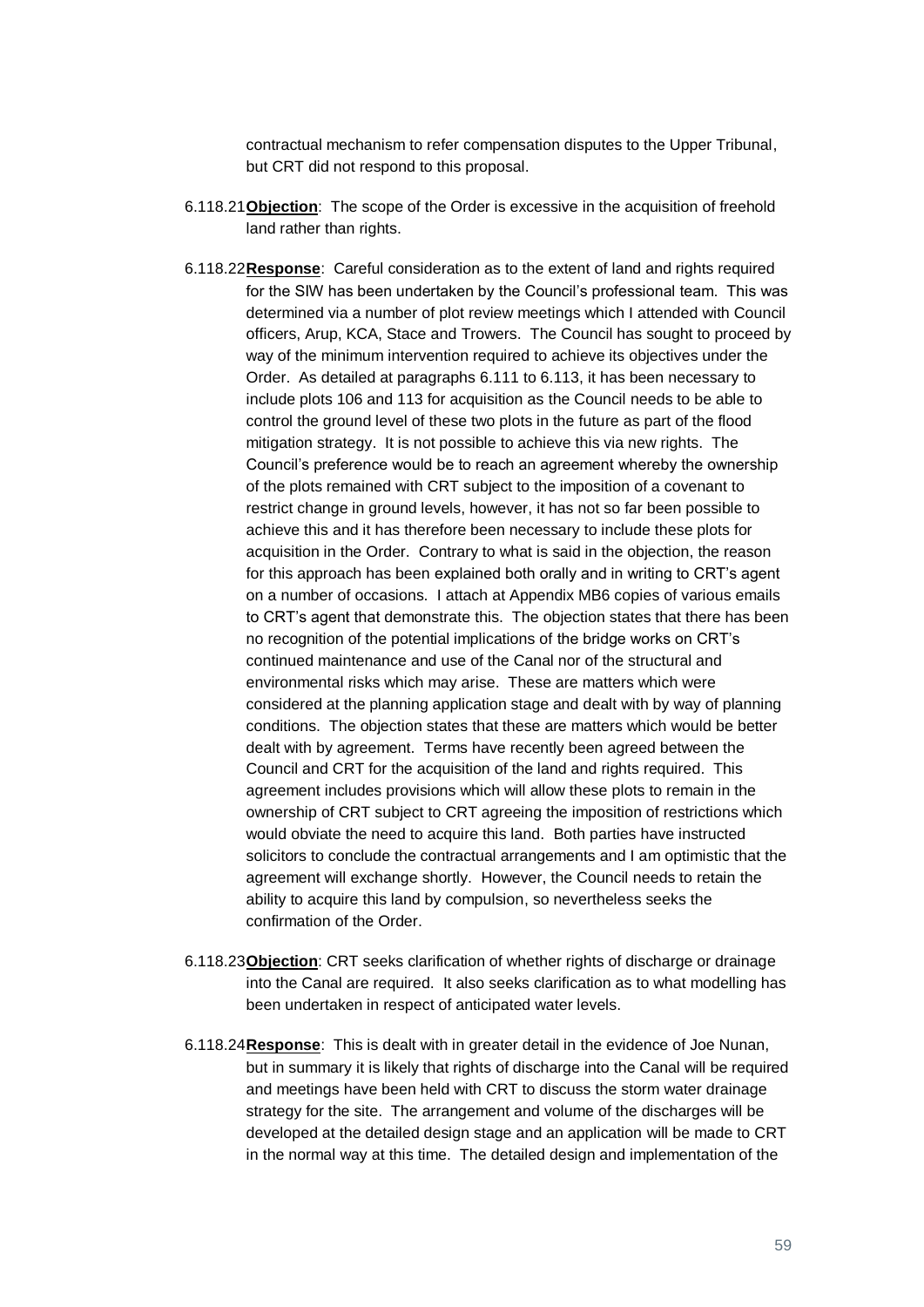contractual mechanism to refer compensation disputes to the Upper Tribunal, but CRT did not respond to this proposal.

6.118.21 **Objection**: The scope of the Order is excessive in the acquisition of freehold land rather than rights.

6.118.22 **Response**: Careful consideration as to the extent of land and rights required for the SIW has been undertaken by the Council's professional team. This was determined via a number of plot review meetings which I attended with Council officers, Arup, KCA, Stace and Trowers. The Council has sought to proceed by way of the minimum intervention required to achieve its objectives under the Order. As detailed at paragraphs 6.111 to 6.113, it has been necessary to include plots 106 and 113 for acquisition as the Council needs to be able to control the ground level of these two plots in the future as part of the flood mitigation strategy. It is not possible to achieve this via new rights. The Council's preference would be to reach an agreement whereby the ownership of the plots remained with CRT subject to the imposition of a covenant to restrict change in ground levels, however, it has not so far been possible to achieve this and it has therefore been necessary to include these plots for acquisition in the Order. Contrary to what is said in the objection, the reason for this approach has been explained both orally and in writing to CRT's agent on a number of occasions. I attach at Appendix MB6 copies of various emails to CRT's agent that demonstrate this. The objection states that there has been no recognition of the potential implications of the bridge works on CRT's continued maintenance and use of the Canal nor of the structural and environmental risks which may arise. These are matters which were considered at the planning application stage and dealt with by way of planning conditions. The objection states that these are matters which would be better dealt with by agreement. Terms have recently been agreed between the Council and CRT for the acquisition of the land and rights required. This agreement includes provisions which will allow these plots to remain in the ownership of CRT subject to CRT agreeing the imposition of restrictions which would obviate the need to acquire this land. Both parties have instructed solicitors to conclude the contractual arrangements and I am optimistic that the agreement will exchange shortly. However, the Council needs to retain the ability to acquire this land by compulsion, so nevertheless seeks the confirmation of the Order.

6.118.23 **Objection**: CRT seeks clarification of whether rights of discharge or drainage into the Canal are required. It also seeks clarification as to what modelling has been undertaken in respect of anticipated water levels.

6.118.24 **Response**: This is dealt with in greater detail in the evidence of Joe Nunan, but in summary it is likely that rights of discharge into the Canal will be required and meetings have been held with CRT to discuss the storm water drainage strategy for the site. The arrangement and volume of the discharges will be developed at the detailed design stage and an application will be made to CRT in the normal way at this time. The detailed design and implementation of the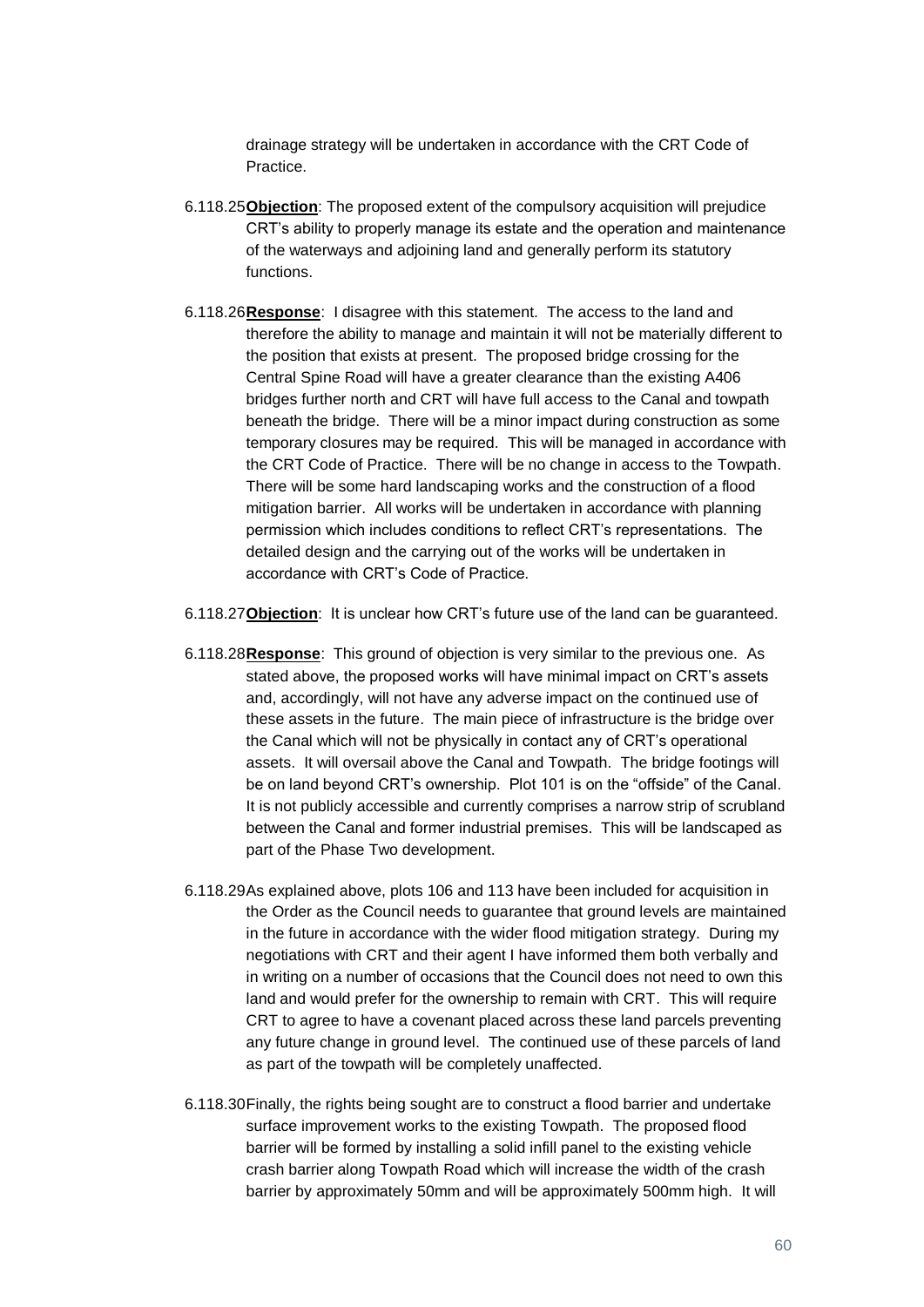drainage strategy will be undertaken in accordance with the CRT Code of Practice.

6.118.25 **Objection**: The proposed extent of the compulsory acquisition will prejudice CRT's ability to properly manage its estate and the operation and maintenance of the waterways and adjoining land and generally perform its statutory functions.

6.118.26 **Response**: I disagree with this statement. The access to the land and therefore the ability to manage and maintain it will not be materially different to the position that exists at present. The proposed bridge crossing for the Central Spine Road will have a greater clearance than the existing A406 bridges further north and CRT will have full access to the Canal and towpath beneath the bridge. There will be a minor impact during construction as some temporary closures may be required. This will be managed in accordance with the CRT Code of Practice. There will be no change in access to the Towpath. There will be some hard landscaping works and the construction of a flood mitigation barrier. All works will be undertaken in accordance with planning permission which includes conditions to reflect CRT's representations. The detailed design and the carrying out of the works will be undertaken in accordance with CRT's Code of Practice.

6.118.27 **Objection**: It is unclear how CRT's future use of the land can be guaranteed.

6.118.28 **Response**: This ground of objection is very similar to the previous one. As stated above, the proposed works will have minimal impact on CRT's assets and, accordingly, will not have any adverse impact on the continued use of these assets in the future. The main piece of infrastructure is the bridge over the Canal which will not be physically in contact any of CRT's operational assets. It will oversail above the Canal and Towpath. The bridge footings will be on land beyond CRT's ownership. Plot 101 is on the "offside" of the Canal. It is not publicly accessible and currently comprises a narrow strip of scrubland between the Canal and former industrial premises. This will be landscaped as part of the Phase Two development.

6.118.29 As explained above, plots 106 and 113 have been included for acquisition in the Order as the Council needs to guarantee that ground levels are maintained in the future in accordance with the wider flood mitigation strategy. During my negotiations with CRT and their agent I have informed them both verbally and in writing on a number of occasions that the Council does not need to own this land and would prefer for the ownership to remain with CRT. This will require CRT to agree to have a covenant placed across these land parcels preventing any future change in ground level. The continued use of these parcels of land as part of the towpath will be completely unaffected.

6.118.30 Finally, the rights being sought are to construct a flood barrier and undertake surface improvement works to the existing Towpath. The proposed flood barrier will be formed by installing a solid infill panel to the existing vehicle crash barrier along Towpath Road which will increase the width of the crash barrier by approximately 50mm and will be approximately 500mm high. It will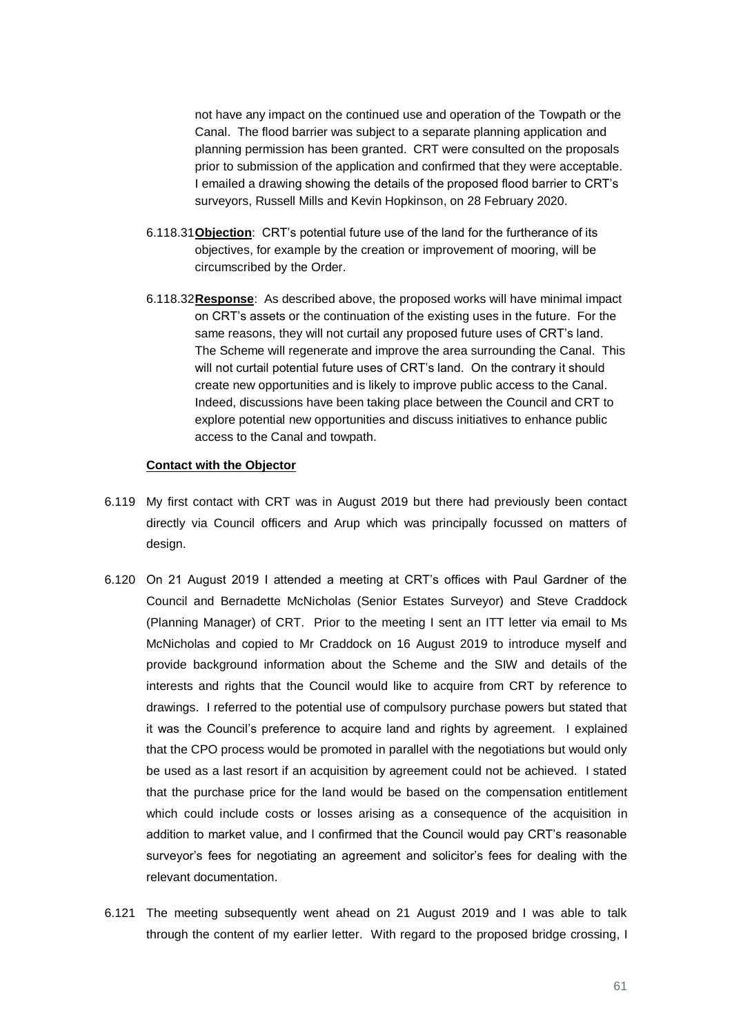not have any impact on the continued use and operation of the Towpath or the Canal. The flood barrier was subject to a separate planning application and planning permission has been granted. CRT were consulted on the proposals prior to submission of the application and confirmed that they were acceptable. I emailed a drawing showing the details of the proposed flood barrier to CRT's surveyors, Russell Mills and Kevin Hopkinson, on 28 February 2020.

6.118.31 **Objection**: CRT's potential future use of the land for the furtherance of its objectives, for example by the creation or improvement of mooring, will be circumscribed by the Order.

6.118.32 **Response**: As described above, the proposed works will have minimal impact on CRT's assets or the continuation of the existing uses in the future. For the same reasons, they will not curtail any proposed future uses of CRT's land. The Scheme will regenerate and improve the area surrounding the Canal. This will not curtail potential future uses of CRT's land. On the contrary it should create new opportunities and is likely to improve public access to the Canal. Indeed, discussions have been taking place between the Council and CRT to explore potential new opportunities and discuss initiatives to enhance public access to the Canal and towpath.

**Contact with the Objector**

6.119 My first contact with CRT was in August 2019 but there had previously been contact directly via Council officers and Arup which was principally focussed on matters of design.

6.120 On 21 August 2019 I attended a meeting at CRT's offices with Paul Gardner of the Council and Bernadette McNicholas (Senior Estates Surveyor) and Steve Craddock (Planning Manager) of CRT. Prior to the meeting I sent an ITT letter via email to Ms McNicholas and copied to Mr Craddock on 16 August 2019 to introduce myself and provide background information about the Scheme and the SIW and details of the interests and rights that the Council would like to acquire from CRT by reference to drawings. I referred to the potential use of compulsory purchase powers but stated that it was the Council's preference to acquire land and rights by agreement. I explained that the CPO process would be promoted in parallel with the negotiations but would only be used as a last resort if an acquisition by agreement could not be achieved. I stated that the purchase price for the land would be based on the compensation entitlement which could include costs or losses arising as a consequence of the acquisition in addition to market value, and I confirmed that the Council would pay CRT's reasonable surveyor's fees for negotiating an agreement and solicitor's fees for dealing with the relevant documentation.

6.121 The meeting subsequently went ahead on 21 August 2019 and I was able to talk through the content of my earlier letter. With regard to the proposed bridge crossing, I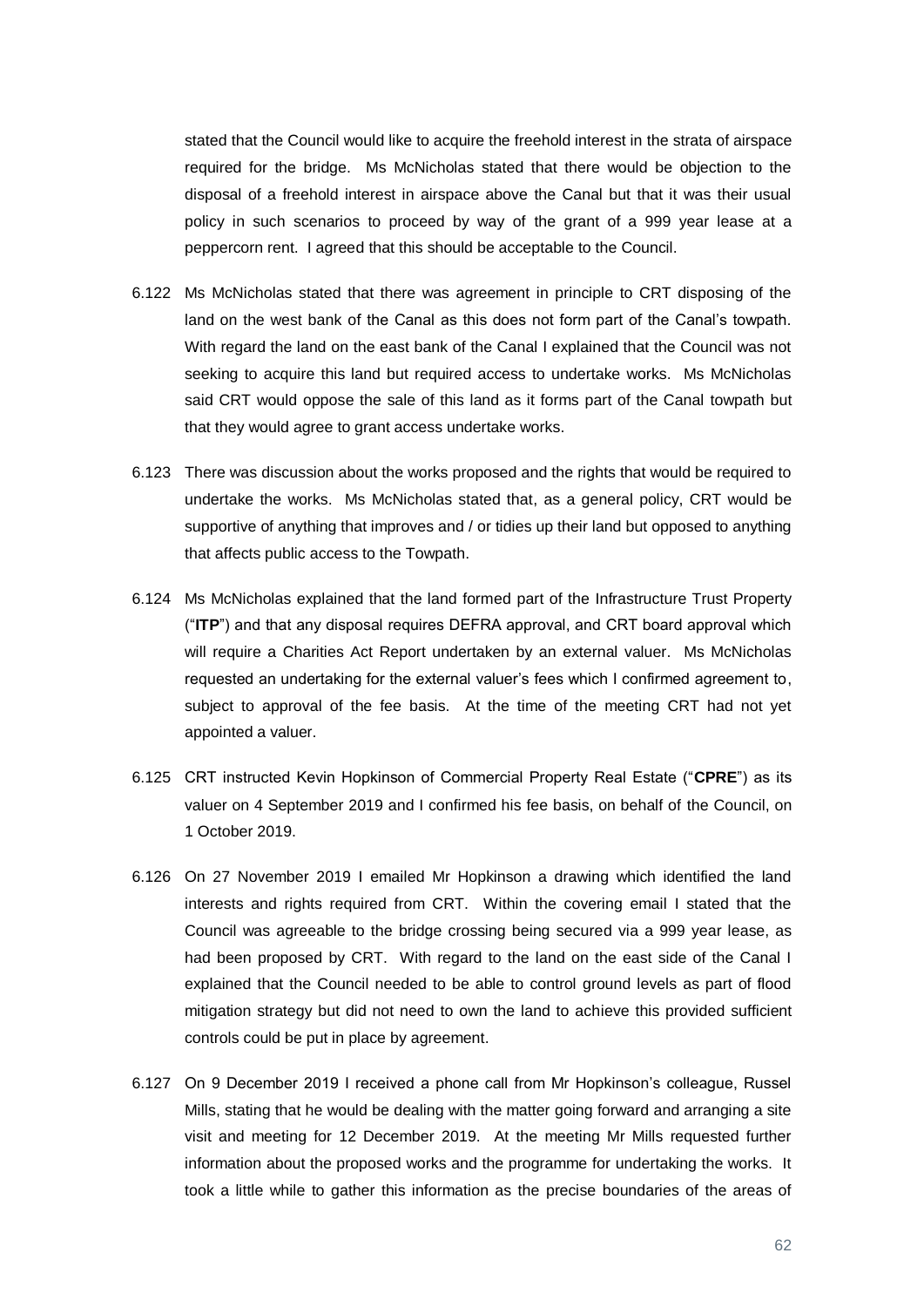stated that the Council would like to acquire the freehold interest in the strata of airspace required for the bridge. Ms McNicholas stated that there would be objection to the disposal of a freehold interest in airspace above the Canal but that it was their usual policy in such scenarios to proceed by way of the grant of a 999 year lease at a peppercorn rent. I agreed that this should be acceptable to the Council.

6.122 Ms McNicholas stated that there was agreement in principle to CRT disposing of the land on the west bank of the Canal as this does not form part of the Canal's towpath. With regard the land on the east bank of the Canal I explained that the Council was not seeking to acquire this land but required access to undertake works. Ms McNicholas said CRT would oppose the sale of this land as it forms part of the Canal towpath but that they would agree to grant access undertake works.

6.123 There was discussion about the works proposed and the rights that would be required to undertake the works. Ms McNicholas stated that, as a general policy, CRT would be supportive of anything that improves and / or tidies up their land but opposed to anything that affects public access to the Towpath.

6.124 Ms McNicholas explained that the land formed part of the Infrastructure Trust Property ("**ITP**") and that any disposal requires DEFRA approval, and CRT board approval which will require a Charities Act Report undertaken by an external valuer. Ms McNicholas requested an undertaking for the external valuer's fees which I confirmed agreement to, subject to approval of the fee basis. At the time of the meeting CRT had not yet appointed a valuer.

6.125 CRT instructed Kevin Hopkinson of Commercial Property Real Estate ("**CPRE**") as its valuer on 4 September 2019 and I confirmed his fee basis, on behalf of the Council, on 1 October 2019.

6.126 On 27 November 2019 I emailed Mr Hopkinson a drawing which identified the land interests and rights required from CRT. Within the covering email I stated that the Council was agreeable to the bridge crossing being secured via a 999 year lease, as had been proposed by CRT. With regard to the land on the east side of the Canal I explained that the Council needed to be able to control ground levels as part of flood mitigation strategy but did not need to own the land to achieve this provided sufficient controls could be put in place by agreement.

6.127 On 9 December 2019 I received a phone call from Mr Hopkinson's colleague, Russel Mills, stating that he would be dealing with the matter going forward and arranging a site visit and meeting for 12 December 2019. At the meeting Mr Mills requested further information about the proposed works and the programme for undertaking the works. It took a little while to gather this information as the precise boundaries of the areas of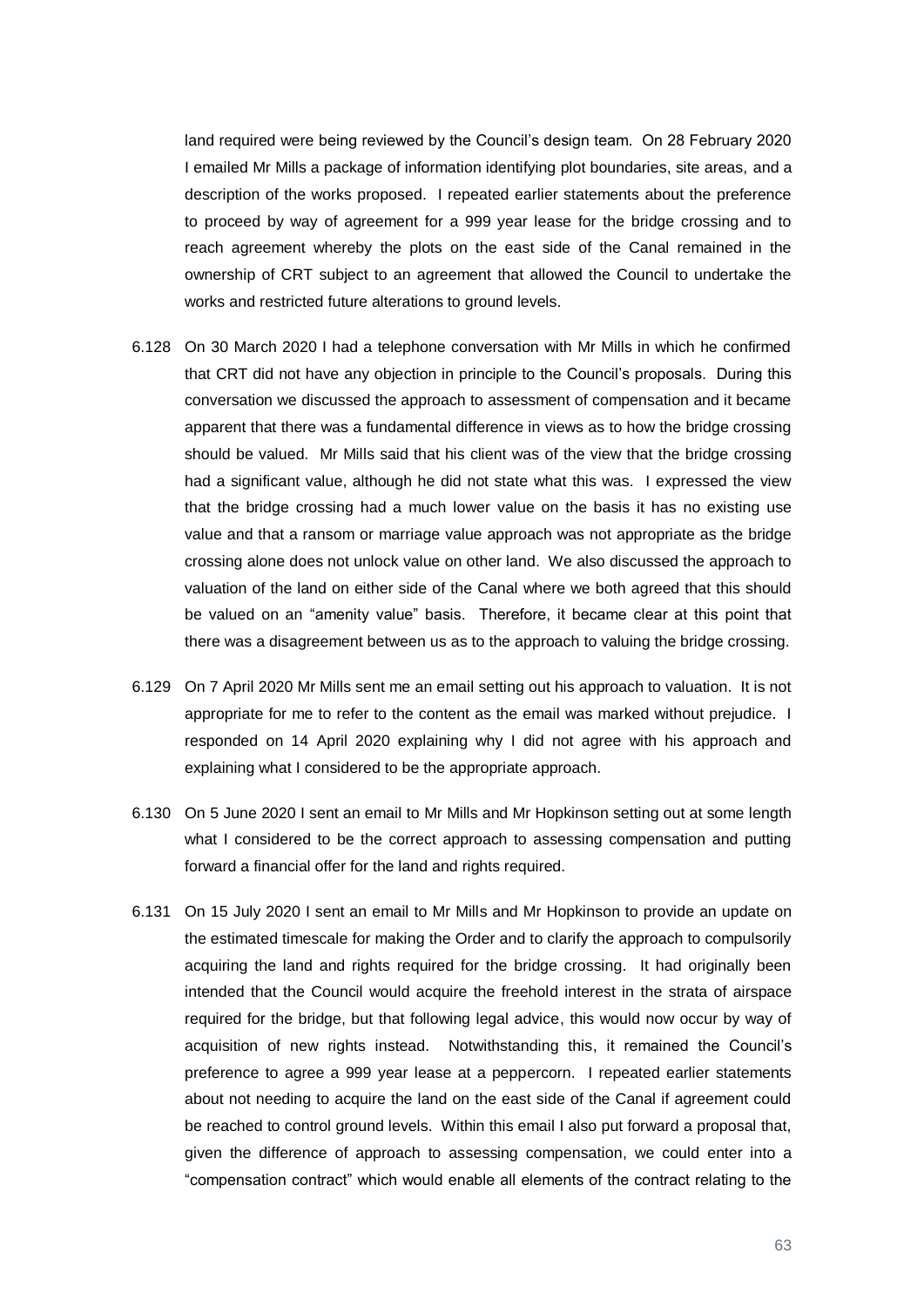land required were being reviewed by the Council's design team. On 28 February 2020 I emailed Mr Mills a package of information identifying plot boundaries, site areas, and a description of the works proposed. I repeated earlier statements about the preference to proceed by way of agreement for a 999 year lease for the bridge crossing and to reach agreement whereby the plots on the east side of the Canal remained in the ownership of CRT subject to an agreement that allowed the Council to undertake the works and restricted future alterations to ground levels.

6.128 On 30 March 2020 I had a telephone conversation with Mr Mills in which he confirmed that CRT did not have any objection in principle to the Council's proposals. During this conversation we discussed the approach to assessment of compensation and it became apparent that there was a fundamental difference in views as to how the bridge crossing should be valued. Mr Mills said that his client was of the view that the bridge crossing had a significant value, although he did not state what this was. I expressed the view that the bridge crossing had a much lower value on the basis it has no existing use value and that a ransom or marriage value approach was not appropriate as the bridge crossing alone does not unlock value on other land. We also discussed the approach to valuation of the land on either side of the Canal where we both agreed that this should be valued on an "amenity value" basis. Therefore, it became clear at this point that there was a disagreement between us as to the approach to valuing the bridge crossing.

6.129 On 7 April 2020 Mr Mills sent me an email setting out his approach to valuation. It is not appropriate for me to refer to the content as the email was marked without prejudice. I responded on 14 April 2020 explaining why I did not agree with his approach and explaining what I considered to be the appropriate approach.

6.130 On 5 June 2020 I sent an email to Mr Mills and Mr Hopkinson setting out at some length what I considered to be the correct approach to assessing compensation and putting forward a financial offer for the land and rights required.

6.131 On 15 July 2020 I sent an email to Mr Mills and Mr Hopkinson to provide an update on the estimated timescale for making the Order and to clarify the approach to compulsorily acquiring the land and rights required for the bridge crossing. It had originally been intended that the Council would acquire the freehold interest in the strata of airspace required for the bridge, but that following legal advice, this would now occur by way of acquisition of new rights instead. Notwithstanding this, it remained the Council's preference to agree a 999 year lease at a peppercorn. I repeated earlier statements about not needing to acquire the land on the east side of the Canal if agreement could be reached to control ground levels. Within this email I also put forward a proposal that, given the difference of approach to assessing compensation, we could enter into a "compensation contract" which would enable all elements of the contract relating to the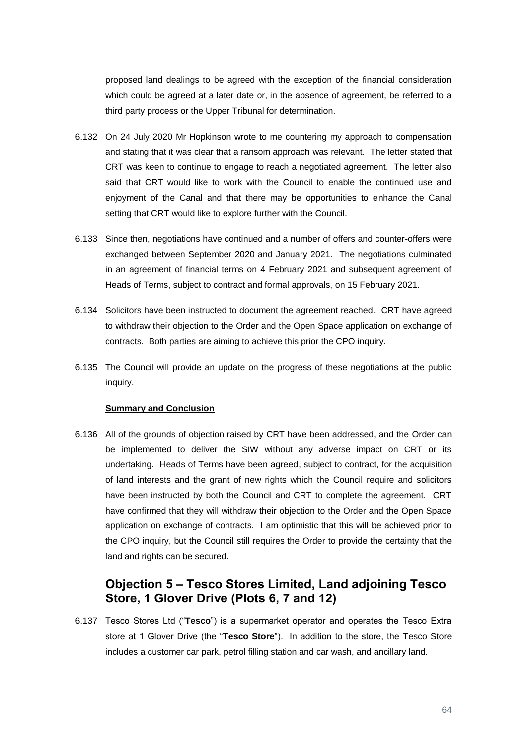proposed land dealings to be agreed with the exception of the financial consideration which could be agreed at a later date or, in the absence of agreement, be referred to a third party process or the Upper Tribunal for determination.

6.132 On 24 July 2020 Mr Hopkinson wrote to me countering my approach to compensation and stating that it was clear that a ransom approach was relevant. The letter stated that CRT was keen to continue to engage to reach a negotiated agreement. The letter also said that CRT would like to work with the Council to enable the continued use and enjoyment of the Canal and that there may be opportunities to enhance the Canal setting that CRT would like to explore further with the Council.

6.133 Since then, negotiations have continued and a number of offers and counter-offers were exchanged between September 2020 and January 2021. The negotiations culminated in an agreement of financial terms on 4 February 2021 and subsequent agreement of Heads of Terms, subject to contract and formal approvals, on 15 February 2021.

6.134 Solicitors have been instructed to document the agreement reached. CRT have agreed to withdraw their objection to the Order and the Open Space application on exchange of contracts. Both parties are aiming to achieve this prior the CPO inquiry.

6.135 The Council will provide an update on the progress of these negotiations at the public inquiry.

**Summary and Conclusion**

6.136 All of the grounds of objection raised by CRT have been addressed, and the Order can be implemented to deliver the SIW without any adverse impact on CRT or its undertaking. Heads of Terms have been agreed, subject to contract, for the acquisition of land interests and the grant of new rights which the Council require and solicitors have been instructed by both the Council and CRT to complete the agreement. CRT have confirmed that they will withdraw their objection to the Order and the Open Space application on exchange of contracts. I am optimistic that this will be achieved prior to the CPO inquiry, but the Council still requires the Order to provide the certainty that the land and rights can be secured.

## Objection 5 – Tesco Stores Limited, Land adjoining Tesco Store, 1 Glover Drive (Plots 6, 7 and 12)

6.137 Tesco Stores Ltd ("**Tesco**") is a supermarket operator and operates the Tesco Extra store at 1 Glover Drive (the "**Tesco Store**"). In addition to the store, the Tesco Store includes a customer car park, petrol filling station and car wash, and ancillary land.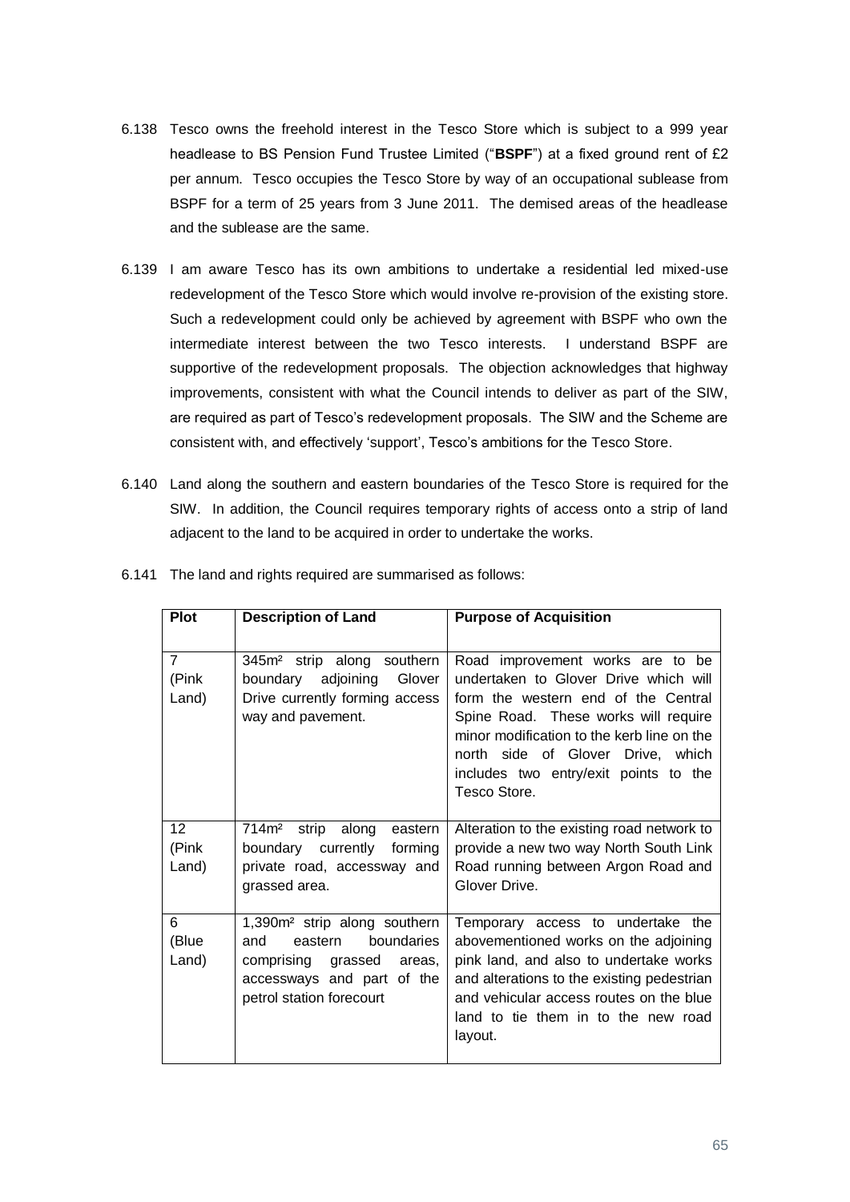6.138 Tesco owns the freehold interest in the Tesco Store which is subject to a 999 year headlease to BS Pension Fund Trustee Limited ("**BSPF**") at a fixed ground rent of £2 per annum. Tesco occupies the Tesco Store by way of an occupational sublease from BSPF for a term of 25 years from 3 June 2011. The demised areas of the headlease and the sublease are the same.

6.139 I am aware Tesco has its own ambitions to undertake a residential led mixed-use redevelopment of the Tesco Store which would involve re-provision of the existing store. Such a redevelopment could only be achieved by agreement with BSPF who own the intermediate interest between the two Tesco interests. I understand BSPF are supportive of the redevelopment proposals. The objection acknowledges that highway improvements, consistent with what the Council intends to deliver as part of the SIW, are required as part of Tesco's redevelopment proposals. The SIW and the Scheme are consistent with, and effectively 'support', Tesco's ambitions for the Tesco Store.

6.140 Land along the southern and eastern boundaries of the Tesco Store is required for the SIW. In addition, the Council requires temporary rights of access onto a strip of land adjacent to the land to be acquired in order to undertake the works.

6.141 The land and rights required are summarised as follows:

| Plot | Description of Land | Purpose of Acquisition |
| --- | --- | --- |
| 7 (Pink Land) | 345m² strip along southern boundary adjoining Glover Drive currently forming access way and pavement. | Road improvement works are to be undertaken to Glover Drive which will form the western end of the Central Spine Road. These works will require minor modification to the kerb line on the north side of Glover Drive, which includes two entry/exit points to the Tesco Store. |
| 12 (Pink Land) | 714m² strip along eastern boundary currently forming private road, accessway and grassed area. | Alteration to the existing road network to provide a new two way North South Link Road running between Argon Road and Glover Drive. |
| 6 (Blue Land) | 1,390m² strip along southern and eastern boundaries comprising grassed areas, accessways and part of the petrol station forecourt | Temporary access to undertake the abovementioned works on the adjoining pink land, and also to undertake works and alterations to the existing pedestrian and vehicular access routes on the blue land to tie them in to the new road layout. |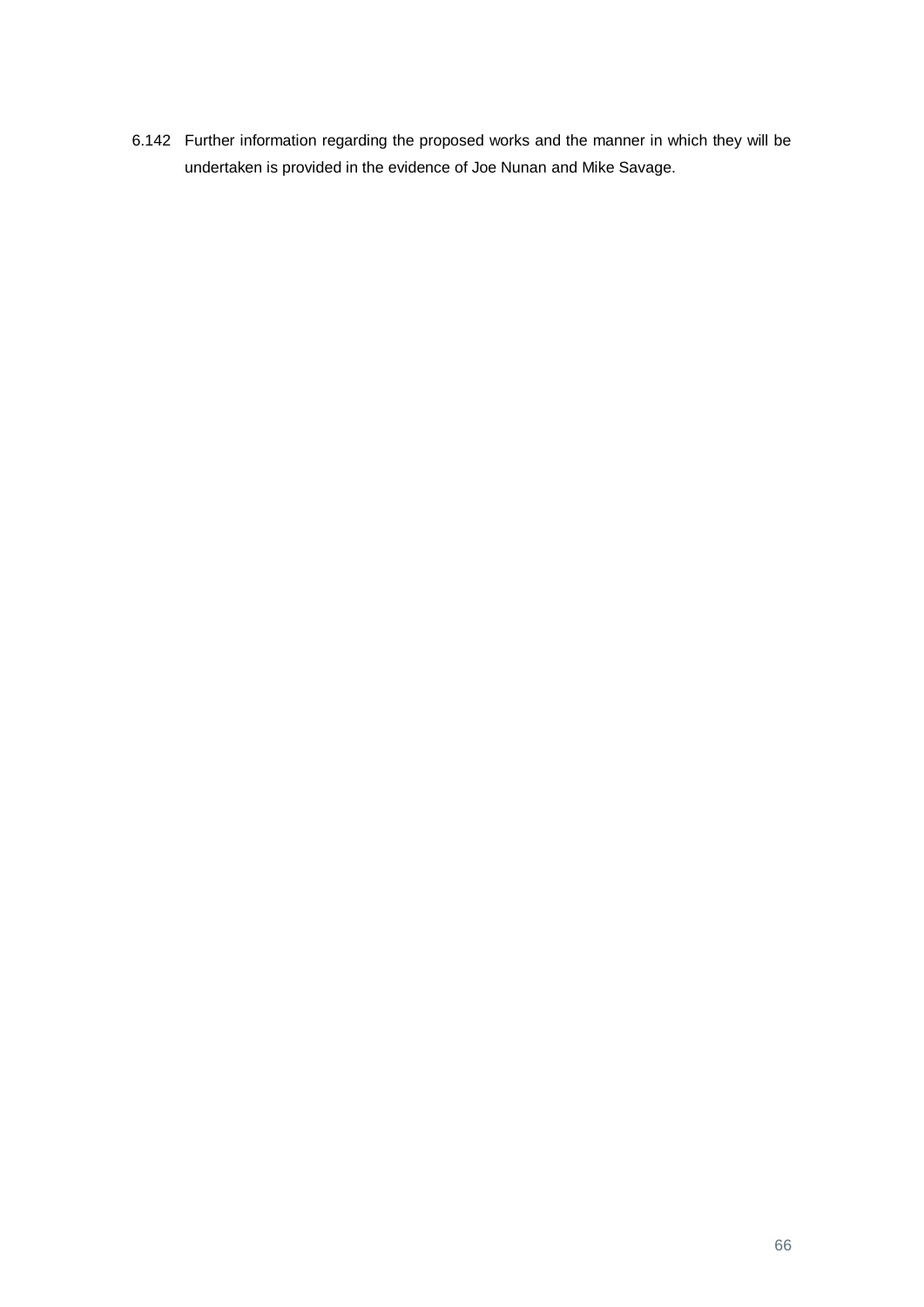6.142 Further information regarding the proposed works and the manner in which they will be undertaken is provided in the evidence of Joe Nunan and Mike Savage.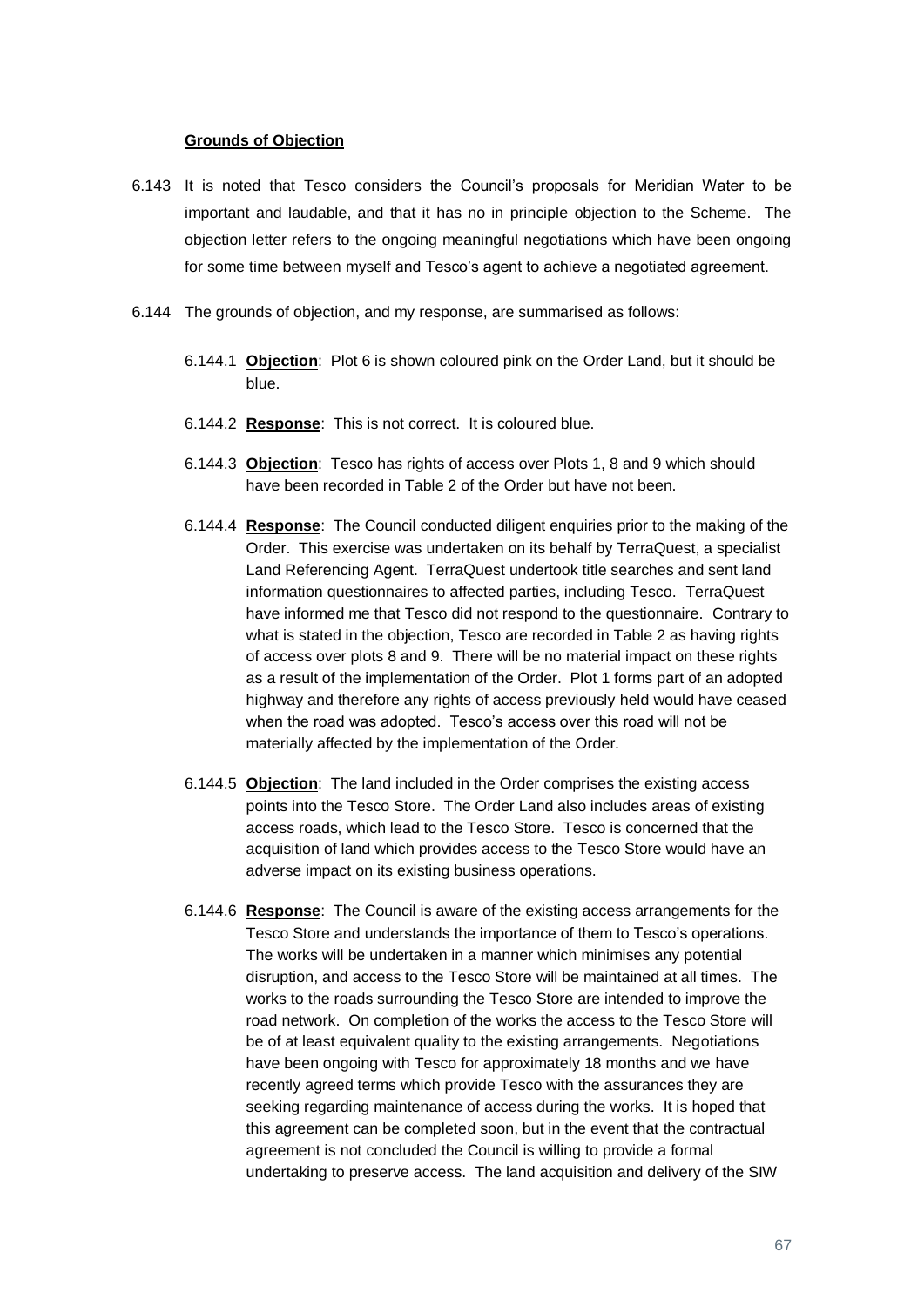**Grounds of Objection**

6.143 It is noted that Tesco considers the Council's proposals for Meridian Water to be important and laudable, and that it has no in principle objection to the Scheme. The objection letter refers to the ongoing meaningful negotiations which have been ongoing for some time between myself and Tesco's agent to achieve a negotiated agreement.

6.144 The grounds of objection, and my response, are summarised as follows:

6.144.1 **Objection**: Plot 6 is shown coloured pink on the Order Land, but it should be blue.

6.144.2 **Response**: This is not correct. It is coloured blue.

6.144.3 **Objection**: Tesco has rights of access over Plots 1, 8 and 9 which should have been recorded in Table 2 of the Order but have not been.

6.144.4 **Response**: The Council conducted diligent enquiries prior to the making of the Order. This exercise was undertaken on its behalf by TerraQuest, a specialist Land Referencing Agent. TerraQuest undertook title searches and sent land information questionnaires to affected parties, including Tesco. TerraQuest have informed me that Tesco did not respond to the questionnaire. Contrary to what is stated in the objection, Tesco are recorded in Table 2 as having rights of access over plots 8 and 9. There will be no material impact on these rights as a result of the implementation of the Order. Plot 1 forms part of an adopted highway and therefore any rights of access previously held would have ceased when the road was adopted. Tesco's access over this road will not be materially affected by the implementation of the Order.

6.144.5 **Objection**: The land included in the Order comprises the existing access points into the Tesco Store. The Order Land also includes areas of existing access roads, which lead to the Tesco Store. Tesco is concerned that the acquisition of land which provides access to the Tesco Store would have an adverse impact on its existing business operations.

6.144.6 **Response**: The Council is aware of the existing access arrangements for the Tesco Store and understands the importance of them to Tesco's operations. The works will be undertaken in a manner which minimises any potential disruption, and access to the Tesco Store will be maintained at all times. The works to the roads surrounding the Tesco Store are intended to improve the road network. On completion of the works the access to the Tesco Store will be of at least equivalent quality to the existing arrangements. Negotiations have been ongoing with Tesco for approximately 18 months and we have recently agreed terms which provide Tesco with the assurances they are seeking regarding maintenance of access during the works. It is hoped that this agreement can be completed soon, but in the event that the contractual agreement is not concluded the Council is willing to provide a formal undertaking to preserve access. The land acquisition and delivery of the SIW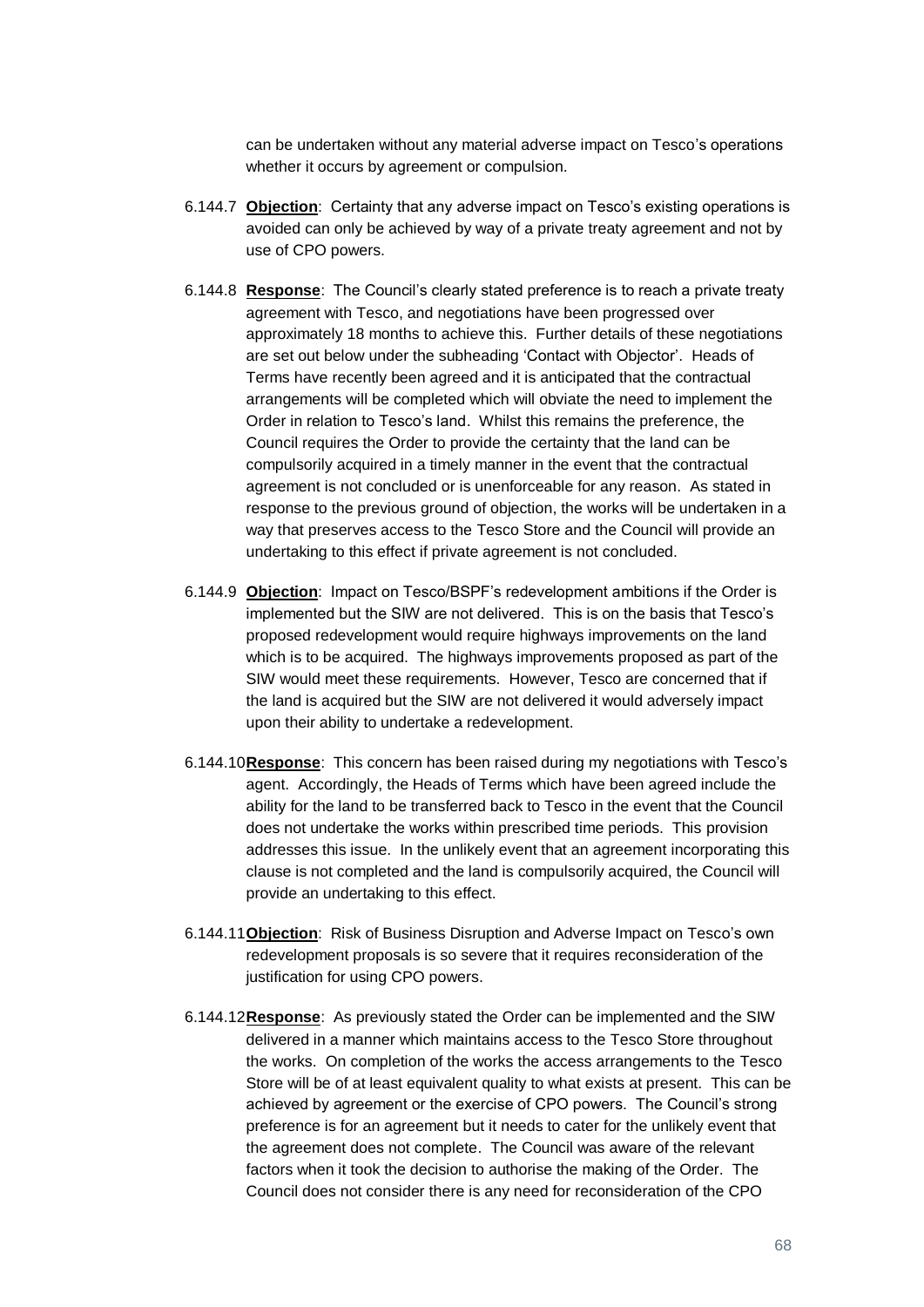can be undertaken without any material adverse impact on Tesco's operations whether it occurs by agreement or compulsion.

6.144.7 **Objection**: Certainty that any adverse impact on Tesco's existing operations is avoided can only be achieved by way of a private treaty agreement and not by use of CPO powers.

6.144.8 **Response**: The Council's clearly stated preference is to reach a private treaty agreement with Tesco, and negotiations have been progressed over approximately 18 months to achieve this. Further details of these negotiations are set out below under the subheading 'Contact with Objector'. Heads of Terms have recently been agreed and it is anticipated that the contractual arrangements will be completed which will obviate the need to implement the Order in relation to Tesco's land. Whilst this remains the preference, the Council requires the Order to provide the certainty that the land can be compulsorily acquired in a timely manner in the event that the contractual agreement is not concluded or is unenforceable for any reason. As stated in response to the previous ground of objection, the works will be undertaken in a way that preserves access to the Tesco Store and the Council will provide an undertaking to this effect if private agreement is not concluded.

6.144.9 **Objection**: Impact on Tesco/BSPF's redevelopment ambitions if the Order is implemented but the SIW are not delivered. This is on the basis that Tesco's proposed redevelopment would require highways improvements on the land which is to be acquired. The highways improvements proposed as part of the SIW would meet these requirements. However, Tesco are concerned that if the land is acquired but the SIW are not delivered it would adversely impact upon their ability to undertake a redevelopment.

6.144.10 **Response**: This concern has been raised during my negotiations with Tesco's agent. Accordingly, the Heads of Terms which have been agreed include the ability for the land to be transferred back to Tesco in the event that the Council does not undertake the works within prescribed time periods. This provision addresses this issue. In the unlikely event that an agreement incorporating this clause is not completed and the land is compulsorily acquired, the Council will provide an undertaking to this effect.

6.144.11 **Objection**: Risk of Business Disruption and Adverse Impact on Tesco's own redevelopment proposals is so severe that it requires reconsideration of the justification for using CPO powers.

6.144.12 **Response**: As previously stated the Order can be implemented and the SIW delivered in a manner which maintains access to the Tesco Store throughout the works. On completion of the works the access arrangements to the Tesco Store will be of at least equivalent quality to what exists at present. This can be achieved by agreement or the exercise of CPO powers. The Council's strong preference is for an agreement but it needs to cater for the unlikely event that the agreement does not complete. The Council was aware of the relevant factors when it took the decision to authorise the making of the Order. The Council does not consider there is any need for reconsideration of the CPO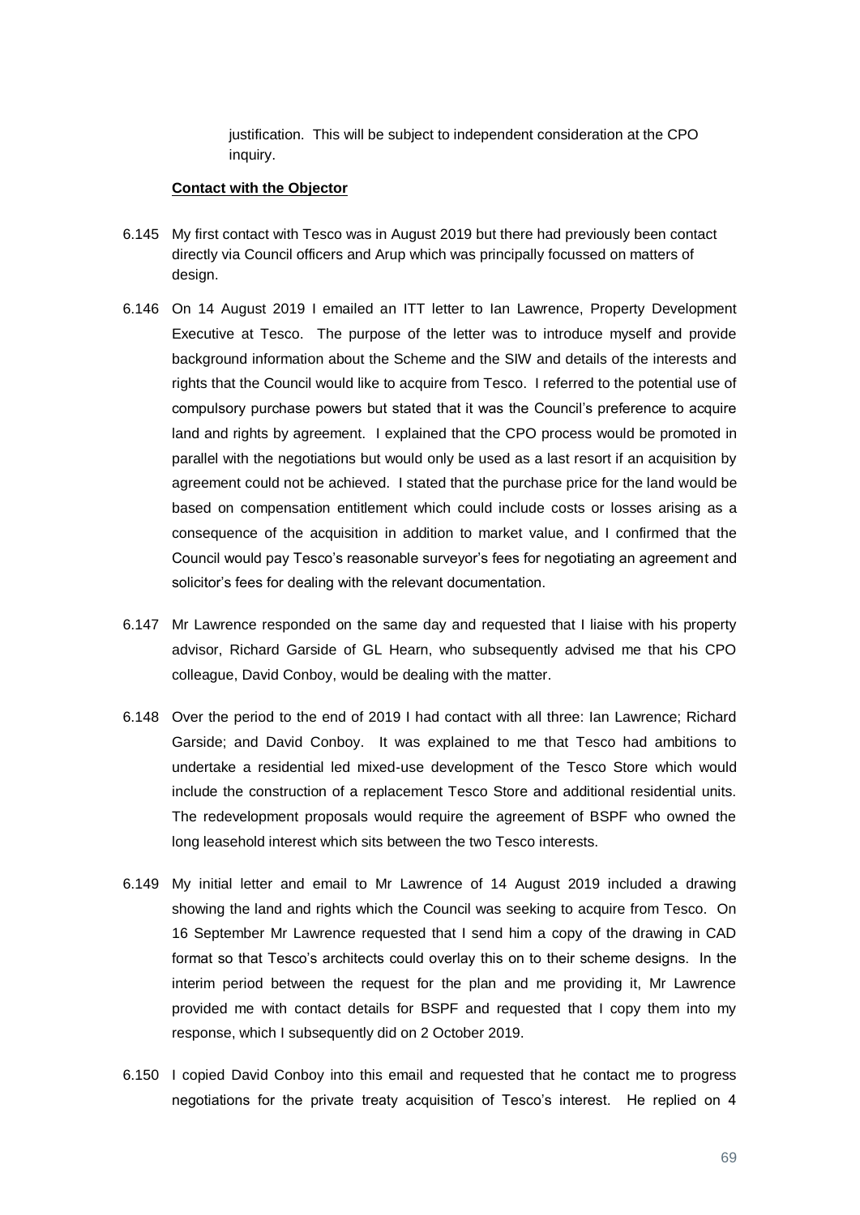justification. This will be subject to independent consideration at the CPO inquiry.

**Contact with the Objector**

6.145 My first contact with Tesco was in August 2019 but there had previously been contact directly via Council officers and Arup which was principally focussed on matters of design.

6.146 On 14 August 2019 I emailed an ITT letter to Ian Lawrence, Property Development Executive at Tesco. The purpose of the letter was to introduce myself and provide background information about the Scheme and the SIW and details of the interests and rights that the Council would like to acquire from Tesco. I referred to the potential use of compulsory purchase powers but stated that it was the Council's preference to acquire land and rights by agreement. I explained that the CPO process would be promoted in parallel with the negotiations but would only be used as a last resort if an acquisition by agreement could not be achieved. I stated that the purchase price for the land would be based on compensation entitlement which could include costs or losses arising as a consequence of the acquisition in addition to market value, and I confirmed that the Council would pay Tesco's reasonable surveyor's fees for negotiating an agreement and solicitor's fees for dealing with the relevant documentation.

6.147 Mr Lawrence responded on the same day and requested that I liaise with his property advisor, Richard Garside of GL Hearn, who subsequently advised me that his CPO colleague, David Conboy, would be dealing with the matter.

6.148 Over the period to the end of 2019 I had contact with all three: Ian Lawrence; Richard Garside; and David Conboy. It was explained to me that Tesco had ambitions to undertake a residential led mixed-use development of the Tesco Store which would include the construction of a replacement Tesco Store and additional residential units. The redevelopment proposals would require the agreement of BSPF who owned the long leasehold interest which sits between the two Tesco interests.

6.149 My initial letter and email to Mr Lawrence of 14 August 2019 included a drawing showing the land and rights which the Council was seeking to acquire from Tesco. On 16 September Mr Lawrence requested that I send him a copy of the drawing in CAD format so that Tesco's architects could overlay this on to their scheme designs. In the interim period between the request for the plan and me providing it, Mr Lawrence provided me with contact details for BSPF and requested that I copy them into my response, which I subsequently did on 2 October 2019.

6.150 I copied David Conboy into this email and requested that he contact me to progress negotiations for the private treaty acquisition of Tesco's interest. He replied on 4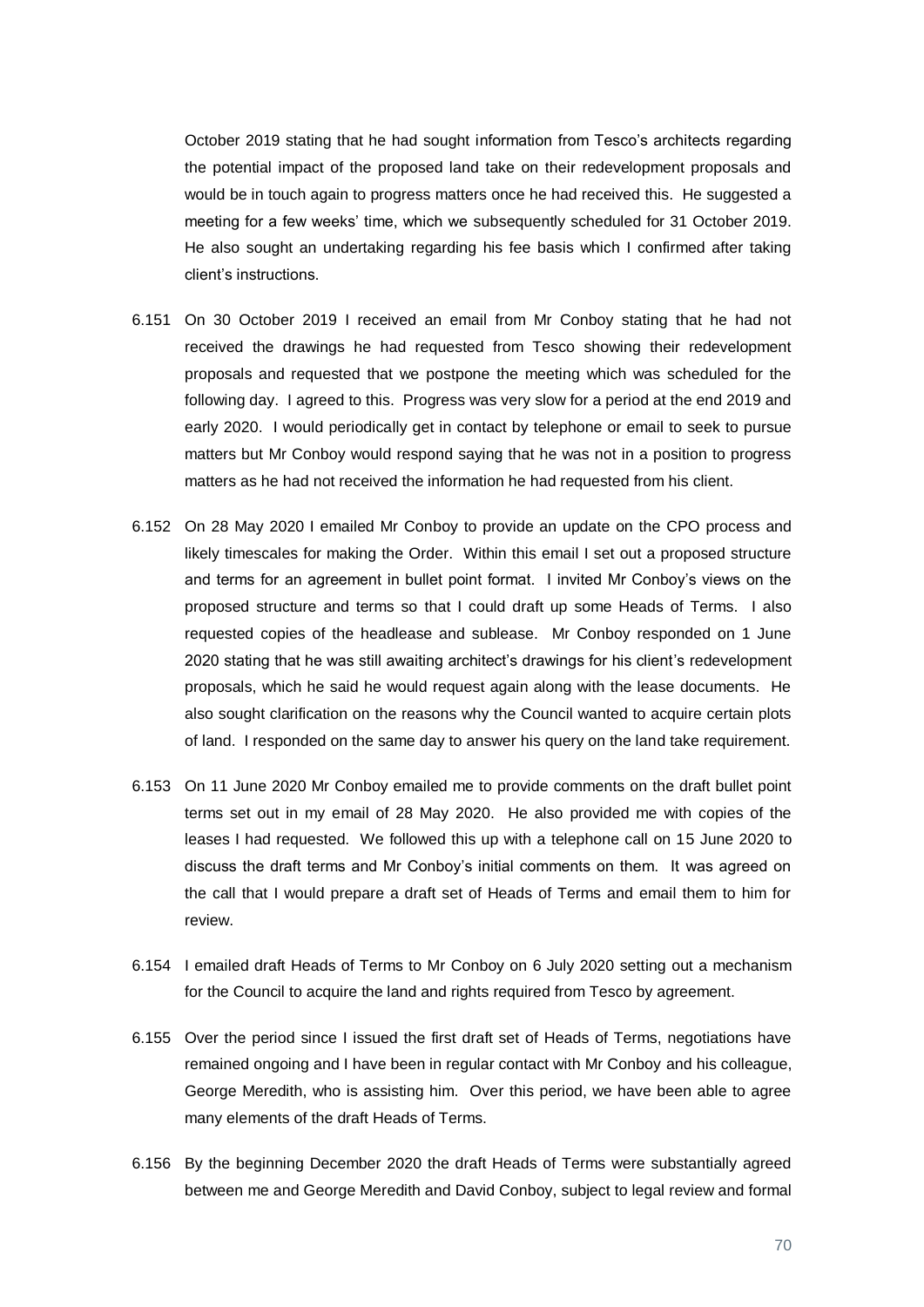October 2019 stating that he had sought information from Tesco's architects regarding the potential impact of the proposed land take on their redevelopment proposals and would be in touch again to progress matters once he had received this. He suggested a meeting for a few weeks' time, which we subsequently scheduled for 31 October 2019. He also sought an undertaking regarding his fee basis which I confirmed after taking client's instructions.

6.151 On 30 October 2019 I received an email from Mr Conboy stating that he had not received the drawings he had requested from Tesco showing their redevelopment proposals and requested that we postpone the meeting which was scheduled for the following day. I agreed to this. Progress was very slow for a period at the end 2019 and early 2020. I would periodically get in contact by telephone or email to seek to pursue matters but Mr Conboy would respond saying that he was not in a position to progress matters as he had not received the information he had requested from his client.

6.152 On 28 May 2020 I emailed Mr Conboy to provide an update on the CPO process and likely timescales for making the Order. Within this email I set out a proposed structure and terms for an agreement in bullet point format. I invited Mr Conboy's views on the proposed structure and terms so that I could draft up some Heads of Terms. I also requested copies of the headlease and sublease. Mr Conboy responded on 1 June 2020 stating that he was still awaiting architect's drawings for his client's redevelopment proposals, which he said he would request again along with the lease documents. He also sought clarification on the reasons why the Council wanted to acquire certain plots of land. I responded on the same day to answer his query on the land take requirement.

6.153 On 11 June 2020 Mr Conboy emailed me to provide comments on the draft bullet point terms set out in my email of 28 May 2020. He also provided me with copies of the leases I had requested. We followed this up with a telephone call on 15 June 2020 to discuss the draft terms and Mr Conboy's initial comments on them. It was agreed on the call that I would prepare a draft set of Heads of Terms and email them to him for review.

6.154 I emailed draft Heads of Terms to Mr Conboy on 6 July 2020 setting out a mechanism for the Council to acquire the land and rights required from Tesco by agreement.

6.155 Over the period since I issued the first draft set of Heads of Terms, negotiations have remained ongoing and I have been in regular contact with Mr Conboy and his colleague, George Meredith, who is assisting him. Over this period, we have been able to agree many elements of the draft Heads of Terms.

6.156 By the beginning December 2020 the draft Heads of Terms were substantially agreed between me and George Meredith and David Conboy, subject to legal review and formal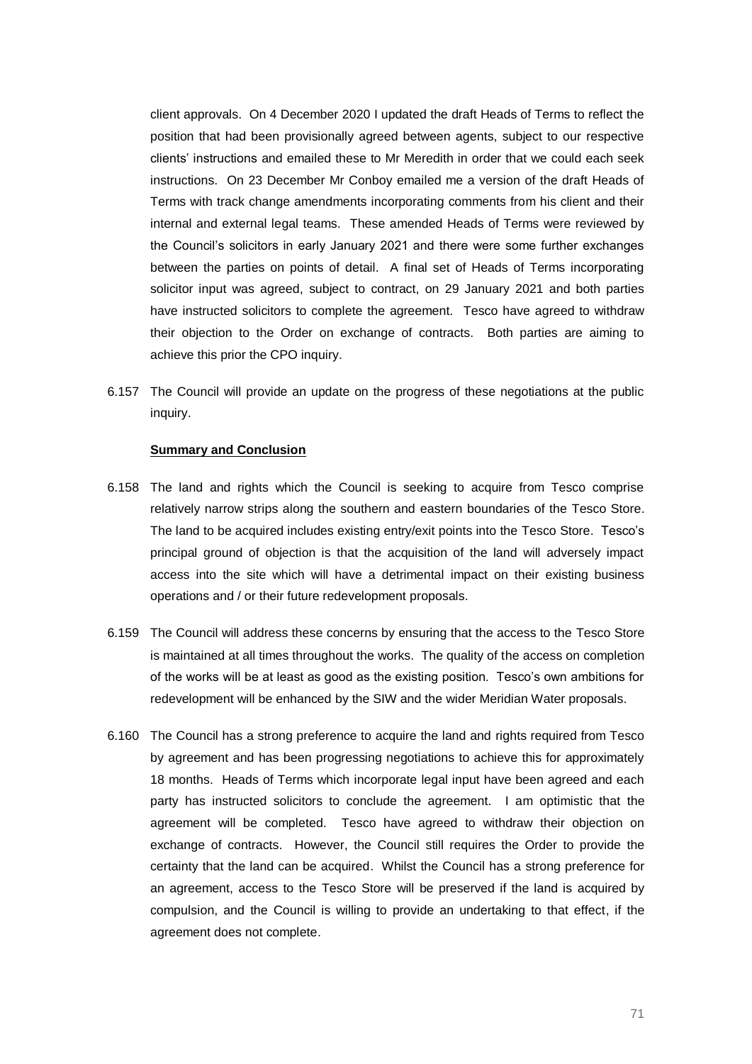client approvals. On 4 December 2020 I updated the draft Heads of Terms to reflect the position that had been provisionally agreed between agents, subject to our respective clients' instructions and emailed these to Mr Meredith in order that we could each seek instructions. On 23 December Mr Conboy emailed me a version of the draft Heads of Terms with track change amendments incorporating comments from his client and their internal and external legal teams. These amended Heads of Terms were reviewed by the Council's solicitors in early January 2021 and there were some further exchanges between the parties on points of detail. A final set of Heads of Terms incorporating solicitor input was agreed, subject to contract, on 29 January 2021 and both parties have instructed solicitors to complete the agreement. Tesco have agreed to withdraw their objection to the Order on exchange of contracts. Both parties are aiming to achieve this prior the CPO inquiry.

6.157 The Council will provide an update on the progress of these negotiations at the public inquiry.

**Summary and Conclusion**

6.158 The land and rights which the Council is seeking to acquire from Tesco comprise relatively narrow strips along the southern and eastern boundaries of the Tesco Store. The land to be acquired includes existing entry/exit points into the Tesco Store. Tesco's principal ground of objection is that the acquisition of the land will adversely impact access into the site which will have a detrimental impact on their existing business operations and / or their future redevelopment proposals.

6.159 The Council will address these concerns by ensuring that the access to the Tesco Store is maintained at all times throughout the works. The quality of the access on completion of the works will be at least as good as the existing position. Tesco's own ambitions for redevelopment will be enhanced by the SIW and the wider Meridian Water proposals.

6.160 The Council has a strong preference to acquire the land and rights required from Tesco by agreement and has been progressing negotiations to achieve this for approximately 18 months. Heads of Terms which incorporate legal input have been agreed and each party has instructed solicitors to conclude the agreement. I am optimistic that the agreement will be completed. Tesco have agreed to withdraw their objection on exchange of contracts. However, the Council still requires the Order to provide the certainty that the land can be acquired. Whilst the Council has a strong preference for an agreement, access to the Tesco Store will be preserved if the land is acquired by compulsion, and the Council is willing to provide an undertaking to that effect, if the agreement does not complete.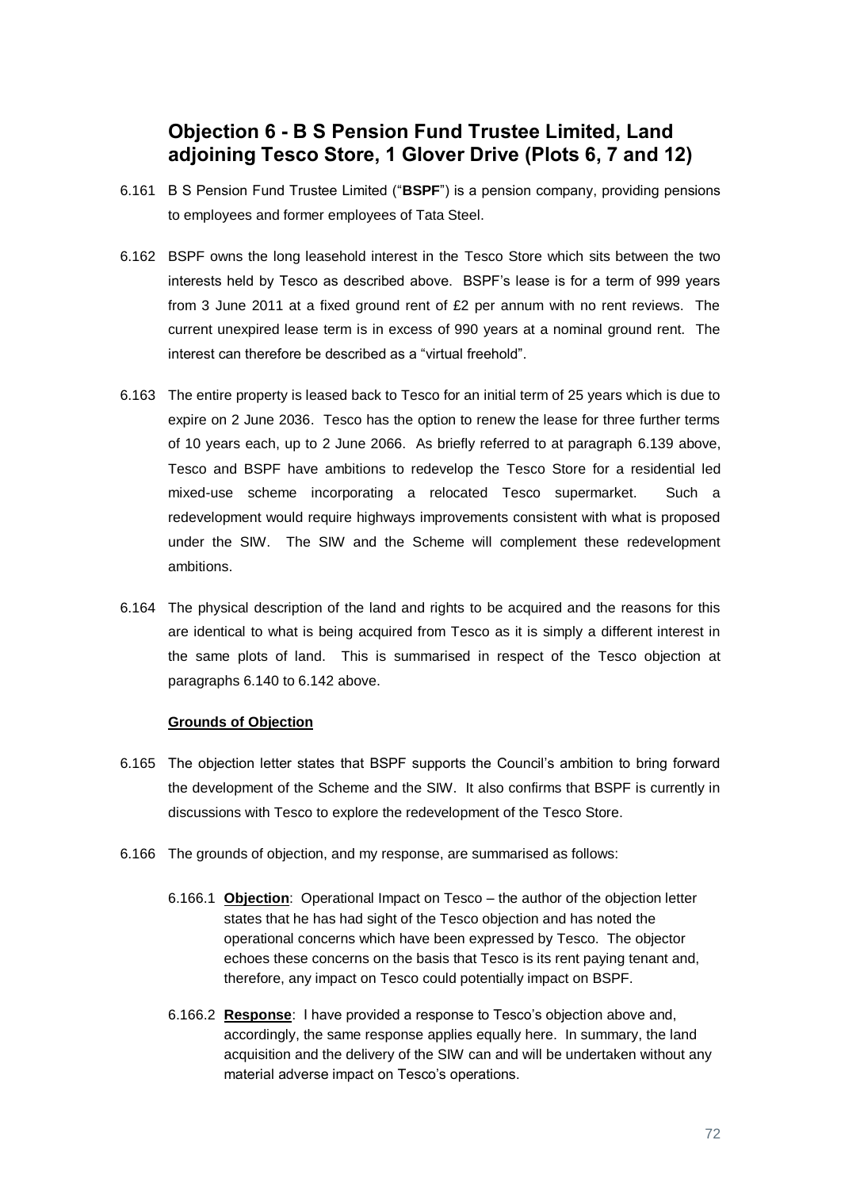## Objection 6 - B S Pension Fund Trustee Limited, Land adjoining Tesco Store, 1 Glover Drive (Plots 6, 7 and 12)

6.161 B S Pension Fund Trustee Limited ("**BSPF**") is a pension company, providing pensions to employees and former employees of Tata Steel.

6.162 BSPF owns the long leasehold interest in the Tesco Store which sits between the two interests held by Tesco as described above. BSPF's lease is for a term of 999 years from 3 June 2011 at a fixed ground rent of £2 per annum with no rent reviews. The current unexpired lease term is in excess of 990 years at a nominal ground rent. The interest can therefore be described as a "virtual freehold".

6.163 The entire property is leased back to Tesco for an initial term of 25 years which is due to expire on 2 June 2036. Tesco has the option to renew the lease for three further terms of 10 years each, up to 2 June 2066. As briefly referred to at paragraph 6.139 above, Tesco and BSPF have ambitions to redevelop the Tesco Store for a residential led mixed-use scheme incorporating a relocated Tesco supermarket. Such a redevelopment would require highways improvements consistent with what is proposed under the SIW. The SIW and the Scheme will complement these redevelopment ambitions.

6.164 The physical description of the land and rights to be acquired and the reasons for this are identical to what is being acquired from Tesco as it is simply a different interest in the same plots of land. This is summarised in respect of the Tesco objection at paragraphs 6.140 to 6.142 above.

**Grounds of Objection**

6.165 The objection letter states that BSPF supports the Council's ambition to bring forward the development of the Scheme and the SIW. It also confirms that BSPF is currently in discussions with Tesco to explore the redevelopment of the Tesco Store.

6.166 The grounds of objection, and my response, are summarised as follows:

6.166.1 **Objection**: Operational Impact on Tesco – the author of the objection letter states that he has had sight of the Tesco objection and has noted the operational concerns which have been expressed by Tesco. The objector echoes these concerns on the basis that Tesco is its rent paying tenant and, therefore, any impact on Tesco could potentially impact on BSPF.

6.166.2 **Response**: I have provided a response to Tesco's objection above and, accordingly, the same response applies equally here. In summary, the land acquisition and the delivery of the SIW can and will be undertaken without any material adverse impact on Tesco's operations.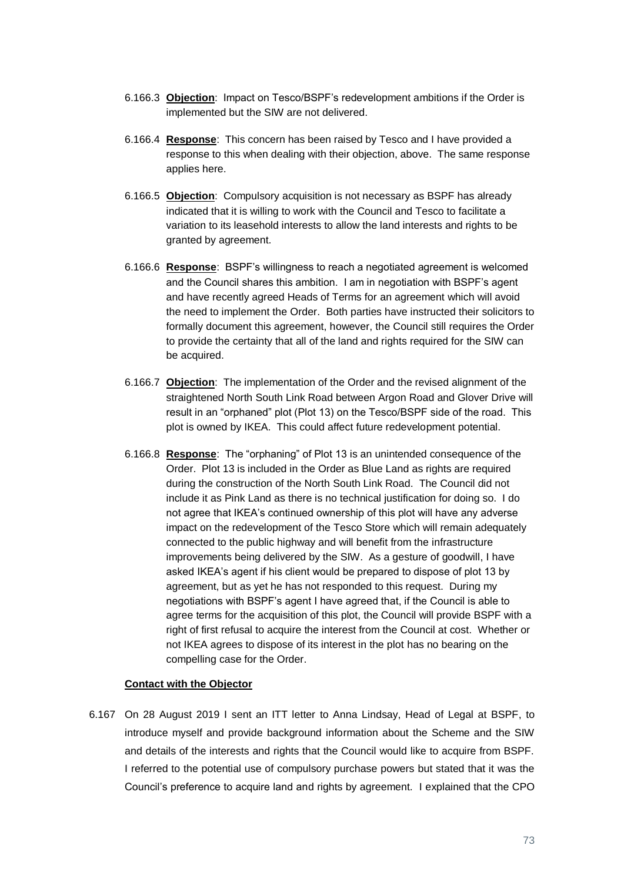6.166.3 **Objection**: Impact on Tesco/BSPF's redevelopment ambitions if the Order is implemented but the SIW are not delivered.

6.166.4 **Response**: This concern has been raised by Tesco and I have provided a response to this when dealing with their objection, above. The same response applies here.

6.166.5 **Objection**: Compulsory acquisition is not necessary as BSPF has already indicated that it is willing to work with the Council and Tesco to facilitate a variation to its leasehold interests to allow the land interests and rights to be granted by agreement.

6.166.6 **Response**: BSPF's willingness to reach a negotiated agreement is welcomed and the Council shares this ambition. I am in negotiation with BSPF's agent and have recently agreed Heads of Terms for an agreement which will avoid the need to implement the Order. Both parties have instructed their solicitors to formally document this agreement, however, the Council still requires the Order to provide the certainty that all of the land and rights required for the SIW can be acquired.

6.166.7 **Objection**: The implementation of the Order and the revised alignment of the straightened North South Link Road between Argon Road and Glover Drive will result in an "orphaned" plot (Plot 13) on the Tesco/BSPF side of the road. This plot is owned by IKEA. This could affect future redevelopment potential.

6.166.8 **Response**: The "orphaning" of Plot 13 is an unintended consequence of the Order. Plot 13 is included in the Order as Blue Land as rights are required during the construction of the North South Link Road. The Council did not include it as Pink Land as there is no technical justification for doing so. I do not agree that IKEA's continued ownership of this plot will have any adverse impact on the redevelopment of the Tesco Store which will remain adequately connected to the public highway and will benefit from the infrastructure improvements being delivered by the SIW. As a gesture of goodwill, I have asked IKEA's agent if his client would be prepared to dispose of plot 13 by agreement, but as yet he has not responded to this request. During my negotiations with BSPF's agent I have agreed that, if the Council is able to agree terms for the acquisition of this plot, the Council will provide BSPF with a right of first refusal to acquire the interest from the Council at cost. Whether or not IKEA agrees to dispose of its interest in the plot has no bearing on the compelling case for the Order.

**Contact with the Objector**

6.167 On 28 August 2019 I sent an ITT letter to Anna Lindsay, Head of Legal at BSPF, to introduce myself and provide background information about the Scheme and the SIW and details of the interests and rights that the Council would like to acquire from BSPF. I referred to the potential use of compulsory purchase powers but stated that it was the Council's preference to acquire land and rights by agreement. I explained that the CPO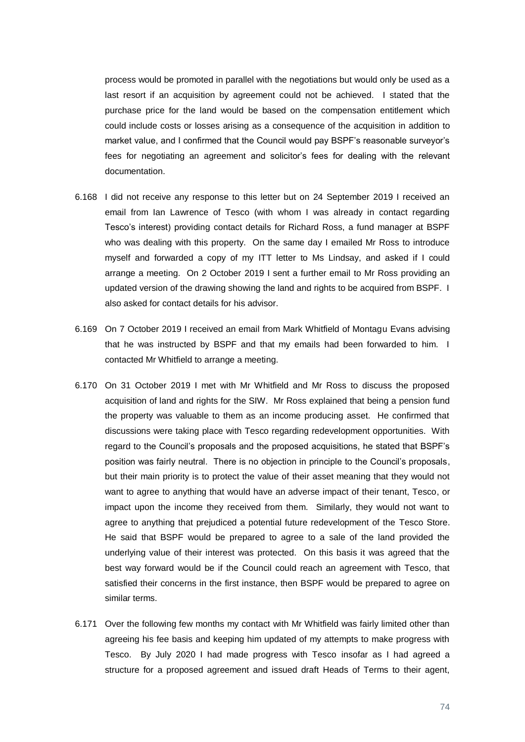process would be promoted in parallel with the negotiations but would only be used as a last resort if an acquisition by agreement could not be achieved. I stated that the purchase price for the land would be based on the compensation entitlement which could include costs or losses arising as a consequence of the acquisition in addition to market value, and I confirmed that the Council would pay BSPF's reasonable surveyor's fees for negotiating an agreement and solicitor's fees for dealing with the relevant documentation.

6.168 I did not receive any response to this letter but on 24 September 2019 I received an email from Ian Lawrence of Tesco (with whom I was already in contact regarding Tesco's interest) providing contact details for Richard Ross, a fund manager at BSPF who was dealing with this property. On the same day I emailed Mr Ross to introduce myself and forwarded a copy of my ITT letter to Ms Lindsay, and asked if I could arrange a meeting. On 2 October 2019 I sent a further email to Mr Ross providing an updated version of the drawing showing the land and rights to be acquired from BSPF. I also asked for contact details for his advisor.

6.169 On 7 October 2019 I received an email from Mark Whitfield of Montagu Evans advising that he was instructed by BSPF and that my emails had been forwarded to him. I contacted Mr Whitfield to arrange a meeting.

6.170 On 31 October 2019 I met with Mr Whitfield and Mr Ross to discuss the proposed acquisition of land and rights for the SIW. Mr Ross explained that being a pension fund the property was valuable to them as an income producing asset. He confirmed that discussions were taking place with Tesco regarding redevelopment opportunities. With regard to the Council's proposals and the proposed acquisitions, he stated that BSPF's position was fairly neutral. There is no objection in principle to the Council's proposals, but their main priority is to protect the value of their asset meaning that they would not want to agree to anything that would have an adverse impact of their tenant, Tesco, or impact upon the income they received from them. Similarly, they would not want to agree to anything that prejudiced a potential future redevelopment of the Tesco Store. He said that BSPF would be prepared to agree to a sale of the land provided the underlying value of their interest was protected. On this basis it was agreed that the best way forward would be if the Council could reach an agreement with Tesco, that satisfied their concerns in the first instance, then BSPF would be prepared to agree on similar terms.

6.171 Over the following few months my contact with Mr Whitfield was fairly limited other than agreeing his fee basis and keeping him updated of my attempts to make progress with Tesco. By July 2020 I had made progress with Tesco insofar as I had agreed a structure for a proposed agreement and issued draft Heads of Terms to their agent,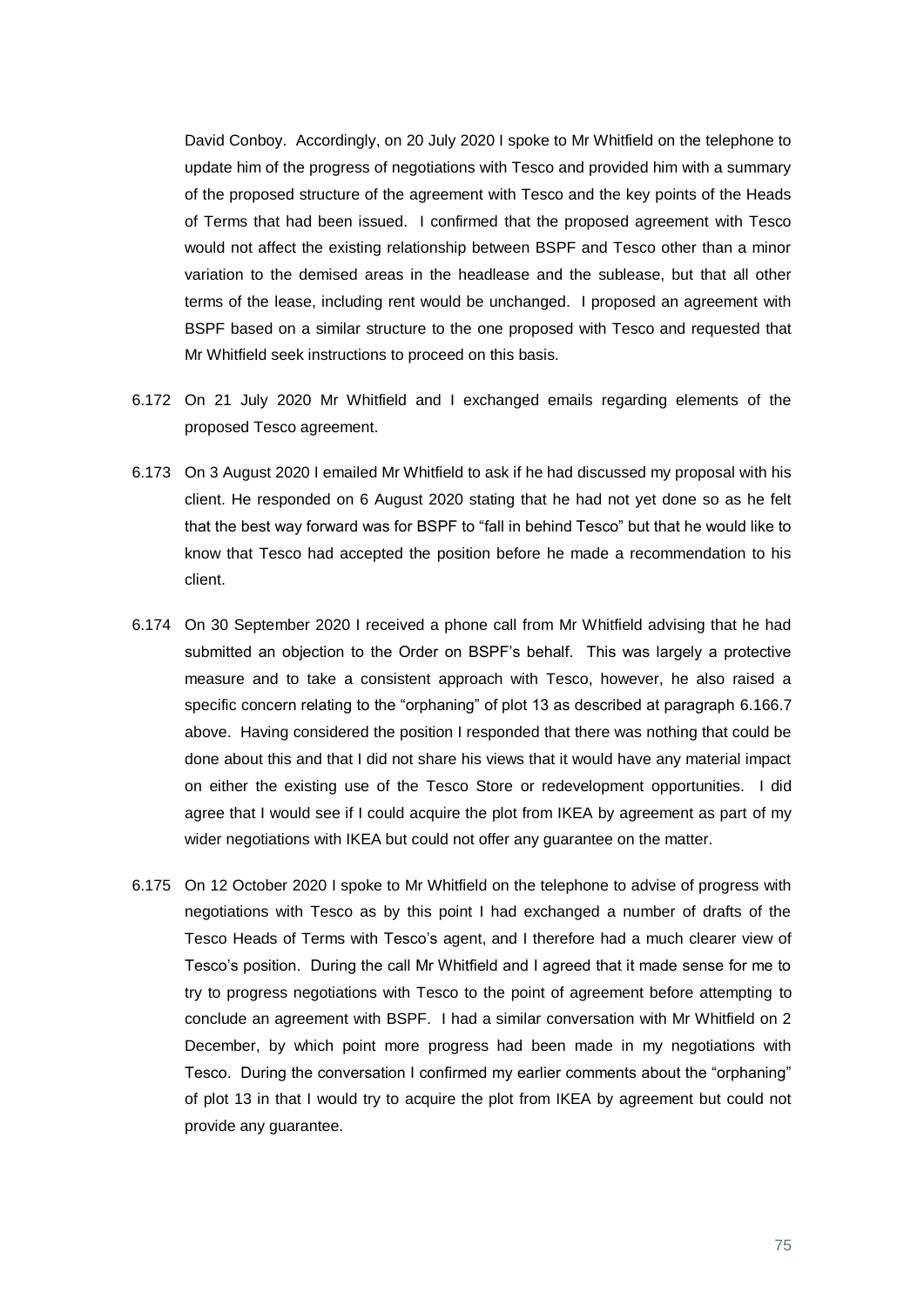David Conboy. Accordingly, on 20 July 2020 I spoke to Mr Whitfield on the telephone to update him of the progress of negotiations with Tesco and provided him with a summary of the proposed structure of the agreement with Tesco and the key points of the Heads of Terms that had been issued. I confirmed that the proposed agreement with Tesco would not affect the existing relationship between BSPF and Tesco other than a minor variation to the demised areas in the headlease and the sublease, but that all other terms of the lease, including rent would be unchanged. I proposed an agreement with BSPF based on a similar structure to the one proposed with Tesco and requested that Mr Whitfield seek instructions to proceed on this basis.

6.172 On 21 July 2020 Mr Whitfield and I exchanged emails regarding elements of the proposed Tesco agreement.

6.173 On 3 August 2020 I emailed Mr Whitfield to ask if he had discussed my proposal with his client. He responded on 6 August 2020 stating that he had not yet done so as he felt that the best way forward was for BSPF to "fall in behind Tesco" but that he would like to know that Tesco had accepted the position before he made a recommendation to his client.

6.174 On 30 September 2020 I received a phone call from Mr Whitfield advising that he had submitted an objection to the Order on BSPF's behalf. This was largely a protective measure and to take a consistent approach with Tesco, however, he also raised a specific concern relating to the "orphaning" of plot 13 as described at paragraph 6.166.7 above. Having considered the position I responded that there was nothing that could be done about this and that I did not share his views that it would have any material impact on either the existing use of the Tesco Store or redevelopment opportunities. I did agree that I would see if I could acquire the plot from IKEA by agreement as part of my wider negotiations with IKEA but could not offer any guarantee on the matter.

6.175 On 12 October 2020 I spoke to Mr Whitfield on the telephone to advise of progress with negotiations with Tesco as by this point I had exchanged a number of drafts of the Tesco Heads of Terms with Tesco's agent, and I therefore had a much clearer view of Tesco's position. During the call Mr Whitfield and I agreed that it made sense for me to try to progress negotiations with Tesco to the point of agreement before attempting to conclude an agreement with BSPF. I had a similar conversation with Mr Whitfield on 2 December, by which point more progress had been made in my negotiations with Tesco. During the conversation I confirmed my earlier comments about the "orphaning" of plot 13 in that I would try to acquire the plot from IKEA by agreement but could not provide any guarantee.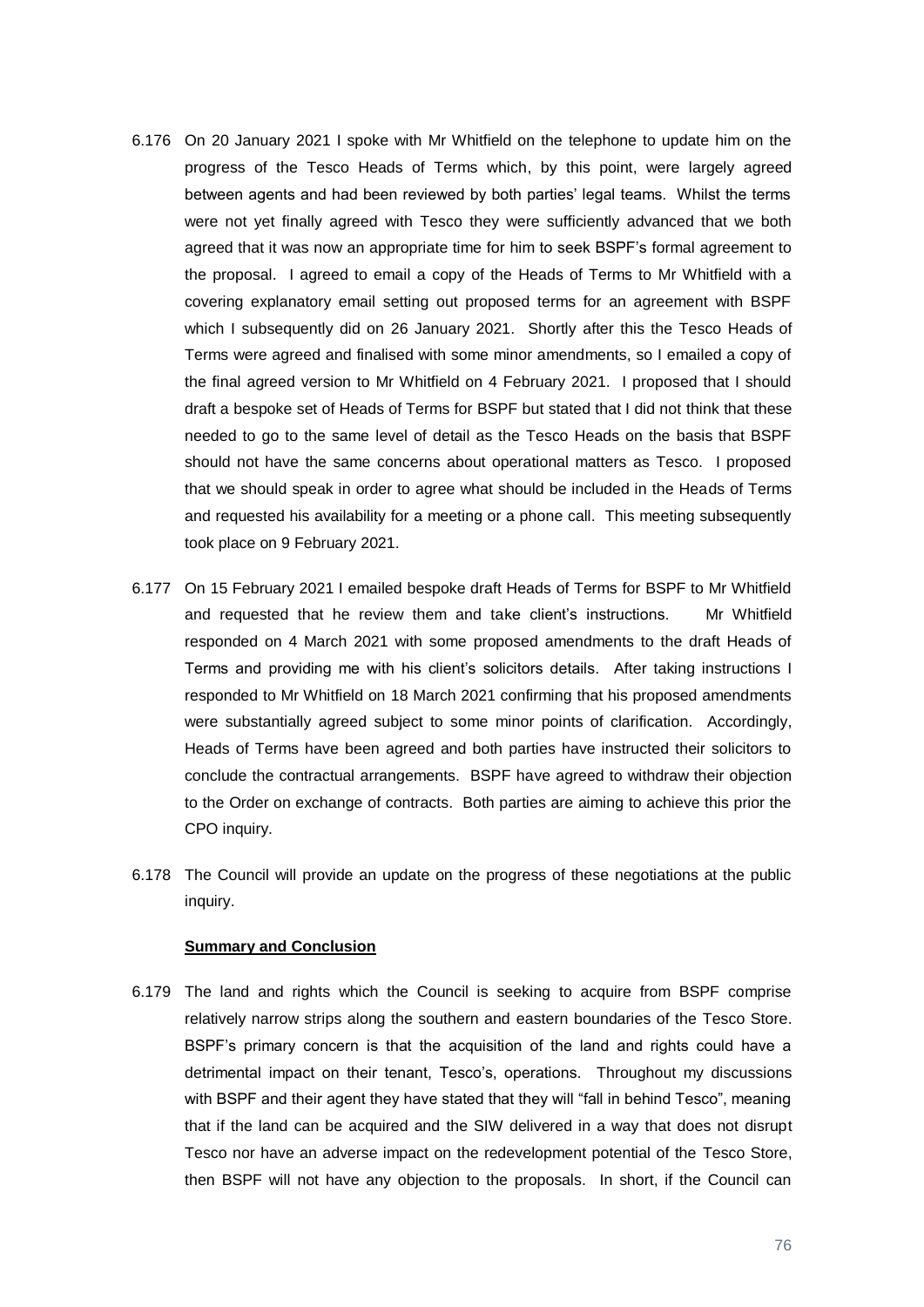6.176 On 20 January 2021 I spoke with Mr Whitfield on the telephone to update him on the progress of the Tesco Heads of Terms which, by this point, were largely agreed between agents and had been reviewed by both parties' legal teams. Whilst the terms were not yet finally agreed with Tesco they were sufficiently advanced that we both agreed that it was now an appropriate time for him to seek BSPF's formal agreement to the proposal. I agreed to email a copy of the Heads of Terms to Mr Whitfield with a covering explanatory email setting out proposed terms for an agreement with BSPF which I subsequently did on 26 January 2021. Shortly after this the Tesco Heads of Terms were agreed and finalised with some minor amendments, so I emailed a copy of the final agreed version to Mr Whitfield on 4 February 2021. I proposed that I should draft a bespoke set of Heads of Terms for BSPF but stated that I did not think that these needed to go to the same level of detail as the Tesco Heads on the basis that BSPF should not have the same concerns about operational matters as Tesco. I proposed that we should speak in order to agree what should be included in the Heads of Terms and requested his availability for a meeting or a phone call. This meeting subsequently took place on 9 February 2021.

6.177 On 15 February 2021 I emailed bespoke draft Heads of Terms for BSPF to Mr Whitfield and requested that he review them and take client's instructions. Mr Whitfield responded on 4 March 2021 with some proposed amendments to the draft Heads of Terms and providing me with his client's solicitors details. After taking instructions I responded to Mr Whitfield on 18 March 2021 confirming that his proposed amendments were substantially agreed subject to some minor points of clarification. Accordingly, Heads of Terms have been agreed and both parties have instructed their solicitors to conclude the contractual arrangements. BSPF have agreed to withdraw their objection to the Order on exchange of contracts. Both parties are aiming to achieve this prior the CPO inquiry.

6.178 The Council will provide an update on the progress of these negotiations at the public inquiry.

**Summary and Conclusion**

6.179 The land and rights which the Council is seeking to acquire from BSPF comprise relatively narrow strips along the southern and eastern boundaries of the Tesco Store. BSPF's primary concern is that the acquisition of the land and rights could have a detrimental impact on their tenant, Tesco's, operations. Throughout my discussions with BSPF and their agent they have stated that they will "fall in behind Tesco", meaning that if the land can be acquired and the SIW delivered in a way that does not disrupt Tesco nor have an adverse impact on the redevelopment potential of the Tesco Store, then BSPF will not have any objection to the proposals. In short, if the Council can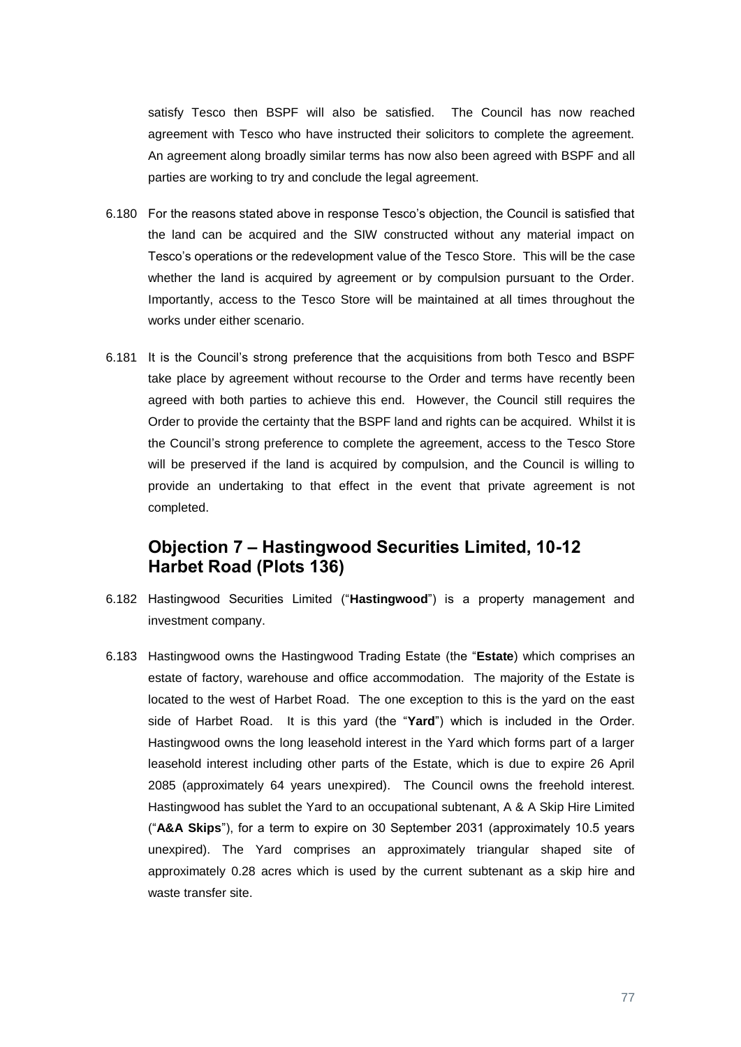satisfy Tesco then BSPF will also be satisfied. The Council has now reached agreement with Tesco who have instructed their solicitors to complete the agreement. An agreement along broadly similar terms has now also been agreed with BSPF and all parties are working to try and conclude the legal agreement.

6.180 For the reasons stated above in response Tesco's objection, the Council is satisfied that the land can be acquired and the SIW constructed without any material impact on Tesco's operations or the redevelopment value of the Tesco Store. This will be the case whether the land is acquired by agreement or by compulsion pursuant to the Order. Importantly, access to the Tesco Store will be maintained at all times throughout the works under either scenario.

6.181 It is the Council's strong preference that the acquisitions from both Tesco and BSPF take place by agreement without recourse to the Order and terms have recently been agreed with both parties to achieve this end. However, the Council still requires the Order to provide the certainty that the BSPF land and rights can be acquired. Whilst it is the Council's strong preference to complete the agreement, access to the Tesco Store will be preserved if the land is acquired by compulsion, and the Council is willing to provide an undertaking to that effect in the event that private agreement is not completed.

## Objection 7 – Hastingwood Securities Limited, 10-12 Harbet Road (Plots 136)

6.182 Hastingwood Securities Limited ("**Hastingwood**") is a property management and investment company.

6.183 Hastingwood owns the Hastingwood Trading Estate (the "**Estate**) which comprises an estate of factory, warehouse and office accommodation. The majority of the Estate is located to the west of Harbet Road. The one exception to this is the yard on the east side of Harbet Road. It is this yard (the "**Yard**") which is included in the Order. Hastingwood owns the long leasehold interest in the Yard which forms part of a larger leasehold interest including other parts of the Estate, which is due to expire 26 April 2085 (approximately 64 years unexpired). The Council owns the freehold interest. Hastingwood has sublet the Yard to an occupational subtenant, A & A Skip Hire Limited ("**A&A Skips**"), for a term to expire on 30 September 2031 (approximately 10.5 years unexpired). The Yard comprises an approximately triangular shaped site of approximately 0.28 acres which is used by the current subtenant as a skip hire and waste transfer site.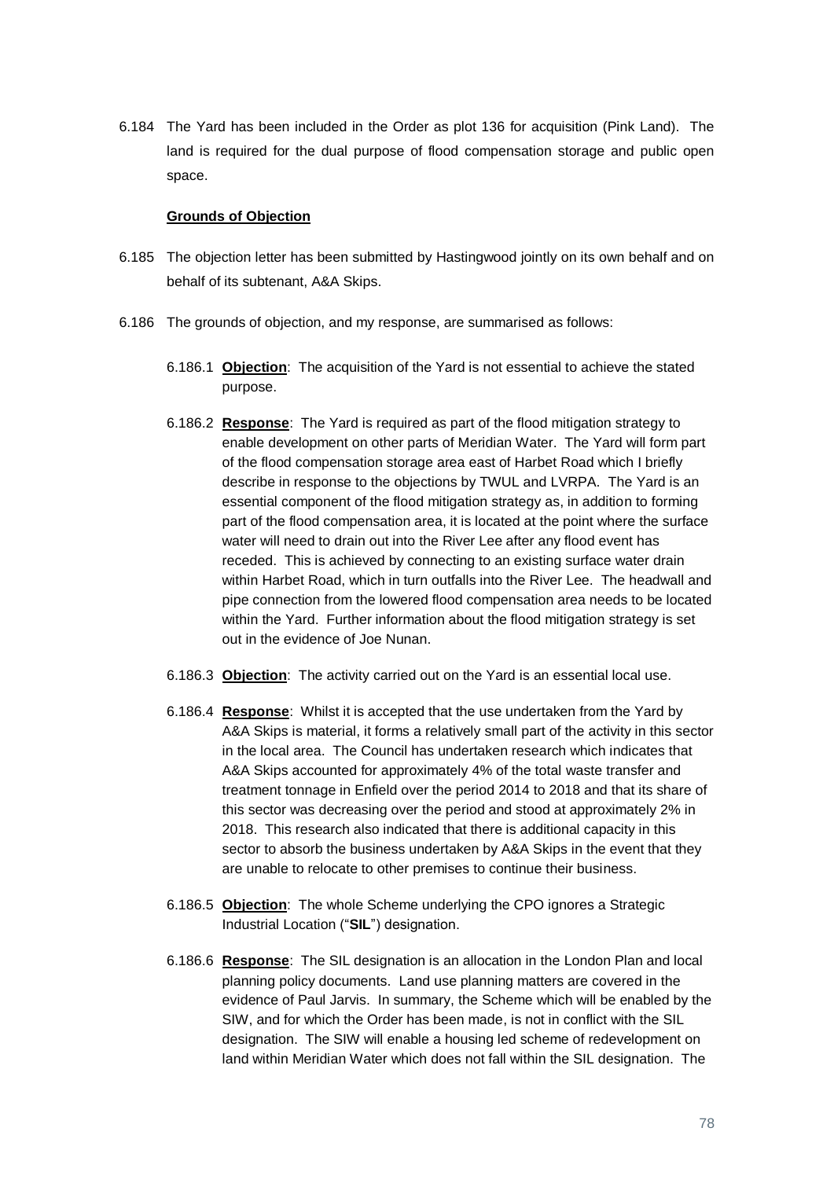6.184 The Yard has been included in the Order as plot 136 for acquisition (Pink Land). The land is required for the dual purpose of flood compensation storage and public open space.

**Grounds of Objection**

6.185 The objection letter has been submitted by Hastingwood jointly on its own behalf and on behalf of its subtenant, A&A Skips.

6.186 The grounds of objection, and my response, are summarised as follows:

6.186.1 **Objection**: The acquisition of the Yard is not essential to achieve the stated purpose.

6.186.2 **Response**: The Yard is required as part of the flood mitigation strategy to enable development on other parts of Meridian Water. The Yard will form part of the flood compensation storage area east of Harbet Road which I briefly describe in response to the objections by TWUL and LVRPA. The Yard is an essential component of the flood mitigation strategy as, in addition to forming part of the flood compensation area, it is located at the point where the surface water will need to drain out into the River Lee after any flood event has receded. This is achieved by connecting to an existing surface water drain within Harbet Road, which in turn outfalls into the River Lee. The headwall and pipe connection from the lowered flood compensation area needs to be located within the Yard. Further information about the flood mitigation strategy is set out in the evidence of Joe Nunan.

6.186.3 **Objection**: The activity carried out on the Yard is an essential local use.

6.186.4 **Response**: Whilst it is accepted that the use undertaken from the Yard by A&A Skips is material, it forms a relatively small part of the activity in this sector in the local area. The Council has undertaken research which indicates that A&A Skips accounted for approximately 4% of the total waste transfer and treatment tonnage in Enfield over the period 2014 to 2018 and that its share of this sector was decreasing over the period and stood at approximately 2% in 2018. This research also indicated that there is additional capacity in this sector to absorb the business undertaken by A&A Skips in the event that they are unable to relocate to other premises to continue their business.

6.186.5 **Objection**: The whole Scheme underlying the CPO ignores a Strategic Industrial Location ("**SIL**") designation.

6.186.6 **Response**: The SIL designation is an allocation in the London Plan and local planning policy documents. Land use planning matters are covered in the evidence of Paul Jarvis. In summary, the Scheme which will be enabled by the SIW, and for which the Order has been made, is not in conflict with the SIL designation. The SIW will enable a housing led scheme of redevelopment on land within Meridian Water which does not fall within the SIL designation. The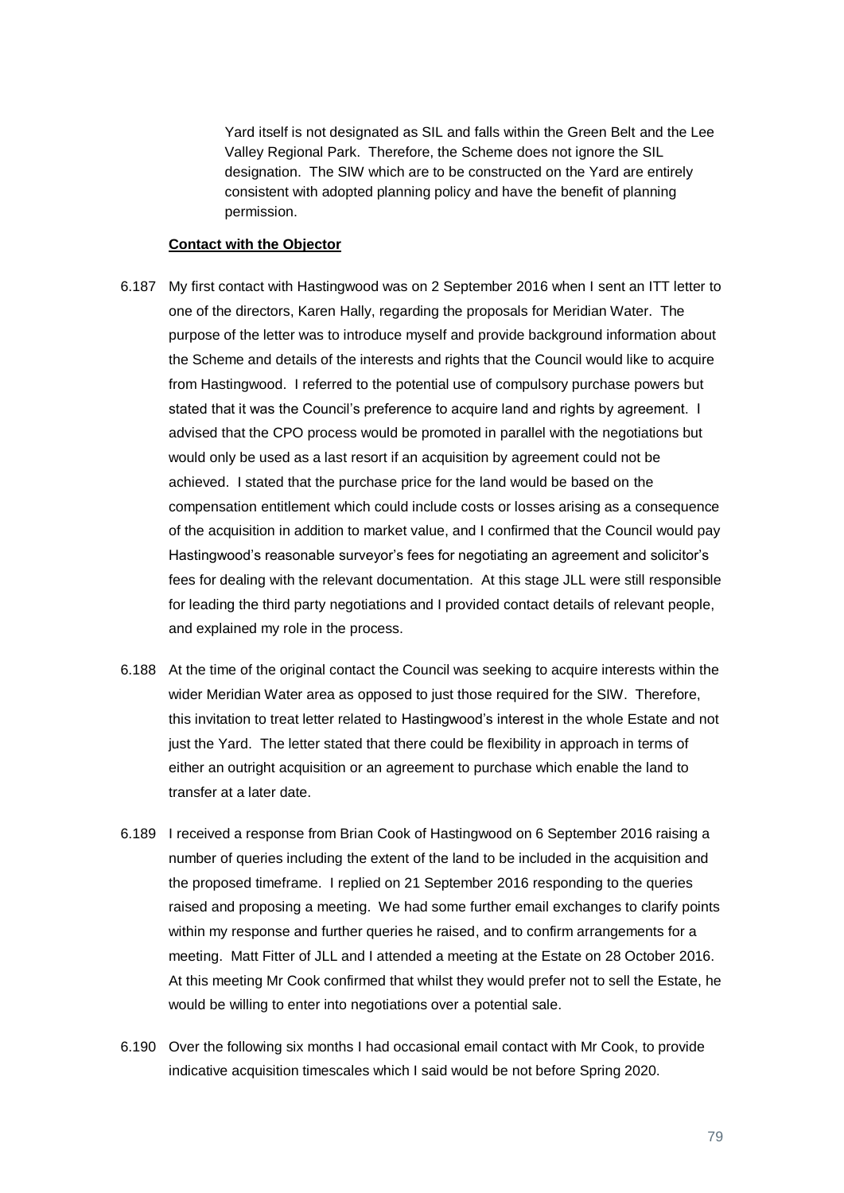Yard itself is not designated as SIL and falls within the Green Belt and the Lee Valley Regional Park. Therefore, the Scheme does not ignore the SIL designation. The SIW which are to be constructed on the Yard are entirely consistent with adopted planning policy and have the benefit of planning permission.

**Contact with the Objector**

6.187 My first contact with Hastingwood was on 2 September 2016 when I sent an ITT letter to one of the directors, Karen Hally, regarding the proposals for Meridian Water. The purpose of the letter was to introduce myself and provide background information about the Scheme and details of the interests and rights that the Council would like to acquire from Hastingwood. I referred to the potential use of compulsory purchase powers but stated that it was the Council's preference to acquire land and rights by agreement. I advised that the CPO process would be promoted in parallel with the negotiations but would only be used as a last resort if an acquisition by agreement could not be achieved. I stated that the purchase price for the land would be based on the compensation entitlement which could include costs or losses arising as a consequence of the acquisition in addition to market value, and I confirmed that the Council would pay Hastingwood's reasonable surveyor's fees for negotiating an agreement and solicitor's fees for dealing with the relevant documentation. At this stage JLL were still responsible for leading the third party negotiations and I provided contact details of relevant people, and explained my role in the process.

6.188 At the time of the original contact the Council was seeking to acquire interests within the wider Meridian Water area as opposed to just those required for the SIW. Therefore, this invitation to treat letter related to Hastingwood's interest in the whole Estate and not just the Yard. The letter stated that there could be flexibility in approach in terms of either an outright acquisition or an agreement to purchase which enable the land to transfer at a later date.

6.189 I received a response from Brian Cook of Hastingwood on 6 September 2016 raising a number of queries including the extent of the land to be included in the acquisition and the proposed timeframe. I replied on 21 September 2016 responding to the queries raised and proposing a meeting. We had some further email exchanges to clarify points within my response and further queries he raised, and to confirm arrangements for a meeting. Matt Fitter of JLL and I attended a meeting at the Estate on 28 October 2016. At this meeting Mr Cook confirmed that whilst they would prefer not to sell the Estate, he would be willing to enter into negotiations over a potential sale.

6.190 Over the following six months I had occasional email contact with Mr Cook, to provide indicative acquisition timescales which I said would be not before Spring 2020.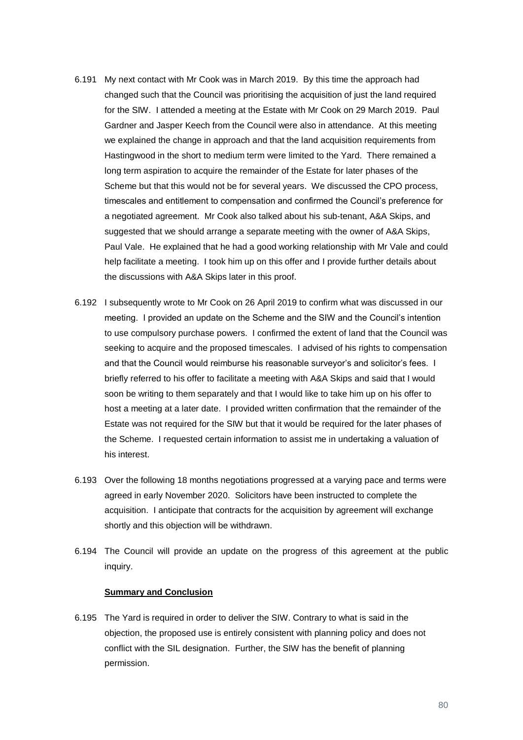6.191 My next contact with Mr Cook was in March 2019. By this time the approach had changed such that the Council was prioritising the acquisition of just the land required for the SIW. I attended a meeting at the Estate with Mr Cook on 29 March 2019. Paul Gardner and Jasper Keech from the Council were also in attendance. At this meeting we explained the change in approach and that the land acquisition requirements from Hastingwood in the short to medium term were limited to the Yard. There remained a long term aspiration to acquire the remainder of the Estate for later phases of the Scheme but that this would not be for several years. We discussed the CPO process, timescales and entitlement to compensation and confirmed the Council's preference for a negotiated agreement. Mr Cook also talked about his sub-tenant, A&A Skips, and suggested that we should arrange a separate meeting with the owner of A&A Skips, Paul Vale. He explained that he had a good working relationship with Mr Vale and could help facilitate a meeting. I took him up on this offer and I provide further details about the discussions with A&A Skips later in this proof.

6.192 I subsequently wrote to Mr Cook on 26 April 2019 to confirm what was discussed in our meeting. I provided an update on the Scheme and the SIW and the Council's intention to use compulsory purchase powers. I confirmed the extent of land that the Council was seeking to acquire and the proposed timescales. I advised of his rights to compensation and that the Council would reimburse his reasonable surveyor's and solicitor's fees. I briefly referred to his offer to facilitate a meeting with A&A Skips and said that I would soon be writing to them separately and that I would like to take him up on his offer to host a meeting at a later date. I provided written confirmation that the remainder of the Estate was not required for the SIW but that it would be required for the later phases of the Scheme. I requested certain information to assist me in undertaking a valuation of his interest.

6.193 Over the following 18 months negotiations progressed at a varying pace and terms were agreed in early November 2020. Solicitors have been instructed to complete the acquisition. I anticipate that contracts for the acquisition by agreement will exchange shortly and this objection will be withdrawn.

6.194 The Council will provide an update on the progress of this agreement at the public inquiry.

**Summary and Conclusion**

6.195 The Yard is required in order to deliver the SIW. Contrary to what is said in the objection, the proposed use is entirely consistent with planning policy and does not conflict with the SIL designation. Further, the SIW has the benefit of planning permission.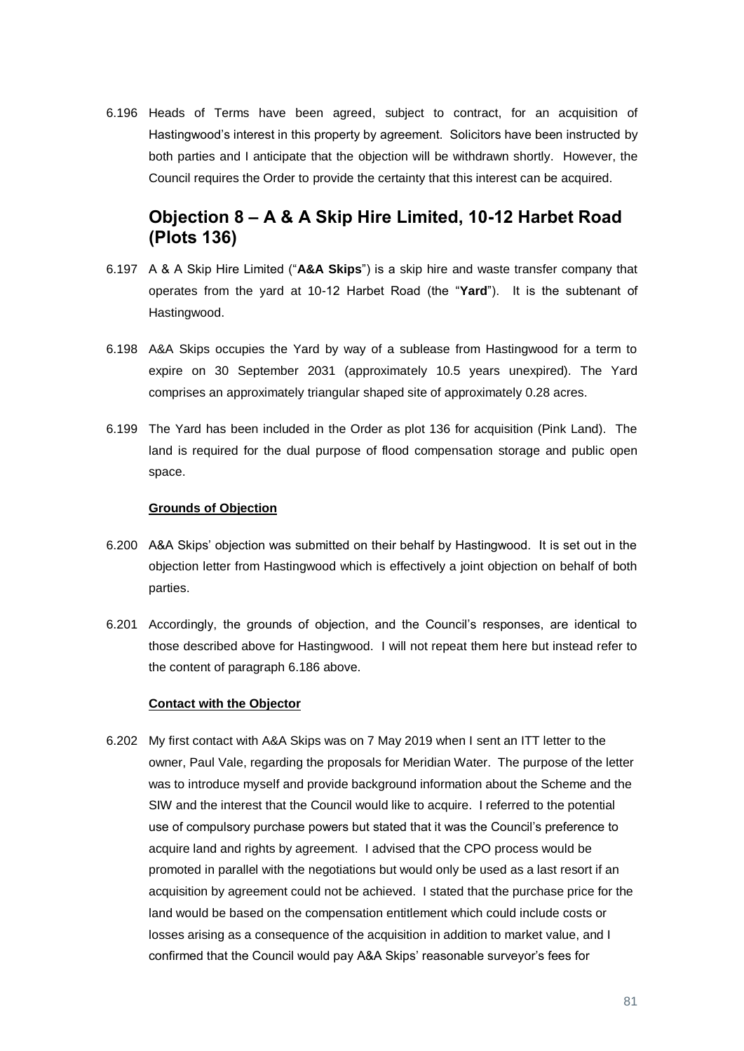6.196 Heads of Terms have been agreed, subject to contract, for an acquisition of Hastingwood's interest in this property by agreement. Solicitors have been instructed by both parties and I anticipate that the objection will be withdrawn shortly. However, the Council requires the Order to provide the certainty that this interest can be acquired.

## Objection 8 – A & A Skip Hire Limited, 10-12 Harbet Road (Plots 136)

6.197 A & A Skip Hire Limited ("**A&A Skips**") is a skip hire and waste transfer company that operates from the yard at 10-12 Harbet Road (the "**Yard**"). It is the subtenant of Hastingwood.

6.198 A&A Skips occupies the Yard by way of a sublease from Hastingwood for a term to expire on 30 September 2031 (approximately 10.5 years unexpired). The Yard comprises an approximately triangular shaped site of approximately 0.28 acres.

6.199 The Yard has been included in the Order as plot 136 for acquisition (Pink Land). The land is required for the dual purpose of flood compensation storage and public open space.

**Grounds of Objection**

6.200 A&A Skips' objection was submitted on their behalf by Hastingwood. It is set out in the objection letter from Hastingwood which is effectively a joint objection on behalf of both parties.

6.201 Accordingly, the grounds of objection, and the Council's responses, are identical to those described above for Hastingwood. I will not repeat them here but instead refer to the content of paragraph 6.186 above.

**Contact with the Objector**

6.202 My first contact with A&A Skips was on 7 May 2019 when I sent an ITT letter to the owner, Paul Vale, regarding the proposals for Meridian Water. The purpose of the letter was to introduce myself and provide background information about the Scheme and the SIW and the interest that the Council would like to acquire. I referred to the potential use of compulsory purchase powers but stated that it was the Council's preference to acquire land and rights by agreement. I advised that the CPO process would be promoted in parallel with the negotiations but would only be used as a last resort if an acquisition by agreement could not be achieved. I stated that the purchase price for the land would be based on the compensation entitlement which could include costs or losses arising as a consequence of the acquisition in addition to market value, and I confirmed that the Council would pay A&A Skips' reasonable surveyor's fees for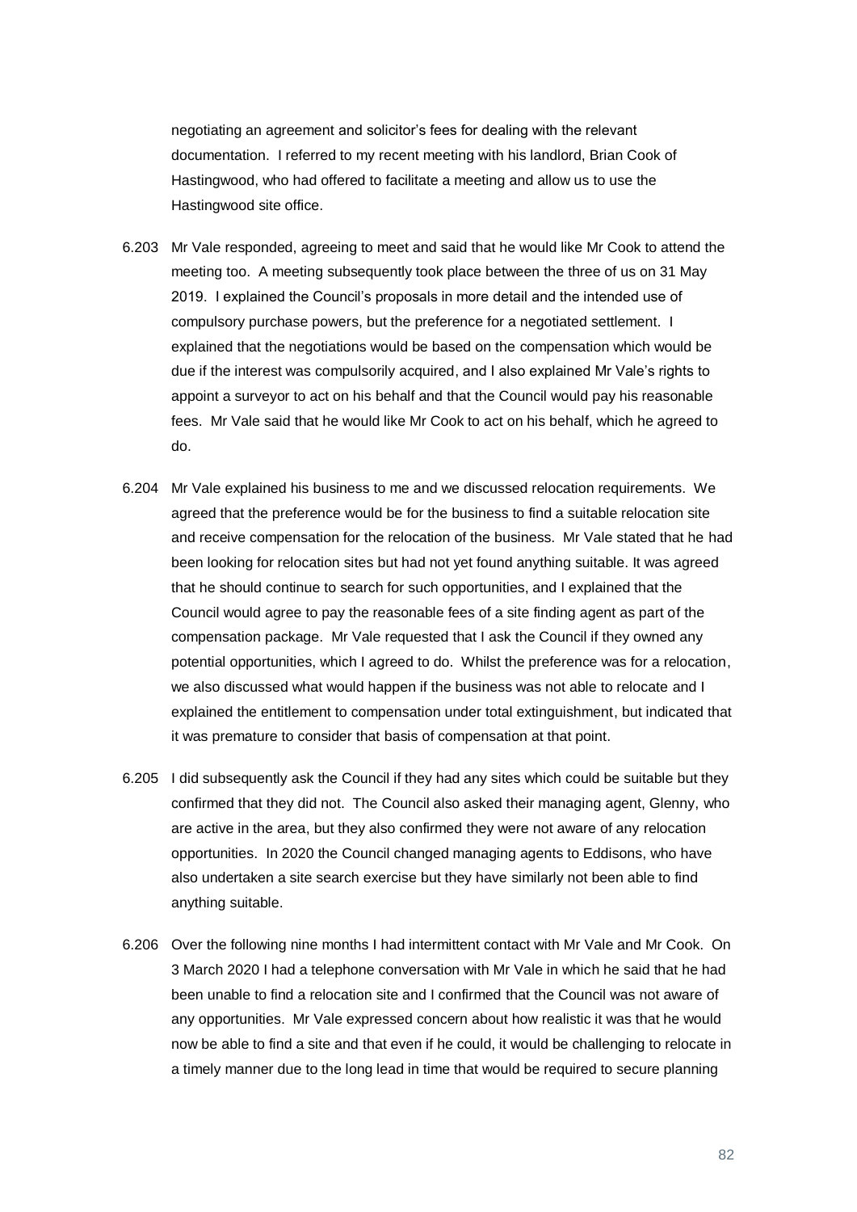negotiating an agreement and solicitor's fees for dealing with the relevant documentation. I referred to my recent meeting with his landlord, Brian Cook of Hastingwood, who had offered to facilitate a meeting and allow us to use the Hastingwood site office.

6.203 Mr Vale responded, agreeing to meet and said that he would like Mr Cook to attend the meeting too. A meeting subsequently took place between the three of us on 31 May 2019. I explained the Council's proposals in more detail and the intended use of compulsory purchase powers, but the preference for a negotiated settlement. I explained that the negotiations would be based on the compensation which would be due if the interest was compulsorily acquired, and I also explained Mr Vale's rights to appoint a surveyor to act on his behalf and that the Council would pay his reasonable fees. Mr Vale said that he would like Mr Cook to act on his behalf, which he agreed to do.

6.204 Mr Vale explained his business to me and we discussed relocation requirements. We agreed that the preference would be for the business to find a suitable relocation site and receive compensation for the relocation of the business. Mr Vale stated that he had been looking for relocation sites but had not yet found anything suitable. It was agreed that he should continue to search for such opportunities, and I explained that the Council would agree to pay the reasonable fees of a site finding agent as part of the compensation package. Mr Vale requested that I ask the Council if they owned any potential opportunities, which I agreed to do. Whilst the preference was for a relocation, we also discussed what would happen if the business was not able to relocate and I explained the entitlement to compensation under total extinguishment, but indicated that it was premature to consider that basis of compensation at that point.

6.205 I did subsequently ask the Council if they had any sites which could be suitable but they confirmed that they did not. The Council also asked their managing agent, Glenny, who are active in the area, but they also confirmed they were not aware of any relocation opportunities. In 2020 the Council changed managing agents to Eddisons, who have also undertaken a site search exercise but they have similarly not been able to find anything suitable.

6.206 Over the following nine months I had intermittent contact with Mr Vale and Mr Cook. On 3 March 2020 I had a telephone conversation with Mr Vale in which he said that he had been unable to find a relocation site and I confirmed that the Council was not aware of any opportunities. Mr Vale expressed concern about how realistic it was that he would now be able to find a site and that even if he could, it would be challenging to relocate in a timely manner due to the long lead in time that would be required to secure planning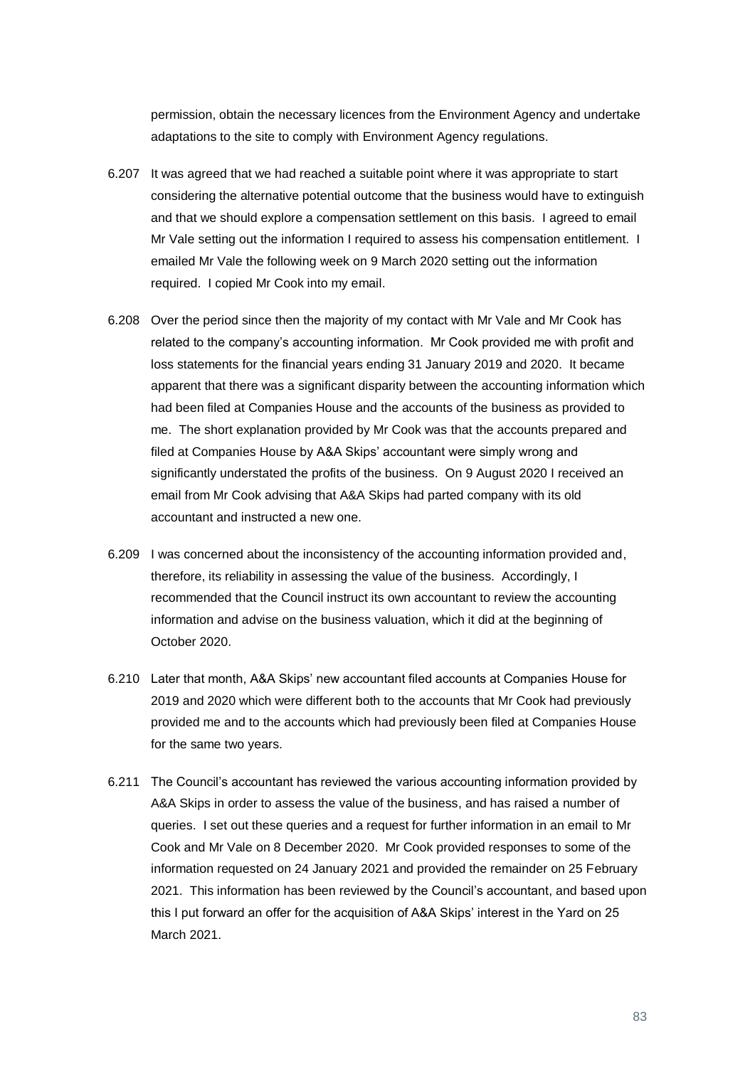permission, obtain the necessary licences from the Environment Agency and undertake adaptations to the site to comply with Environment Agency regulations.

6.207 It was agreed that we had reached a suitable point where it was appropriate to start considering the alternative potential outcome that the business would have to extinguish and that we should explore a compensation settlement on this basis. I agreed to email Mr Vale setting out the information I required to assess his compensation entitlement. I emailed Mr Vale the following week on 9 March 2020 setting out the information required. I copied Mr Cook into my email.

6.208 Over the period since then the majority of my contact with Mr Vale and Mr Cook has related to the company's accounting information. Mr Cook provided me with profit and loss statements for the financial years ending 31 January 2019 and 2020. It became apparent that there was a significant disparity between the accounting information which had been filed at Companies House and the accounts of the business as provided to me. The short explanation provided by Mr Cook was that the accounts prepared and filed at Companies House by A&A Skips' accountant were simply wrong and significantly understated the profits of the business. On 9 August 2020 I received an email from Mr Cook advising that A&A Skips had parted company with its old accountant and instructed a new one.

6.209 I was concerned about the inconsistency of the accounting information provided and, therefore, its reliability in assessing the value of the business. Accordingly, I recommended that the Council instruct its own accountant to review the accounting information and advise on the business valuation, which it did at the beginning of October 2020.

6.210 Later that month, A&A Skips' new accountant filed accounts at Companies House for 2019 and 2020 which were different both to the accounts that Mr Cook had previously provided me and to the accounts which had previously been filed at Companies House for the same two years.

6.211 The Council's accountant has reviewed the various accounting information provided by A&A Skips in order to assess the value of the business, and has raised a number of queries. I set out these queries and a request for further information in an email to Mr Cook and Mr Vale on 8 December 2020. Mr Cook provided responses to some of the information requested on 24 January 2021 and provided the remainder on 25 February 2021. This information has been reviewed by the Council's accountant, and based upon this I put forward an offer for the acquisition of A&A Skips' interest in the Yard on 25 March 2021.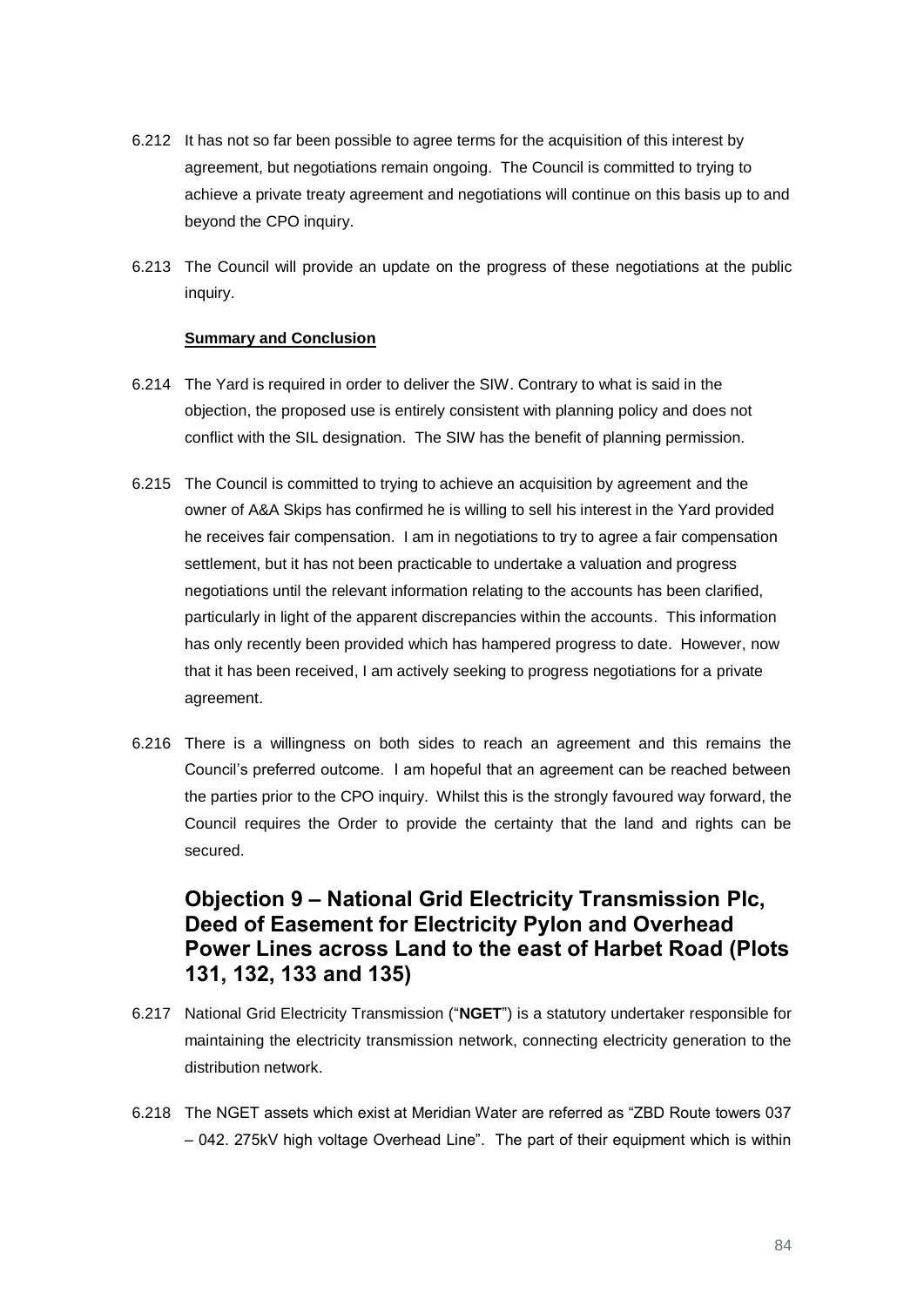6.212 It has not so far been possible to agree terms for the acquisition of this interest by agreement, but negotiations remain ongoing. The Council is committed to trying to achieve a private treaty agreement and negotiations will continue on this basis up to and beyond the CPO inquiry.

6.213 The Council will provide an update on the progress of these negotiations at the public inquiry.

**Summary and Conclusion**

6.214 The Yard is required in order to deliver the SIW. Contrary to what is said in the objection, the proposed use is entirely consistent with planning policy and does not conflict with the SIL designation. The SIW has the benefit of planning permission.

6.215 The Council is committed to trying to achieve an acquisition by agreement and the owner of A&A Skips has confirmed he is willing to sell his interest in the Yard provided he receives fair compensation. I am in negotiations to try to agree a fair compensation settlement, but it has not been practicable to undertake a valuation and progress negotiations until the relevant information relating to the accounts has been clarified, particularly in light of the apparent discrepancies within the accounts. This information has only recently been provided which has hampered progress to date. However, now that it has been received, I am actively seeking to progress negotiations for a private agreement.

6.216 There is a willingness on both sides to reach an agreement and this remains the Council's preferred outcome. I am hopeful that an agreement can be reached between the parties prior to the CPO inquiry. Whilst this is the strongly favoured way forward, the Council requires the Order to provide the certainty that the land and rights can be secured.

## Objection 9 – National Grid Electricity Transmission Plc, Deed of Easement for Electricity Pylon and Overhead Power Lines across Land to the east of Harbet Road (Plots 131, 132, 133 and 135)

6.217 National Grid Electricity Transmission ("**NGET**") is a statutory undertaker responsible for maintaining the electricity transmission network, connecting electricity generation to the distribution network.

6.218 The NGET assets which exist at Meridian Water are referred as "ZBD Route towers 037 – 042. 275kV high voltage Overhead Line". The part of their equipment which is within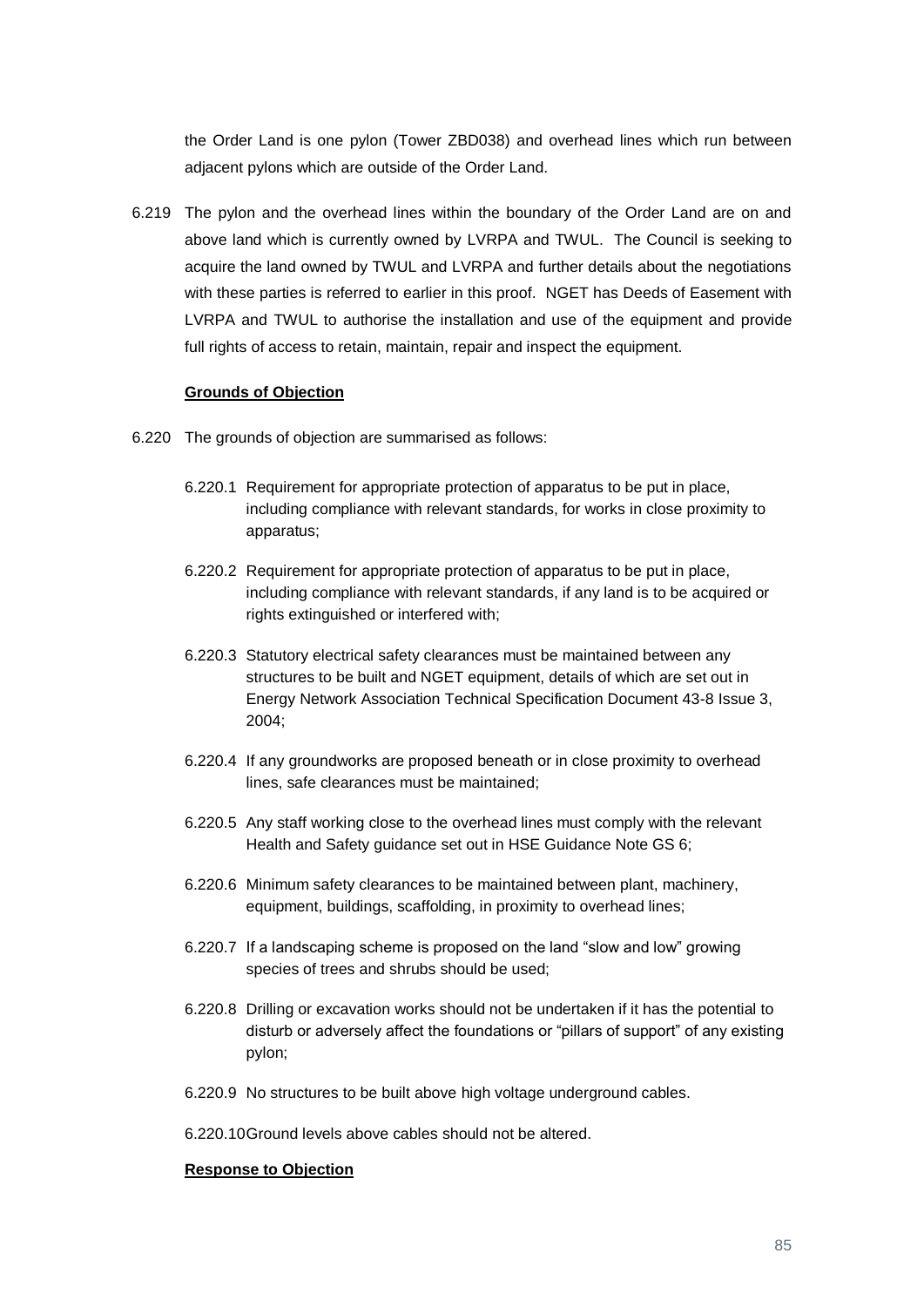the Order Land is one pylon (Tower ZBD038) and overhead lines which run between adjacent pylons which are outside of the Order Land.

6.219 The pylon and the overhead lines within the boundary of the Order Land are on and above land which is currently owned by LVRPA and TWUL. The Council is seeking to acquire the land owned by TWUL and LVRPA and further details about the negotiations with these parties is referred to earlier in this proof. NGET has Deeds of Easement with LVRPA and TWUL to authorise the installation and use of the equipment and provide full rights of access to retain, maintain, repair and inspect the equipment.

**Grounds of Objection**

6.220 The grounds of objection are summarised as follows:

6.220.1 Requirement for appropriate protection of apparatus to be put in place, including compliance with relevant standards, for works in close proximity to apparatus;

6.220.2 Requirement for appropriate protection of apparatus to be put in place, including compliance with relevant standards, if any land is to be acquired or rights extinguished or interfered with;

6.220.3 Statutory electrical safety clearances must be maintained between any structures to be built and NGET equipment, details of which are set out in Energy Network Association Technical Specification Document 43-8 Issue 3, 2004;

6.220.4 If any groundworks are proposed beneath or in close proximity to overhead lines, safe clearances must be maintained;

6.220.5 Any staff working close to the overhead lines must comply with the relevant Health and Safety guidance set out in HSE Guidance Note GS 6;

6.220.6 Minimum safety clearances to be maintained between plant, machinery, equipment, buildings, scaffolding, in proximity to overhead lines;

6.220.7 If a landscaping scheme is proposed on the land "slow and low" growing species of trees and shrubs should be used;

6.220.8 Drilling or excavation works should not be undertaken if it has the potential to disturb or adversely affect the foundations or "pillars of support" of any existing pylon;

6.220.9 No structures to be built above high voltage underground cables.

6.220.10 Ground levels above cables should not be altered.

**Response to Objection**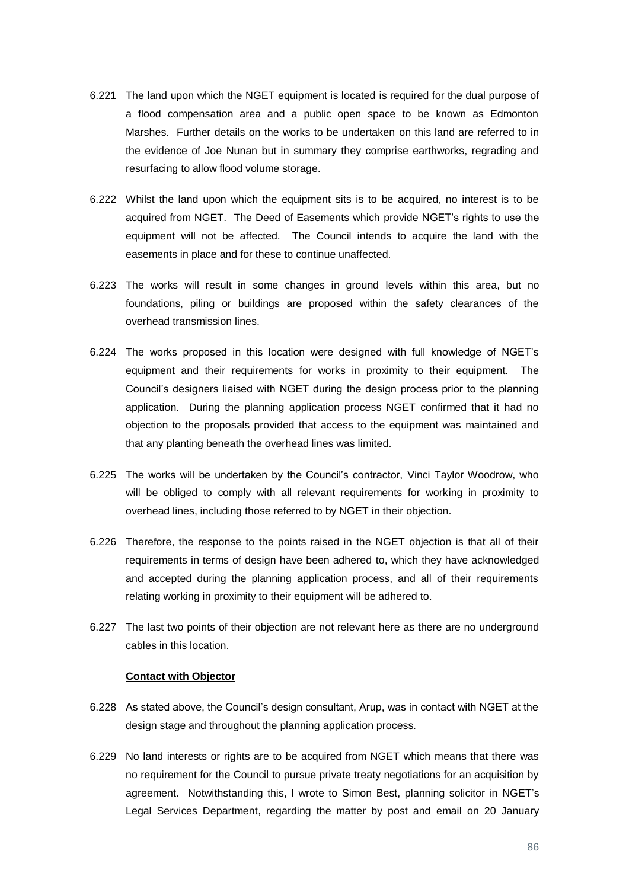6.221 The land upon which the NGET equipment is located is required for the dual purpose of a flood compensation area and a public open space to be known as Edmonton Marshes. Further details on the works to be undertaken on this land are referred to in the evidence of Joe Nunan but in summary they comprise earthworks, regrading and resurfacing to allow flood volume storage.

6.222 Whilst the land upon which the equipment sits is to be acquired, no interest is to be acquired from NGET. The Deed of Easements which provide NGET's rights to use the equipment will not be affected. The Council intends to acquire the land with the easements in place and for these to continue unaffected.

6.223 The works will result in some changes in ground levels within this area, but no foundations, piling or buildings are proposed within the safety clearances of the overhead transmission lines.

6.224 The works proposed in this location were designed with full knowledge of NGET's equipment and their requirements for works in proximity to their equipment. The Council's designers liaised with NGET during the design process prior to the planning application. During the planning application process NGET confirmed that it had no objection to the proposals provided that access to the equipment was maintained and that any planting beneath the overhead lines was limited.

6.225 The works will be undertaken by the Council's contractor, Vinci Taylor Woodrow, who will be obliged to comply with all relevant requirements for working in proximity to overhead lines, including those referred to by NGET in their objection.

6.226 Therefore, the response to the points raised in the NGET objection is that all of their requirements in terms of design have been adhered to, which they have acknowledged and accepted during the planning application process, and all of their requirements relating working in proximity to their equipment will be adhered to.

6.227 The last two points of their objection are not relevant here as there are no underground cables in this location.

**Contact with Objector**

6.228 As stated above, the Council's design consultant, Arup, was in contact with NGET at the design stage and throughout the planning application process.

6.229 No land interests or rights are to be acquired from NGET which means that there was no requirement for the Council to pursue private treaty negotiations for an acquisition by agreement. Notwithstanding this, I wrote to Simon Best, planning solicitor in NGET's Legal Services Department, regarding the matter by post and email on 20 January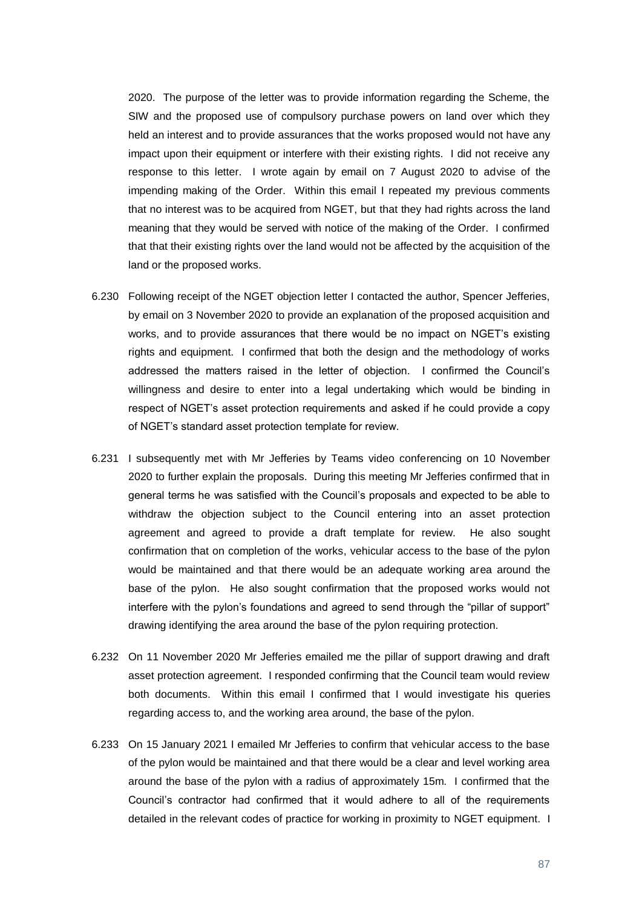2020. The purpose of the letter was to provide information regarding the Scheme, the SIW and the proposed use of compulsory purchase powers on land over which they held an interest and to provide assurances that the works proposed would not have any impact upon their equipment or interfere with their existing rights. I did not receive any response to this letter. I wrote again by email on 7 August 2020 to advise of the impending making of the Order. Within this email I repeated my previous comments that no interest was to be acquired from NGET, but that they had rights across the land meaning that they would be served with notice of the making of the Order. I confirmed that that their existing rights over the land would not be affected by the acquisition of the land or the proposed works.

6.230 Following receipt of the NGET objection letter I contacted the author, Spencer Jefferies, by email on 3 November 2020 to provide an explanation of the proposed acquisition and works, and to provide assurances that there would be no impact on NGET's existing rights and equipment. I confirmed that both the design and the methodology of works addressed the matters raised in the letter of objection. I confirmed the Council's willingness and desire to enter into a legal undertaking which would be binding in respect of NGET's asset protection requirements and asked if he could provide a copy of NGET's standard asset protection template for review.

6.231 I subsequently met with Mr Jefferies by Teams video conferencing on 10 November 2020 to further explain the proposals. During this meeting Mr Jefferies confirmed that in general terms he was satisfied with the Council's proposals and expected to be able to withdraw the objection subject to the Council entering into an asset protection agreement and agreed to provide a draft template for review. He also sought confirmation that on completion of the works, vehicular access to the base of the pylon would be maintained and that there would be an adequate working area around the base of the pylon. He also sought confirmation that the proposed works would not interfere with the pylon's foundations and agreed to send through the "pillar of support" drawing identifying the area around the base of the pylon requiring protection.

6.232 On 11 November 2020 Mr Jefferies emailed me the pillar of support drawing and draft asset protection agreement. I responded confirming that the Council team would review both documents. Within this email I confirmed that I would investigate his queries regarding access to, and the working area around, the base of the pylon.

6.233 On 15 January 2021 I emailed Mr Jefferies to confirm that vehicular access to the base of the pylon would be maintained and that there would be a clear and level working area around the base of the pylon with a radius of approximately 15m. I confirmed that the Council's contractor had confirmed that it would adhere to all of the requirements detailed in the relevant codes of practice for working in proximity to NGET equipment. I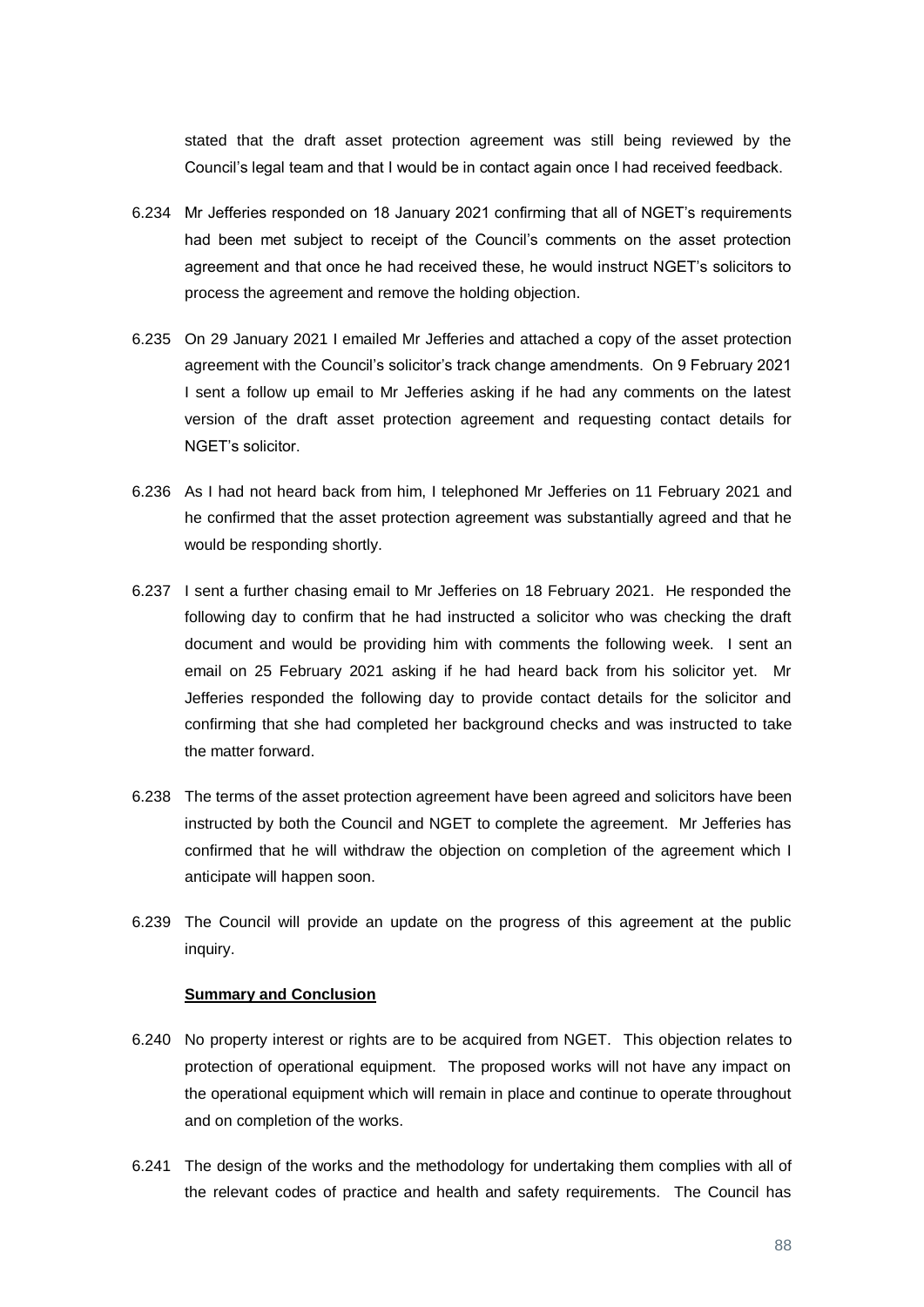stated that the draft asset protection agreement was still being reviewed by the Council's legal team and that I would be in contact again once I had received feedback.

6.234 Mr Jefferies responded on 18 January 2021 confirming that all of NGET's requirements had been met subject to receipt of the Council's comments on the asset protection agreement and that once he had received these, he would instruct NGET's solicitors to process the agreement and remove the holding objection.

6.235 On 29 January 2021 I emailed Mr Jefferies and attached a copy of the asset protection agreement with the Council's solicitor's track change amendments. On 9 February 2021 I sent a follow up email to Mr Jefferies asking if he had any comments on the latest version of the draft asset protection agreement and requesting contact details for NGET's solicitor.

6.236 As I had not heard back from him, I telephoned Mr Jefferies on 11 February 2021 and he confirmed that the asset protection agreement was substantially agreed and that he would be responding shortly.

6.237 I sent a further chasing email to Mr Jefferies on 18 February 2021. He responded the following day to confirm that he had instructed a solicitor who was checking the draft document and would be providing him with comments the following week. I sent an email on 25 February 2021 asking if he had heard back from his solicitor yet. Mr Jefferies responded the following day to provide contact details for the solicitor and confirming that she had completed her background checks and was instructed to take the matter forward.

6.238 The terms of the asset protection agreement have been agreed and solicitors have been instructed by both the Council and NGET to complete the agreement. Mr Jefferies has confirmed that he will withdraw the objection on completion of the agreement which I anticipate will happen soon.

6.239 The Council will provide an update on the progress of this agreement at the public inquiry.

**Summary and Conclusion**

6.240 No property interest or rights are to be acquired from NGET. This objection relates to protection of operational equipment. The proposed works will not have any impact on the operational equipment which will remain in place and continue to operate throughout and on completion of the works.

6.241 The design of the works and the methodology for undertaking them complies with all of the relevant codes of practice and health and safety requirements. The Council has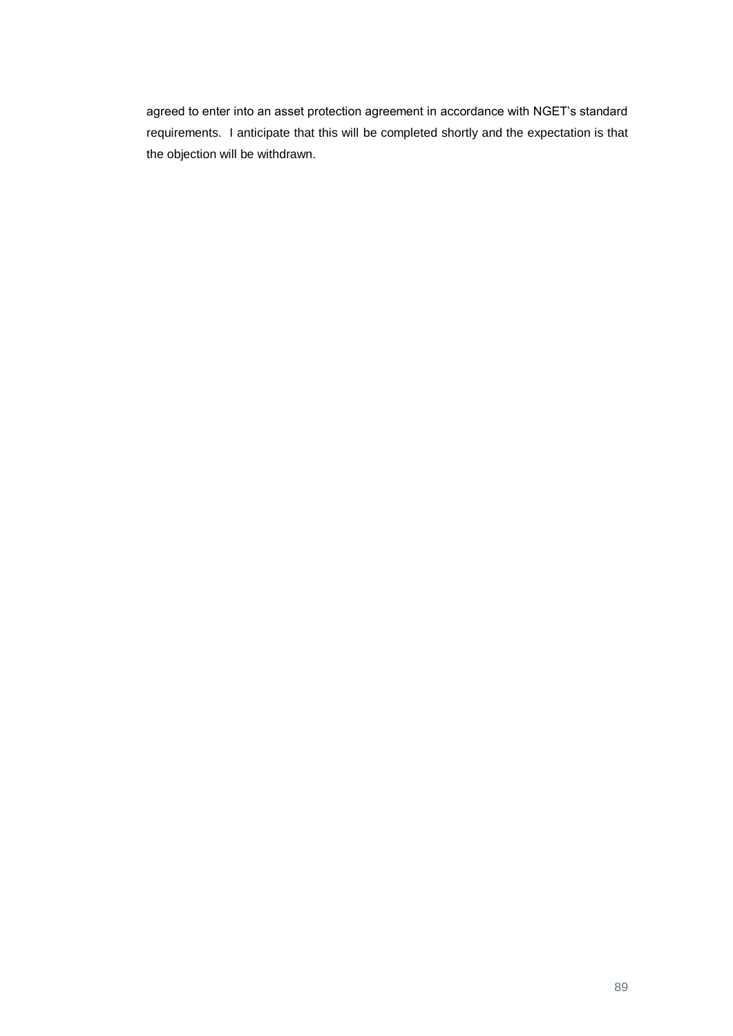agreed to enter into an asset protection agreement in accordance with NGET's standard requirements. I anticipate that this will be completed shortly and the expectation is that the objection will be withdrawn.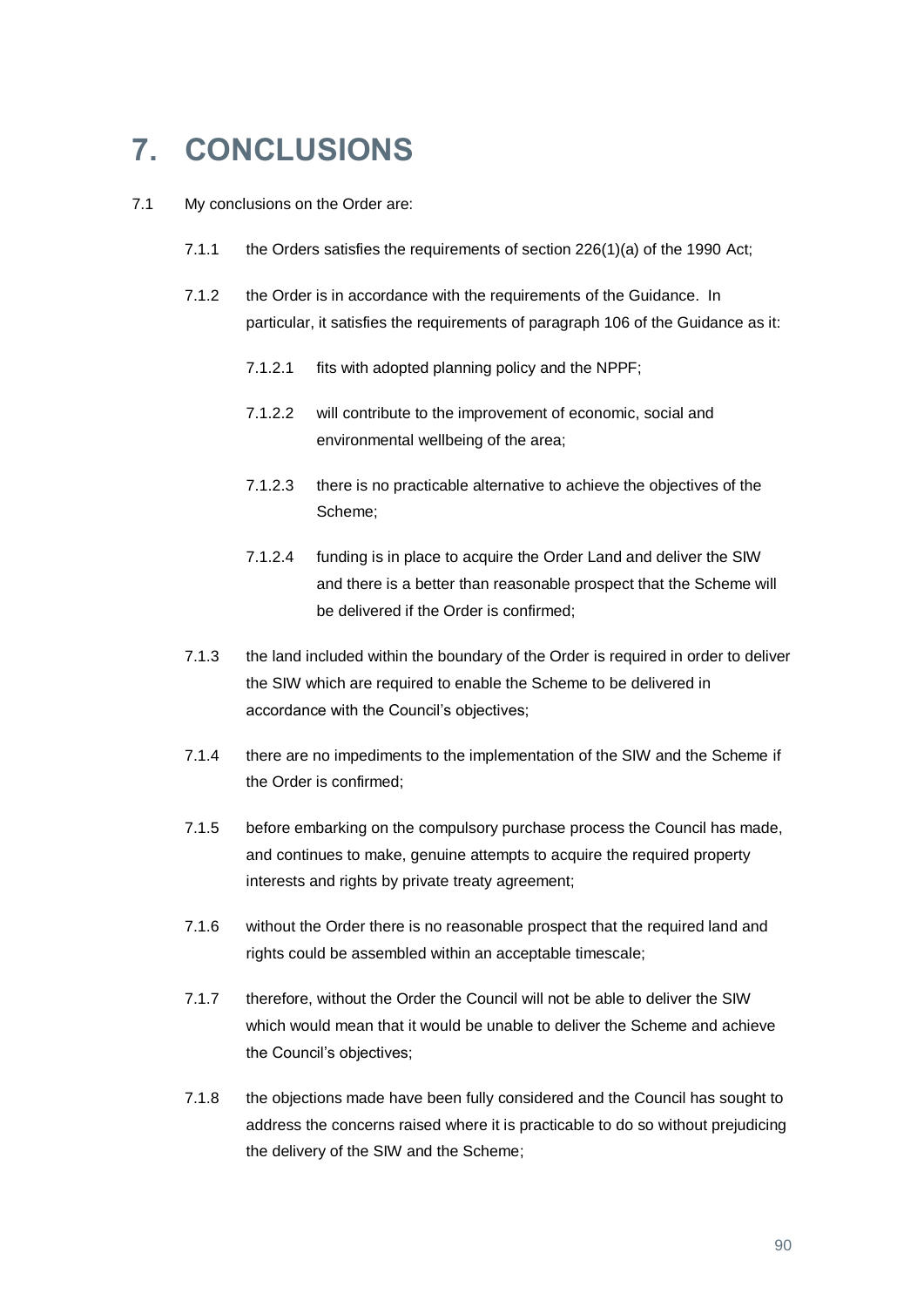# 7. CONCLUSIONS

7.1 My conclusions on the Order are:

7.1.1 the Orders satisfies the requirements of section 226(1)(a) of the 1990 Act;

7.1.2 the Order is in accordance with the requirements of the Guidance. In particular, it satisfies the requirements of paragraph 106 of the Guidance as it:

7.1.2.1 fits with adopted planning policy and the NPPF;

7.1.2.2 will contribute to the improvement of economic, social and environmental wellbeing of the area;

7.1.2.3 there is no practicable alternative to achieve the objectives of the Scheme;

7.1.2.4 funding is in place to acquire the Order Land and deliver the SIW and there is a better than reasonable prospect that the Scheme will be delivered if the Order is confirmed;

7.1.3 the land included within the boundary of the Order is required in order to deliver the SIW which are required to enable the Scheme to be delivered in accordance with the Council's objectives;

7.1.4 there are no impediments to the implementation of the SIW and the Scheme if the Order is confirmed;

7.1.5 before embarking on the compulsory purchase process the Council has made, and continues to make, genuine attempts to acquire the required property interests and rights by private treaty agreement;

7.1.6 without the Order there is no reasonable prospect that the required land and rights could be assembled within an acceptable timescale;

7.1.7 therefore, without the Order the Council will not be able to deliver the SIW which would mean that it would be unable to deliver the Scheme and achieve the Council's objectives;

7.1.8 the objections made have been fully considered and the Council has sought to address the concerns raised where it is practicable to do so without prejudicing the delivery of the SIW and the Scheme;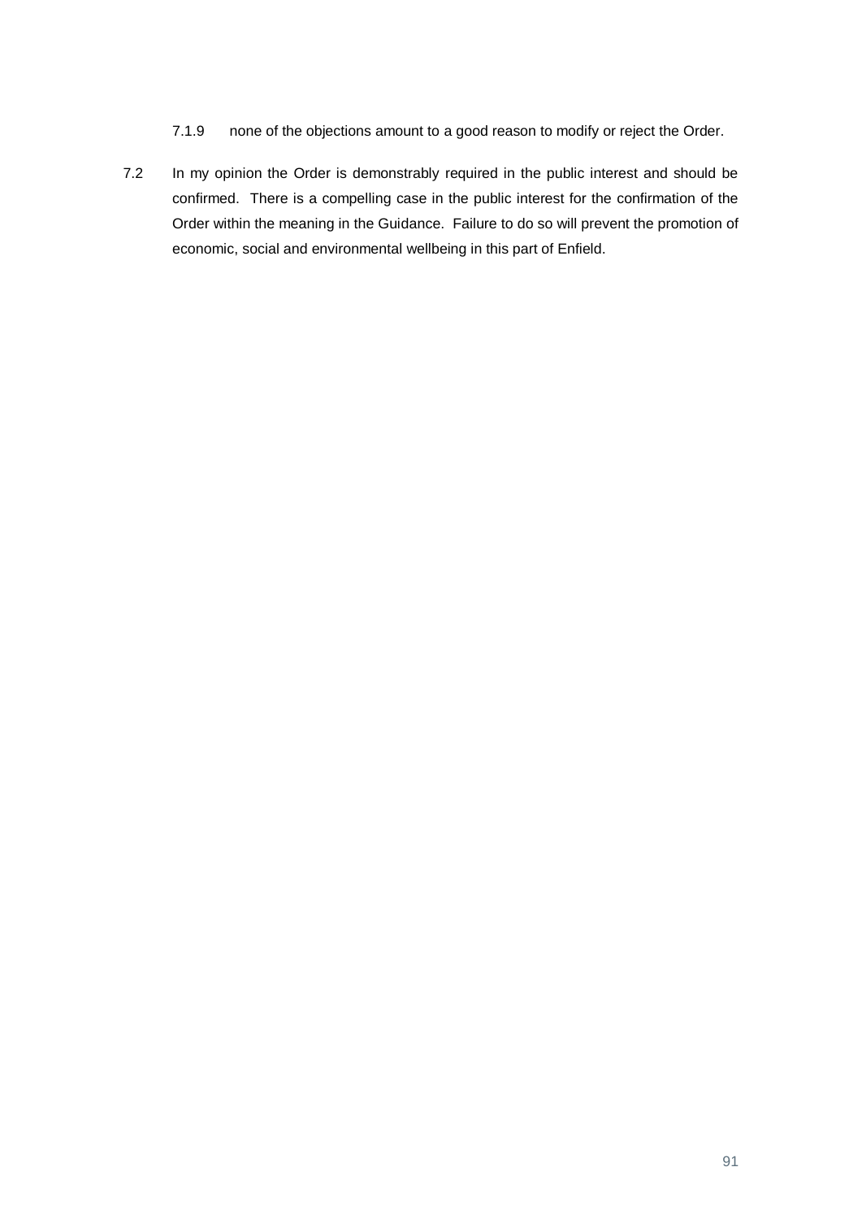7.1.9 none of the objections amount to a good reason to modify or reject the Order.

7.2 In my opinion the Order is demonstrably required in the public interest and should be confirmed. There is a compelling case in the public interest for the confirmation of the Order within the meaning in the Guidance. Failure to do so will prevent the promotion of economic, social and environmental wellbeing in this part of Enfield.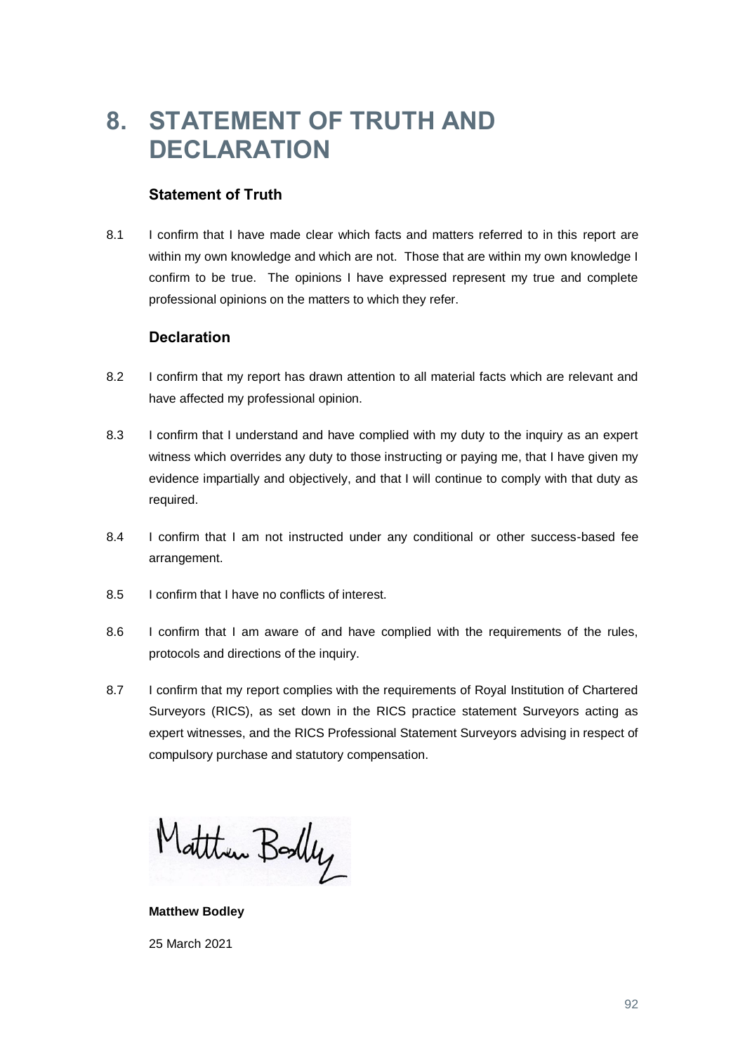# 8. STATEMENT OF TRUTH AND DECLARATION

### Statement of Truth

8.1 I confirm that I have made clear which facts and matters referred to in this report are within my own knowledge and which are not. Those that are within my own knowledge I confirm to be true. The opinions I have expressed represent my true and complete professional opinions on the matters to which they refer.

### Declaration

8.2 I confirm that my report has drawn attention to all material facts which are relevant and have affected my professional opinion.

8.3 I confirm that I understand and have complied with my duty to the inquiry as an expert witness which overrides any duty to those instructing or paying me, that I have given my evidence impartially and objectively, and that I will continue to comply with that duty as required.

8.4 I confirm that I am not instructed under any conditional or other success-based fee arrangement.

8.5 I confirm that I have no conflicts of interest.

8.6 I confirm that I am aware of and have complied with the requirements of the rules, protocols and directions of the inquiry.

8.7 I confirm that my report complies with the requirements of Royal Institution of Chartered Surveyors (RICS), as set down in the RICS practice statement Surveyors acting as expert witnesses, and the RICS Professional Statement Surveyors advising in respect of compulsory purchase and statutory compensation.

Matthew Bodley

**Matthew Bodley**

25 March 2021